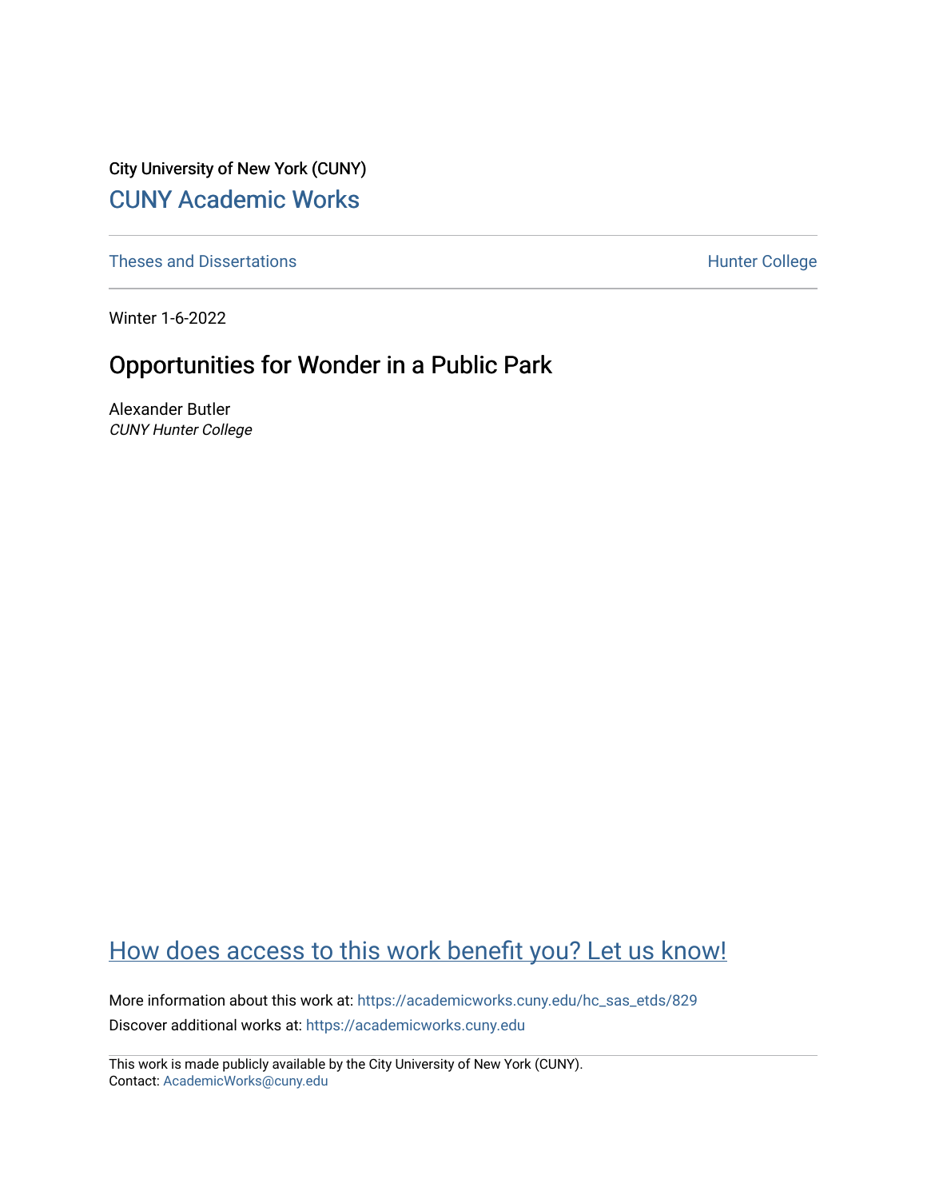City University of New York (CUNY)

CUNY Academic Works

Theses and Dissertations

Hunter College

Winter 1-6-2022

# Opportunities for Wonder in a Public Park

Alexander Butler

*CUNY Hunter College*

How does access to this work benefit you? Let us know!

More information about this work at: https://academicworks.cuny.edu/hc_sas_etds/829

Discover additional works at: https://academicworks.cuny.edu

This work is made publicly available by the City University of New York (CUNY).
Contact: AcademicWorks@cuny.edu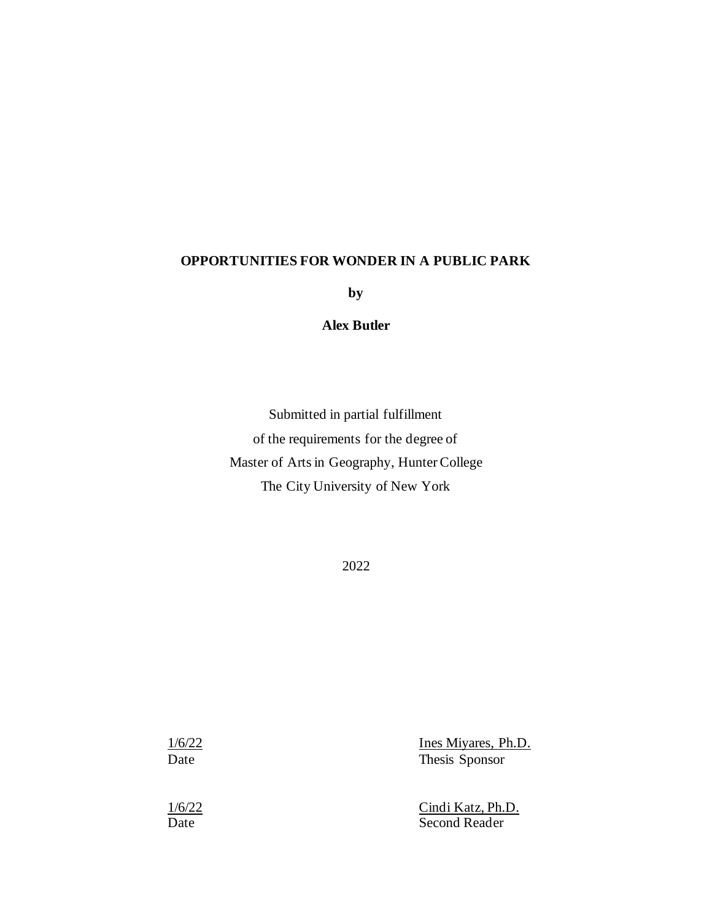**OPPORTUNITIES FOR WONDER IN A PUBLIC PARK**

**by**

**Alex Butler**

Submitted in partial fulfillment
of the requirements for the degree of
Master of Arts in Geography, Hunter College
The City University of New York

2022

| | |
|---|---|
| 1/6/22 | Ines Miyares, Ph.D. |
| Date | Thesis Sponsor |
| | |
| 1/6/22 | Cindi Katz, Ph.D. |
| Date | Second Reader |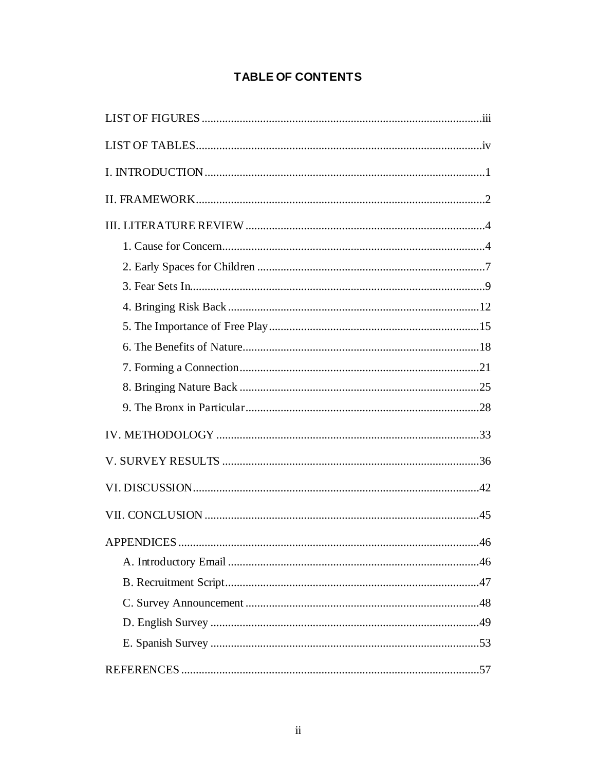# TABLE OF CONTENTS

LIST OF FIGURES .......... iii

LIST OF TABLES .......... iv

I. INTRODUCTION .......... 1

II. FRAMEWORK .......... 2

III. LITERATURE REVIEW .......... 4

- 1. Cause for Concern .......... 4
- 2. Early Spaces for Children .......... 7
- 3. Fear Sets In .......... 9
- 4. Bringing Risk Back .......... 12
- 5. The Importance of Free Play .......... 15
- 6. The Benefits of Nature .......... 18
- 7. Forming a Connection .......... 21
- 8. Bringing Nature Back .......... 25
- 9. The Bronx in Particular .......... 28

IV. METHODOLOGY .......... 33

V. SURVEY RESULTS .......... 36

VI. DISCUSSION .......... 42

VII. CONCLUSION .......... 45

APPENDICES .......... 46

- A. Introductory Email .......... 46
- B. Recruitment Script .......... 47
- C. Survey Announcement .......... 48
- D. English Survey .......... 49
- E. Spanish Survey .......... 53

REFERENCES .......... 57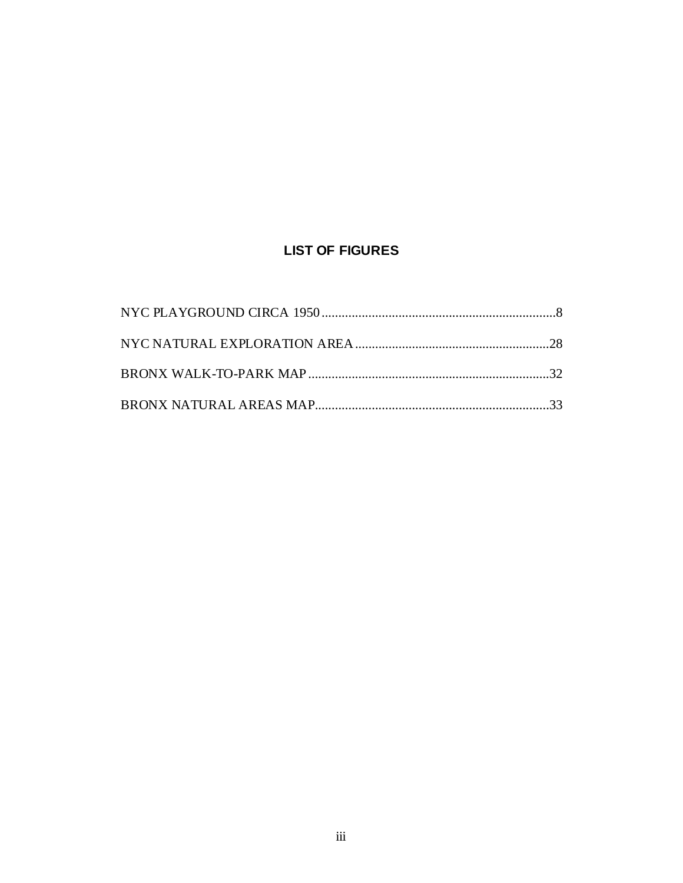## LIST OF FIGURES

NYC PLAYGROUND CIRCA 1950 ........................................................................8

NYC NATURAL EXPLORATION AREA ..........................................................28

BRONX WALK-TO-PARK MAP .......................................................................32

BRONX NATURAL AREAS MAP.....................................................................33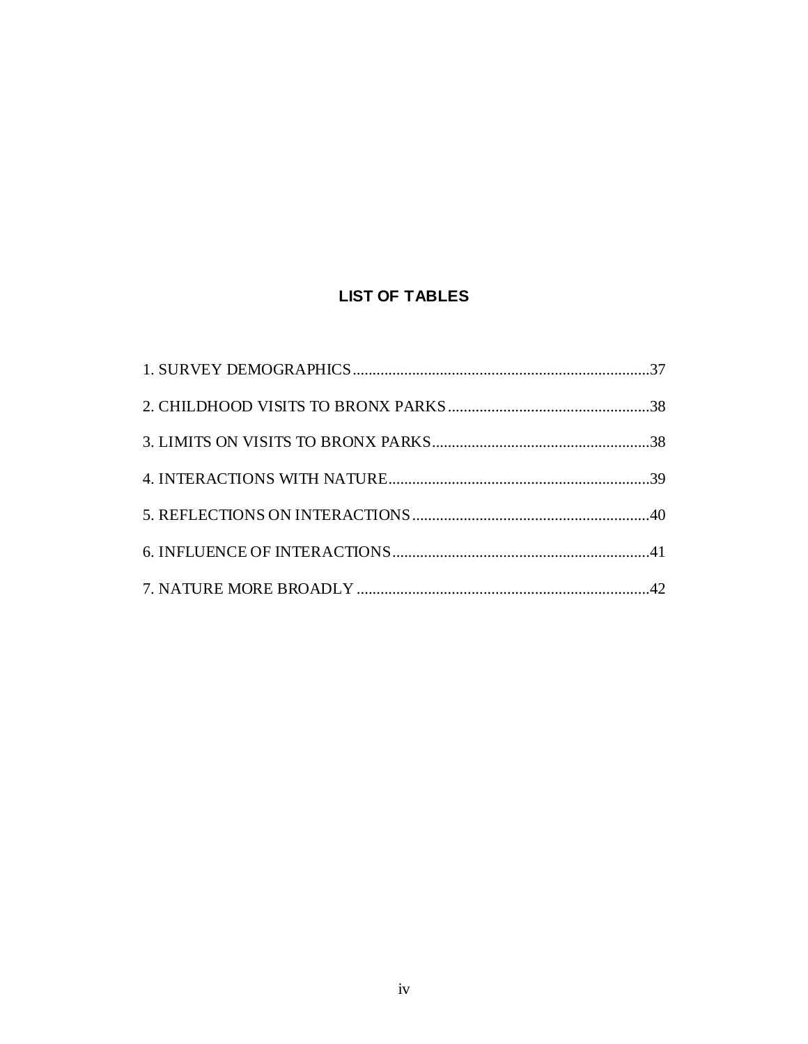# LIST OF TABLES

1. SURVEY DEMOGRAPHICS....................................................................37
2. CHILDHOOD VISITS TO BRONX PARKS....................................................38
3. LIMITS ON VISITS TO BRONX PARKS........................................................38
4. INTERACTIONS WITH NATURE..................................................................39
5. REFLECTIONS ON INTERACTIONS............................................................40
6. INFLUENCE OF INTERACTIONS.................................................................41
7. NATURE MORE BROADLY ..........................................................................42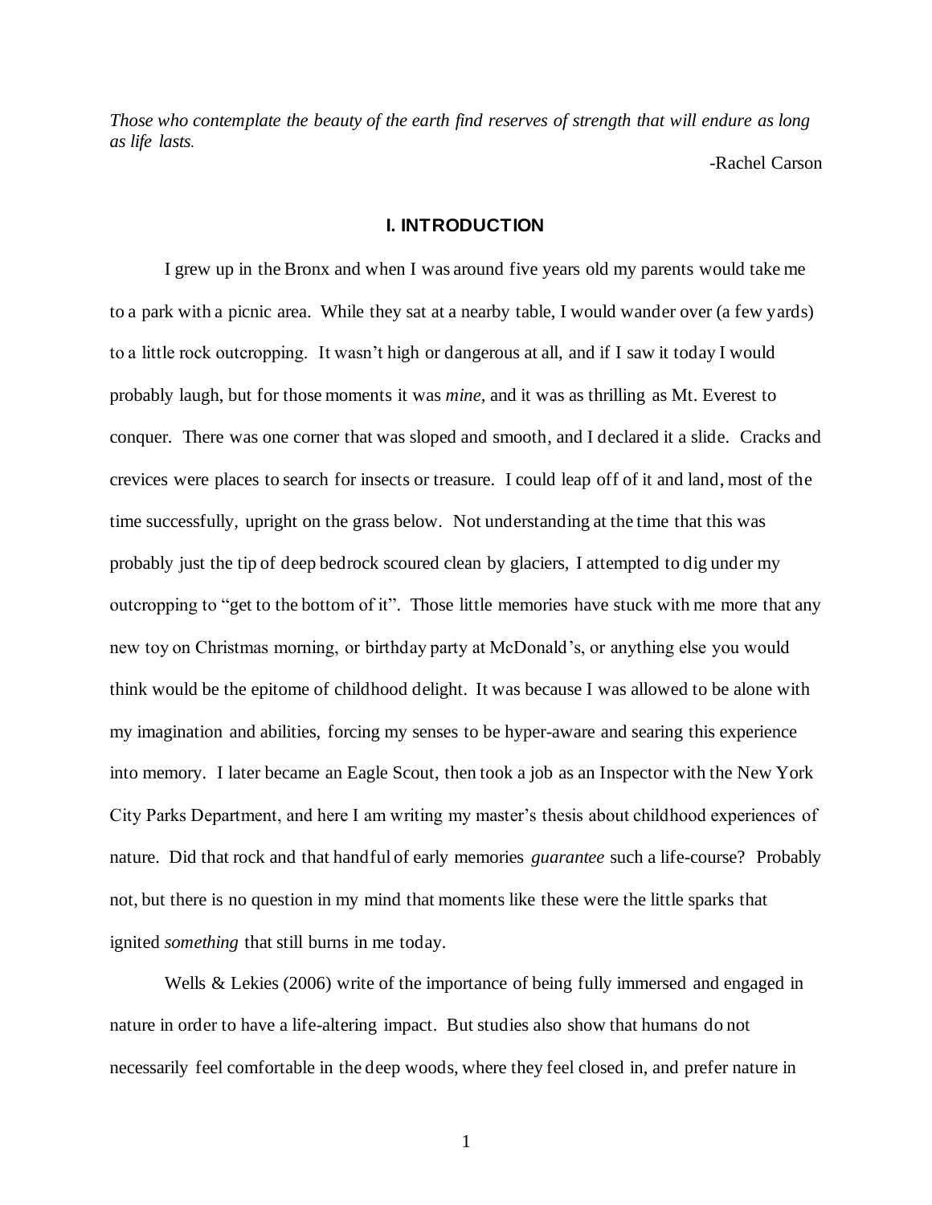*Those who contemplate the beauty of the earth find reserves of strength that will endure as long as life lasts.*

-Rachel Carson

## I. INTRODUCTION

I grew up in the Bronx and when I was around five years old my parents would take me to a park with a picnic area. While they sat at a nearby table, I would wander over (a few yards) to a little rock outcropping. It wasn't high or dangerous at all, and if I saw it today I would probably laugh, but for those moments it was *mine*, and it was as thrilling as Mt. Everest to conquer. There was one corner that was sloped and smooth, and I declared it a slide. Cracks and crevices were places to search for insects or treasure. I could leap off of it and land, most of the time successfully, upright on the grass below. Not understanding at the time that this was probably just the tip of deep bedrock scoured clean by glaciers, I attempted to dig under my outcropping to "get to the bottom of it". Those little memories have stuck with me more that any new toy on Christmas morning, or birthday party at McDonald's, or anything else you would think would be the epitome of childhood delight. It was because I was allowed to be alone with my imagination and abilities, forcing my senses to be hyper-aware and searing this experience into memory. I later became an Eagle Scout, then took a job as an Inspector with the New York City Parks Department, and here I am writing my master's thesis about childhood experiences of nature. Did that rock and that handful of early memories *guarantee* such a life-course? Probably not, but there is no question in my mind that moments like these were the little sparks that ignited *something* that still burns in me today.

Wells & Lekies (2006) write of the importance of being fully immersed and engaged in nature in order to have a life-altering impact. But studies also show that humans do not necessarily feel comfortable in the deep woods, where they feel closed in, and prefer nature in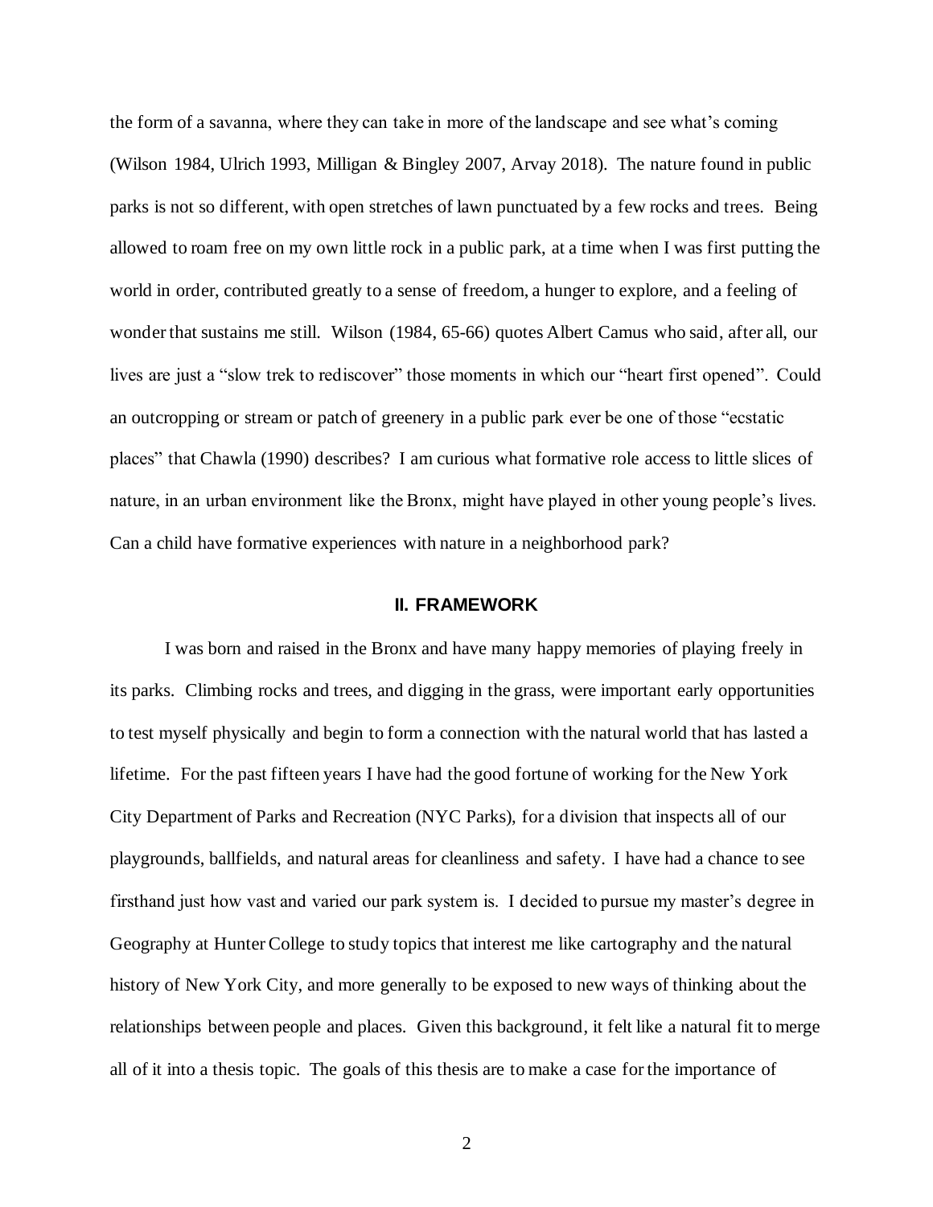the form of a savanna, where they can take in more of the landscape and see what's coming (Wilson 1984, Ulrich 1993, Milligan & Bingley 2007, Arvay 2018). The nature found in public parks is not so different, with open stretches of lawn punctuated by a few rocks and trees. Being allowed to roam free on my own little rock in a public park, at a time when I was first putting the world in order, contributed greatly to a sense of freedom, a hunger to explore, and a feeling of wonder that sustains me still. Wilson (1984, 65-66) quotes Albert Camus who said, after all, our lives are just a "slow trek to rediscover" those moments in which our "heart first opened". Could an outcropping or stream or patch of greenery in a public park ever be one of those "ecstatic places" that Chawla (1990) describes? I am curious what formative role access to little slices of nature, in an urban environment like the Bronx, might have played in other young people's lives. Can a child have formative experiences with nature in a neighborhood park?

## II. FRAMEWORK

I was born and raised in the Bronx and have many happy memories of playing freely in its parks. Climbing rocks and trees, and digging in the grass, were important early opportunities to test myself physically and begin to form a connection with the natural world that has lasted a lifetime. For the past fifteen years I have had the good fortune of working for the New York City Department of Parks and Recreation (NYC Parks), for a division that inspects all of our playgrounds, ballfields, and natural areas for cleanliness and safety. I have had a chance to see firsthand just how vast and varied our park system is. I decided to pursue my master's degree in Geography at Hunter College to study topics that interest me like cartography and the natural history of New York City, and more generally to be exposed to new ways of thinking about the relationships between people and places. Given this background, it felt like a natural fit to merge all of it into a thesis topic. The goals of this thesis are to make a case for the importance of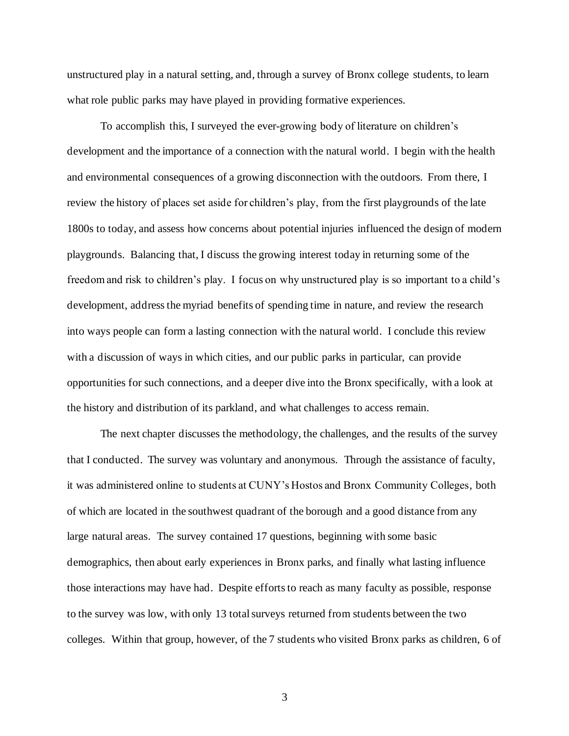unstructured play in a natural setting, and, through a survey of Bronx college students, to learn what role public parks may have played in providing formative experiences.

To accomplish this, I surveyed the ever-growing body of literature on children's development and the importance of a connection with the natural world. I begin with the health and environmental consequences of a growing disconnection with the outdoors. From there, I review the history of places set aside for children's play, from the first playgrounds of the late 1800s to today, and assess how concerns about potential injuries influenced the design of modern playgrounds. Balancing that, I discuss the growing interest today in returning some of the freedom and risk to children's play. I focus on why unstructured play is so important to a child's development, address the myriad benefits of spending time in nature, and review the research into ways people can form a lasting connection with the natural world. I conclude this review with a discussion of ways in which cities, and our public parks in particular, can provide opportunities for such connections, and a deeper dive into the Bronx specifically, with a look at the history and distribution of its parkland, and what challenges to access remain.

The next chapter discusses the methodology, the challenges, and the results of the survey that I conducted. The survey was voluntary and anonymous. Through the assistance of faculty, it was administered online to students at CUNY's Hostos and Bronx Community Colleges, both of which are located in the southwest quadrant of the borough and a good distance from any large natural areas. The survey contained 17 questions, beginning with some basic demographics, then about early experiences in Bronx parks, and finally what lasting influence those interactions may have had. Despite efforts to reach as many faculty as possible, response to the survey was low, with only 13 total surveys returned from students between the two colleges. Within that group, however, of the 7 students who visited Bronx parks as children, 6 of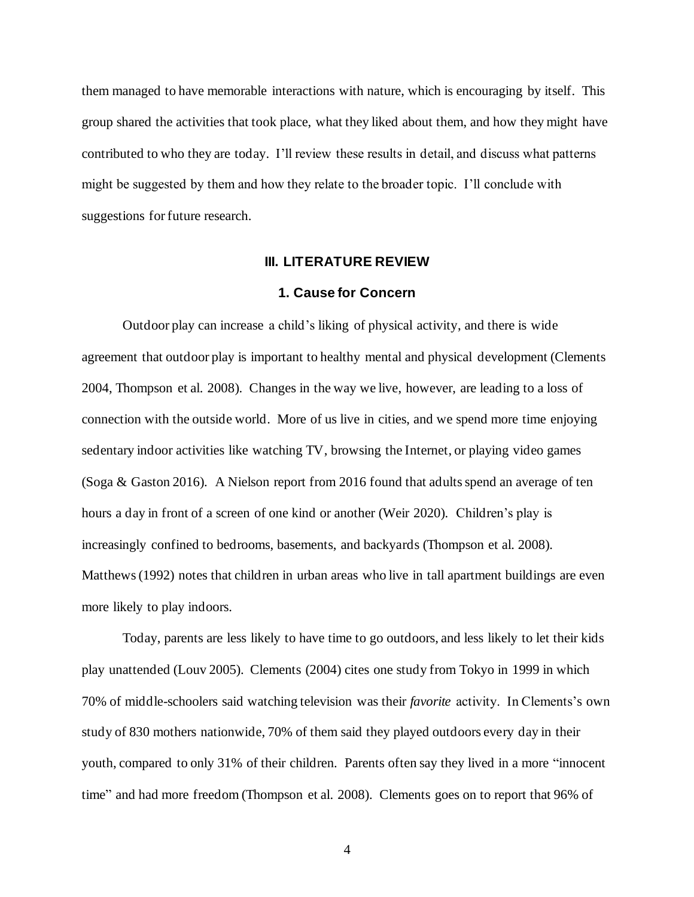them managed to have memorable interactions with nature, which is encouraging by itself. This group shared the activities that took place, what they liked about them, and how they might have contributed to who they are today. I'll review these results in detail, and discuss what patterns might be suggested by them and how they relate to the broader topic. I'll conclude with suggestions for future research.

## III. LITERATURE REVIEW

### 1. Cause for Concern

Outdoor play can increase a child's liking of physical activity, and there is wide agreement that outdoor play is important to healthy mental and physical development (Clements 2004, Thompson et al. 2008). Changes in the way we live, however, are leading to a loss of connection with the outside world. More of us live in cities, and we spend more time enjoying sedentary indoor activities like watching TV, browsing the Internet, or playing video games (Soga & Gaston 2016). A Nielson report from 2016 found that adults spend an average of ten hours a day in front of a screen of one kind or another (Weir 2020). Children's play is increasingly confined to bedrooms, basements, and backyards (Thompson et al. 2008). Matthews (1992) notes that children in urban areas who live in tall apartment buildings are even more likely to play indoors.

Today, parents are less likely to have time to go outdoors, and less likely to let their kids play unattended (Louv 2005). Clements (2004) cites one study from Tokyo in 1999 in which 70% of middle-schoolers said watching television was their *favorite* activity. In Clements's own study of 830 mothers nationwide, 70% of them said they played outdoors every day in their youth, compared to only 31% of their children. Parents often say they lived in a more "innocent time" and had more freedom (Thompson et al. 2008). Clements goes on to report that 96% of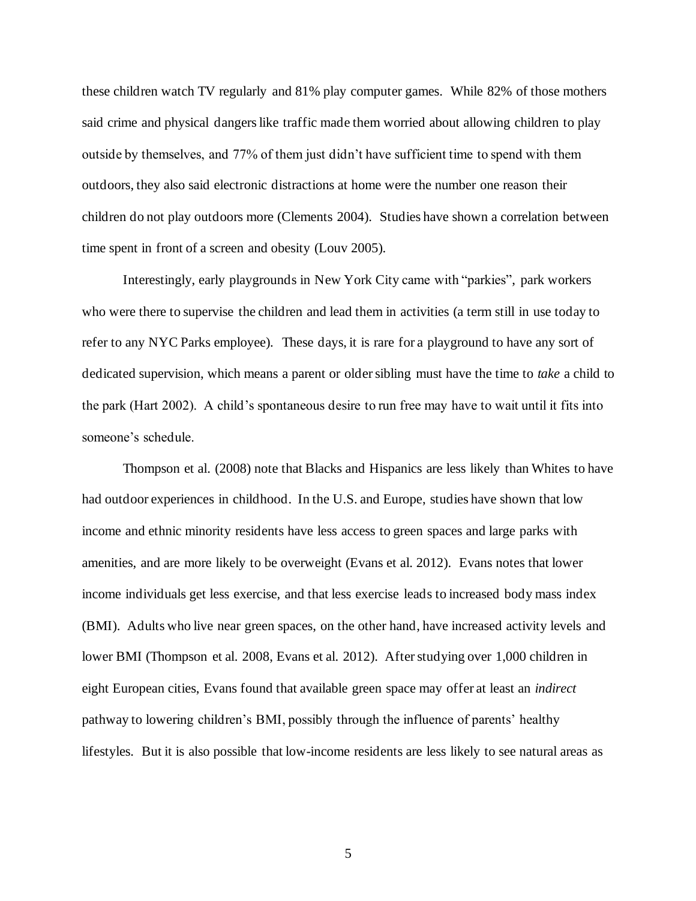these children watch TV regularly and 81% play computer games. While 82% of those mothers said crime and physical dangers like traffic made them worried about allowing children to play outside by themselves, and 77% of them just didn't have sufficient time to spend with them outdoors, they also said electronic distractions at home were the number one reason their children do not play outdoors more (Clements 2004). Studies have shown a correlation between time spent in front of a screen and obesity (Louv 2005).

Interestingly, early playgrounds in New York City came with "parkies", park workers who were there to supervise the children and lead them in activities (a term still in use today to refer to any NYC Parks employee). These days, it is rare for a playground to have any sort of dedicated supervision, which means a parent or older sibling must have the time to *take* a child to the park (Hart 2002). A child's spontaneous desire to run free may have to wait until it fits into someone's schedule.

Thompson et al. (2008) note that Blacks and Hispanics are less likely than Whites to have had outdoor experiences in childhood. In the U.S. and Europe, studies have shown that low income and ethnic minority residents have less access to green spaces and large parks with amenities, and are more likely to be overweight (Evans et al. 2012). Evans notes that lower income individuals get less exercise, and that less exercise leads to increased body mass index (BMI). Adults who live near green spaces, on the other hand, have increased activity levels and lower BMI (Thompson et al. 2008, Evans et al. 2012). After studying over 1,000 children in eight European cities, Evans found that available green space may offer at least an *indirect* pathway to lowering children's BMI, possibly through the influence of parents' healthy lifestyles. But it is also possible that low-income residents are less likely to see natural areas as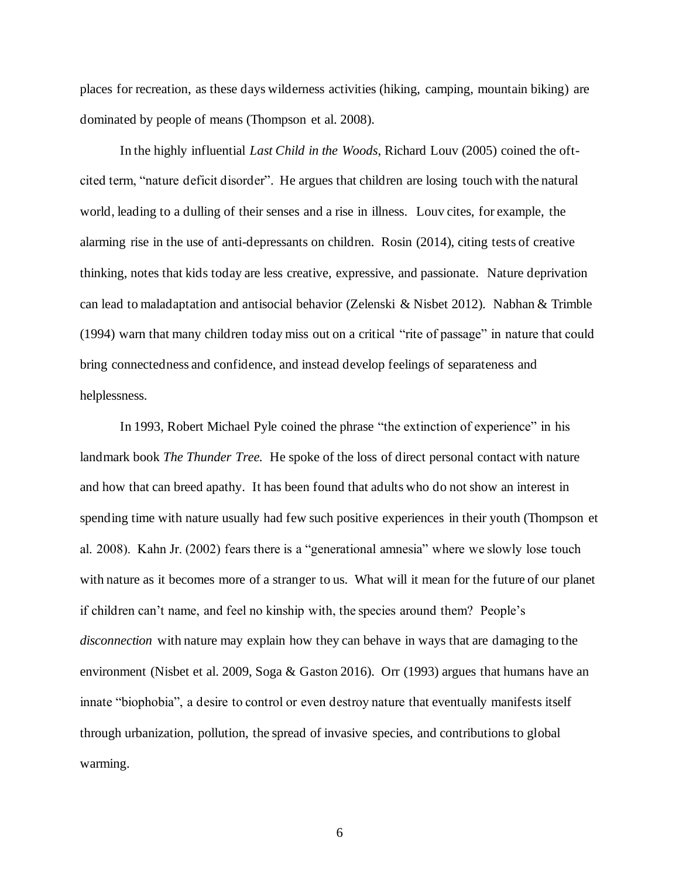places for recreation, as these days wilderness activities (hiking, camping, mountain biking) are dominated by people of means (Thompson et al. 2008).

In the highly influential *Last Child in the Woods*, Richard Louv (2005) coined the oft-cited term, "nature deficit disorder". He argues that children are losing touch with the natural world, leading to a dulling of their senses and a rise in illness. Louv cites, for example, the alarming rise in the use of anti-depressants on children. Rosin (2014), citing tests of creative thinking, notes that kids today are less creative, expressive, and passionate. Nature deprivation can lead to maladaptation and antisocial behavior (Zelenski & Nisbet 2012). Nabhan & Trimble (1994) warn that many children today miss out on a critical "rite of passage" in nature that could bring connectedness and confidence, and instead develop feelings of separateness and helplessness.

In 1993, Robert Michael Pyle coined the phrase "the extinction of experience" in his landmark book *The Thunder Tree.* He spoke of the loss of direct personal contact with nature and how that can breed apathy. It has been found that adults who do not show an interest in spending time with nature usually had few such positive experiences in their youth (Thompson et al. 2008). Kahn Jr. (2002) fears there is a "generational amnesia" where we slowly lose touch with nature as it becomes more of a stranger to us. What will it mean for the future of our planet if children can't name, and feel no kinship with, the species around them? People's *disconnection* with nature may explain how they can behave in ways that are damaging to the environment (Nisbet et al. 2009, Soga & Gaston 2016). Orr (1993) argues that humans have an innate "biophobia", a desire to control or even destroy nature that eventually manifests itself through urbanization, pollution, the spread of invasive species, and contributions to global warming.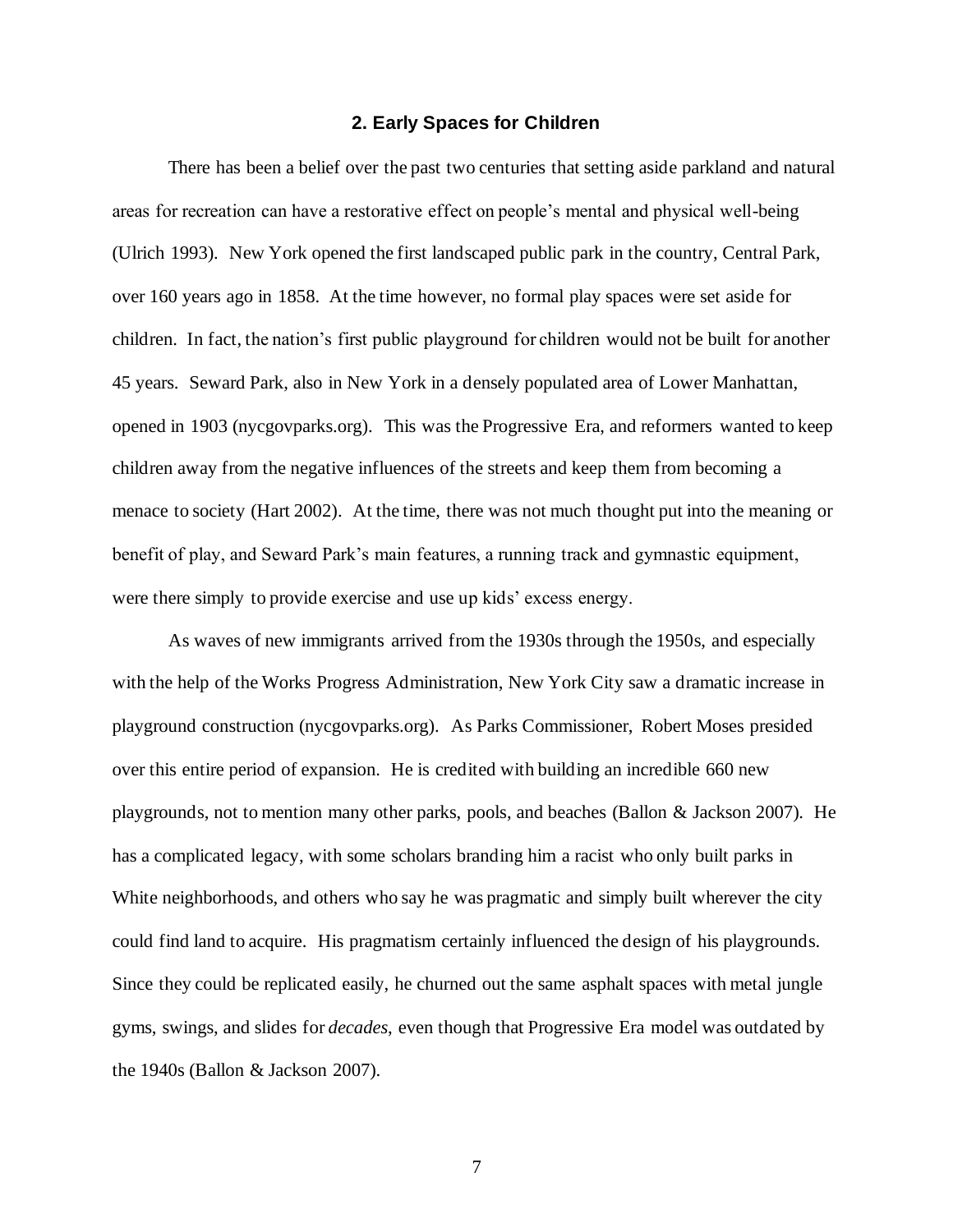## 2. Early Spaces for Children

There has been a belief over the past two centuries that setting aside parkland and natural areas for recreation can have a restorative effect on people's mental and physical well-being (Ulrich 1993). New York opened the first landscaped public park in the country, Central Park, over 160 years ago in 1858. At the time however, no formal play spaces were set aside for children. In fact, the nation's first public playground for children would not be built for another 45 years. Seward Park, also in New York in a densely populated area of Lower Manhattan, opened in 1903 (nycgovparks.org). This was the Progressive Era, and reformers wanted to keep children away from the negative influences of the streets and keep them from becoming a menace to society (Hart 2002). At the time, there was not much thought put into the meaning or benefit of play, and Seward Park's main features, a running track and gymnastic equipment, were there simply to provide exercise and use up kids' excess energy.

As waves of new immigrants arrived from the 1930s through the 1950s, and especially with the help of the Works Progress Administration, New York City saw a dramatic increase in playground construction (nycgovparks.org). As Parks Commissioner, Robert Moses presided over this entire period of expansion. He is credited with building an incredible 660 new playgrounds, not to mention many other parks, pools, and beaches (Ballon & Jackson 2007). He has a complicated legacy, with some scholars branding him a racist who only built parks in White neighborhoods, and others who say he was pragmatic and simply built wherever the city could find land to acquire. His pragmatism certainly influenced the design of his playgrounds. Since they could be replicated easily, he churned out the same asphalt spaces with metal jungle gyms, swings, and slides for *decades*, even though that Progressive Era model was outdated by the 1940s (Ballon & Jackson 2007).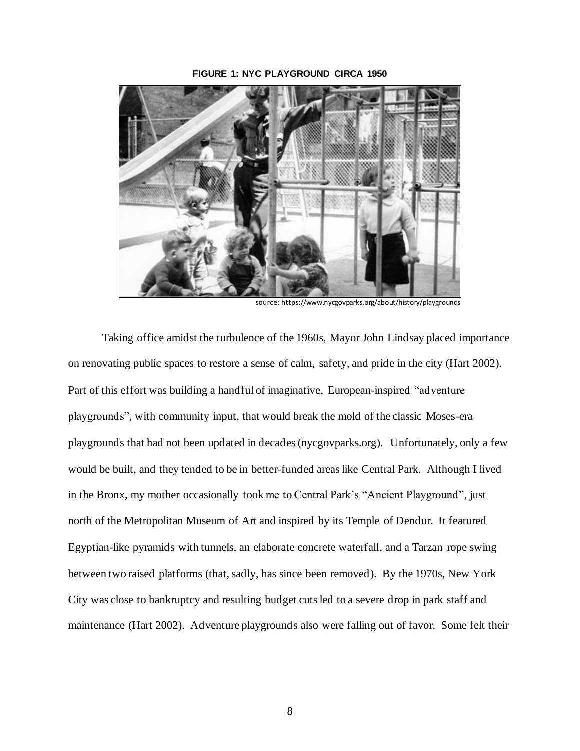**FIGURE 1: NYC PLAYGROUND CIRCA 1950**

source: https://www.nycgovparks.org/about/history/playgrounds

Taking office amidst the turbulence of the 1960s, Mayor John Lindsay placed importance on renovating public spaces to restore a sense of calm, safety, and pride in the city (Hart 2002). Part of this effort was building a handful of imaginative, European-inspired "adventure playgrounds", with community input, that would break the mold of the classic Moses-era playgrounds that had not been updated in decades (nycgovparks.org). Unfortunately, only a few would be built, and they tended to be in better-funded areas like Central Park. Although I lived in the Bronx, my mother occasionally took me to Central Park's "Ancient Playground", just north of the Metropolitan Museum of Art and inspired by its Temple of Dendur. It featured Egyptian-like pyramids with tunnels, an elaborate concrete waterfall, and a Tarzan rope swing between two raised platforms (that, sadly, has since been removed). By the 1970s, New York City was close to bankruptcy and resulting budget cuts led to a severe drop in park staff and maintenance (Hart 2002). Adventure playgrounds also were falling out of favor. Some felt their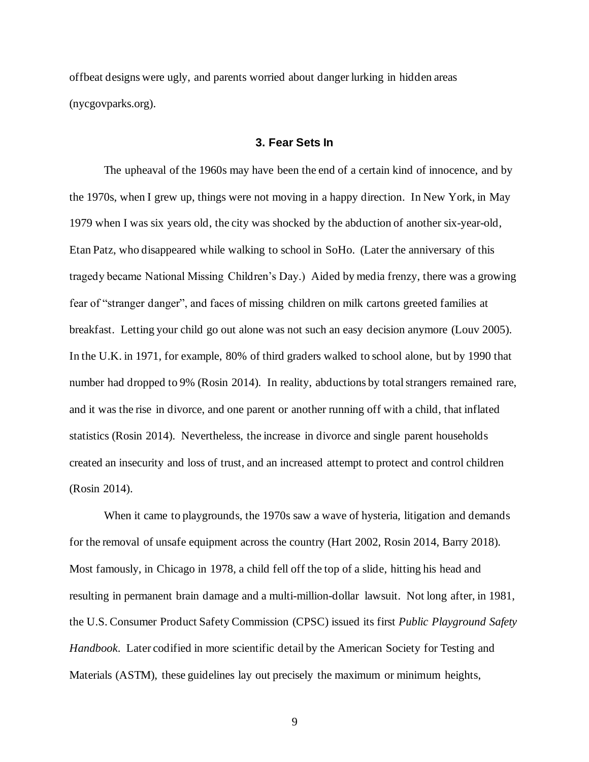offbeat designs were ugly, and parents worried about danger lurking in hidden areas (nycgovparks.org).

## 3. Fear Sets In

The upheaval of the 1960s may have been the end of a certain kind of innocence, and by the 1970s, when I grew up, things were not moving in a happy direction. In New York, in May 1979 when I was six years old, the city was shocked by the abduction of another six-year-old, Etan Patz, who disappeared while walking to school in SoHo. (Later the anniversary of this tragedy became National Missing Children's Day.) Aided by media frenzy, there was a growing fear of "stranger danger", and faces of missing children on milk cartons greeted families at breakfast. Letting your child go out alone was not such an easy decision anymore (Louv 2005). In the U.K. in 1971, for example, 80% of third graders walked to school alone, but by 1990 that number had dropped to 9% (Rosin 2014). In reality, abductions by total strangers remained rare, and it was the rise in divorce, and one parent or another running off with a child, that inflated statistics (Rosin 2014). Nevertheless, the increase in divorce and single parent households created an insecurity and loss of trust, and an increased attempt to protect and control children (Rosin 2014).

When it came to playgrounds, the 1970s saw a wave of hysteria, litigation and demands for the removal of unsafe equipment across the country (Hart 2002, Rosin 2014, Barry 2018). Most famously, in Chicago in 1978, a child fell off the top of a slide, hitting his head and resulting in permanent brain damage and a multi-million-dollar lawsuit. Not long after, in 1981, the U.S. Consumer Product Safety Commission (CPSC) issued its first *Public Playground Safety Handbook*. Later codified in more scientific detail by the American Society for Testing and Materials (ASTM), these guidelines lay out precisely the maximum or minimum heights,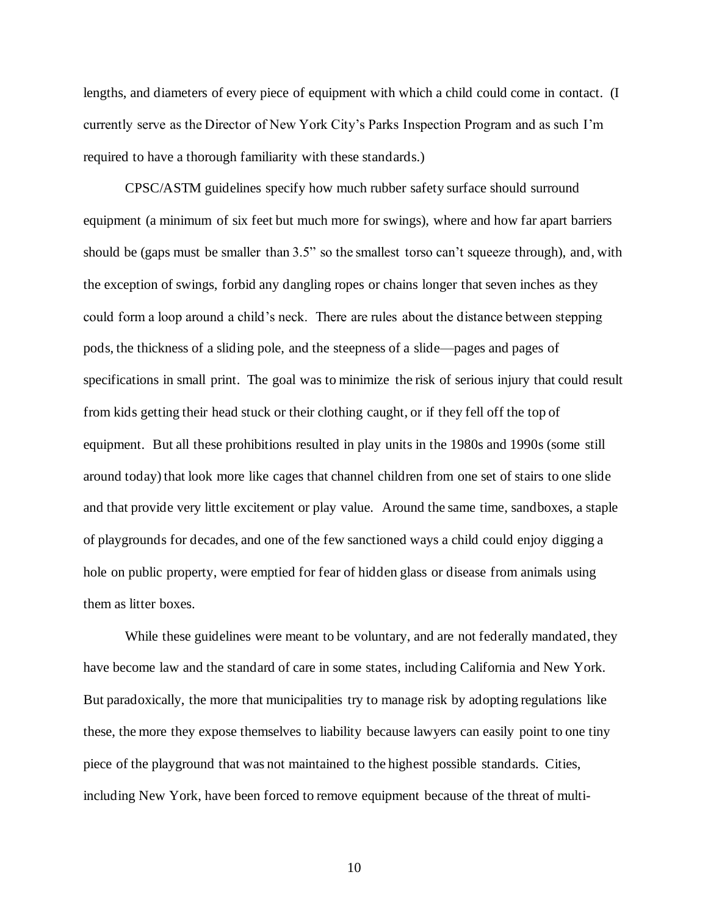lengths, and diameters of every piece of equipment with which a child could come in contact. (I currently serve as the Director of New York City's Parks Inspection Program and as such I'm required to have a thorough familiarity with these standards.)

CPSC/ASTM guidelines specify how much rubber safety surface should surround equipment (a minimum of six feet but much more for swings), where and how far apart barriers should be (gaps must be smaller than 3.5" so the smallest torso can't squeeze through), and, with the exception of swings, forbid any dangling ropes or chains longer that seven inches as they could form a loop around a child's neck. There are rules about the distance between stepping pods, the thickness of a sliding pole, and the steepness of a slide—pages and pages of specifications in small print. The goal was to minimize the risk of serious injury that could result from kids getting their head stuck or their clothing caught, or if they fell off the top of equipment. But all these prohibitions resulted in play units in the 1980s and 1990s (some still around today) that look more like cages that channel children from one set of stairs to one slide and that provide very little excitement or play value. Around the same time, sandboxes, a staple of playgrounds for decades, and one of the few sanctioned ways a child could enjoy digging a hole on public property, were emptied for fear of hidden glass or disease from animals using them as litter boxes.

While these guidelines were meant to be voluntary, and are not federally mandated, they have become law and the standard of care in some states, including California and New York. But paradoxically, the more that municipalities try to manage risk by adopting regulations like these, the more they expose themselves to liability because lawyers can easily point to one tiny piece of the playground that was not maintained to the highest possible standards. Cities, including New York, have been forced to remove equipment because of the threat of multi-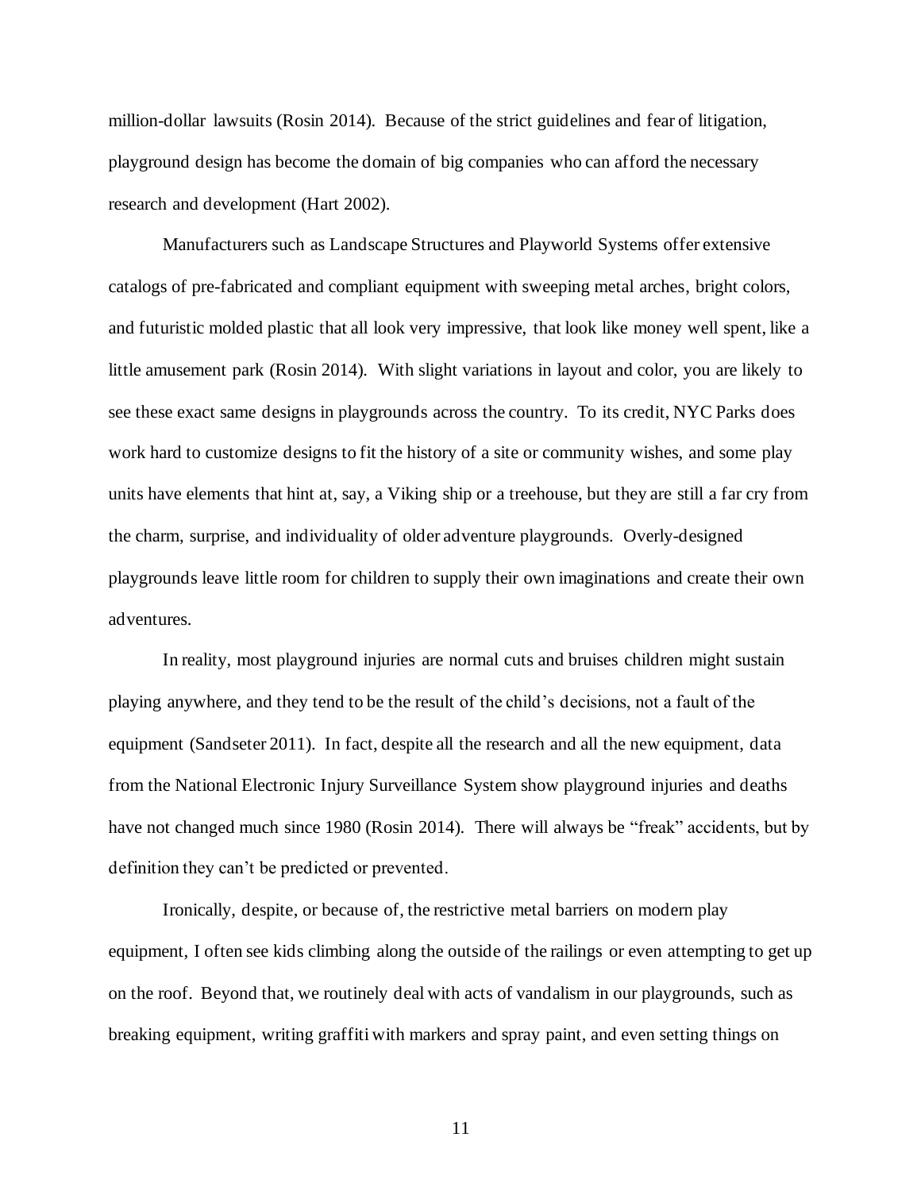million-dollar lawsuits (Rosin 2014). Because of the strict guidelines and fear of litigation, playground design has become the domain of big companies who can afford the necessary research and development (Hart 2002).

Manufacturers such as Landscape Structures and Playworld Systems offer extensive catalogs of pre-fabricated and compliant equipment with sweeping metal arches, bright colors, and futuristic molded plastic that all look very impressive, that look like money well spent, like a little amusement park (Rosin 2014). With slight variations in layout and color, you are likely to see these exact same designs in playgrounds across the country. To its credit, NYC Parks does work hard to customize designs to fit the history of a site or community wishes, and some play units have elements that hint at, say, a Viking ship or a treehouse, but they are still a far cry from the charm, surprise, and individuality of older adventure playgrounds. Overly-designed playgrounds leave little room for children to supply their own imaginations and create their own adventures.

In reality, most playground injuries are normal cuts and bruises children might sustain playing anywhere, and they tend to be the result of the child's decisions, not a fault of the equipment (Sandseter 2011). In fact, despite all the research and all the new equipment, data from the National Electronic Injury Surveillance System show playground injuries and deaths have not changed much since 1980 (Rosin 2014). There will always be "freak" accidents, but by definition they can't be predicted or prevented.

Ironically, despite, or because of, the restrictive metal barriers on modern play equipment, I often see kids climbing along the outside of the railings or even attempting to get up on the roof. Beyond that, we routinely deal with acts of vandalism in our playgrounds, such as breaking equipment, writing graffiti with markers and spray paint, and even setting things on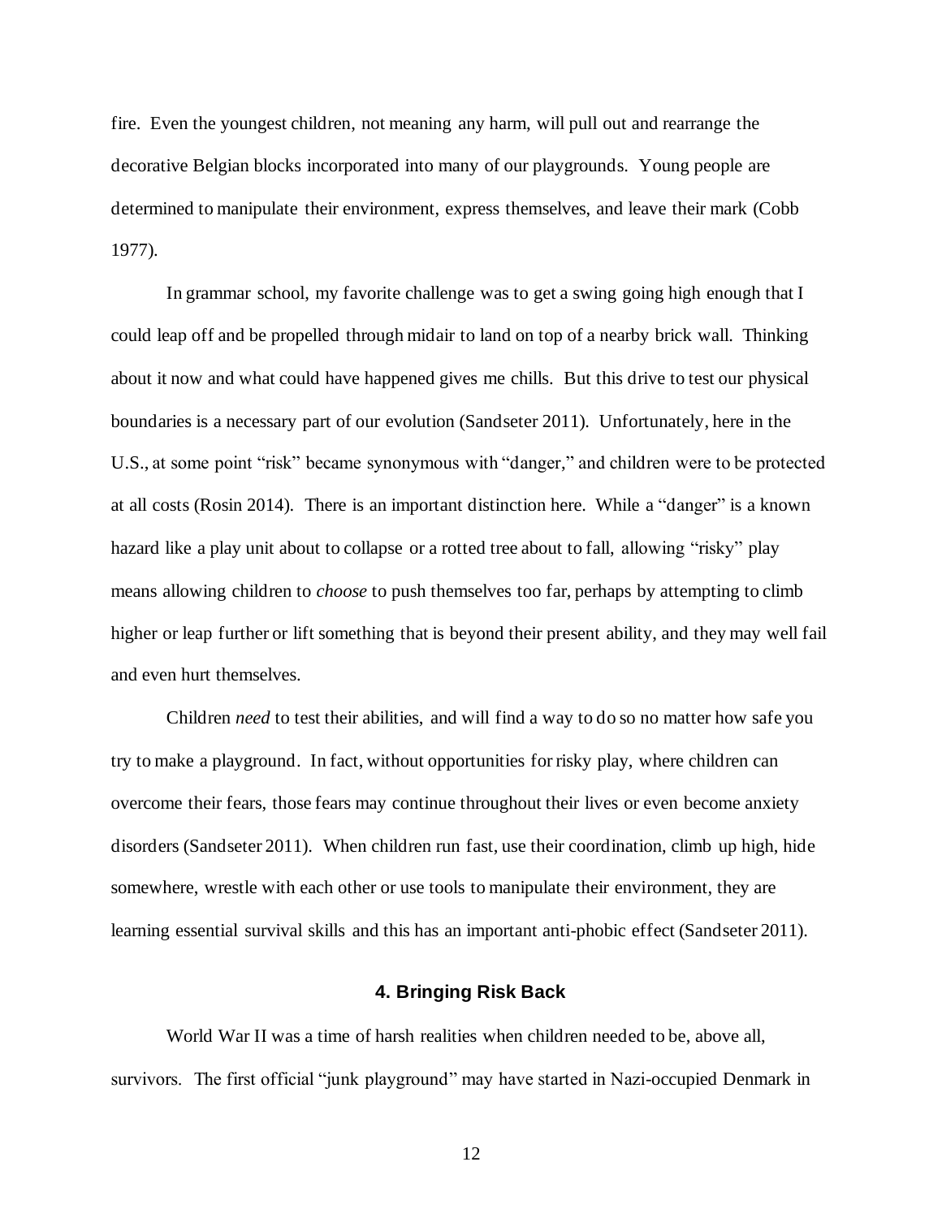fire. Even the youngest children, not meaning any harm, will pull out and rearrange the decorative Belgian blocks incorporated into many of our playgrounds. Young people are determined to manipulate their environment, express themselves, and leave their mark (Cobb 1977).

In grammar school, my favorite challenge was to get a swing going high enough that I could leap off and be propelled through midair to land on top of a nearby brick wall. Thinking about it now and what could have happened gives me chills. But this drive to test our physical boundaries is a necessary part of our evolution (Sandseter 2011). Unfortunately, here in the U.S., at some point "risk" became synonymous with "danger," and children were to be protected at all costs (Rosin 2014). There is an important distinction here. While a "danger" is a known hazard like a play unit about to collapse or a rotted tree about to fall, allowing "risky" play means allowing children to *choose* to push themselves too far, perhaps by attempting to climb higher or leap further or lift something that is beyond their present ability, and they may well fail and even hurt themselves.

Children *need* to test their abilities, and will find a way to do so no matter how safe you try to make a playground. In fact, without opportunities for risky play, where children can overcome their fears, those fears may continue throughout their lives or even become anxiety disorders (Sandseter 2011). When children run fast, use their coordination, climb up high, hide somewhere, wrestle with each other or use tools to manipulate their environment, they are learning essential survival skills and this has an important anti-phobic effect (Sandseter 2011).

## 4. Bringing Risk Back

World War II was a time of harsh realities when children needed to be, above all, survivors. The first official "junk playground" may have started in Nazi-occupied Denmark in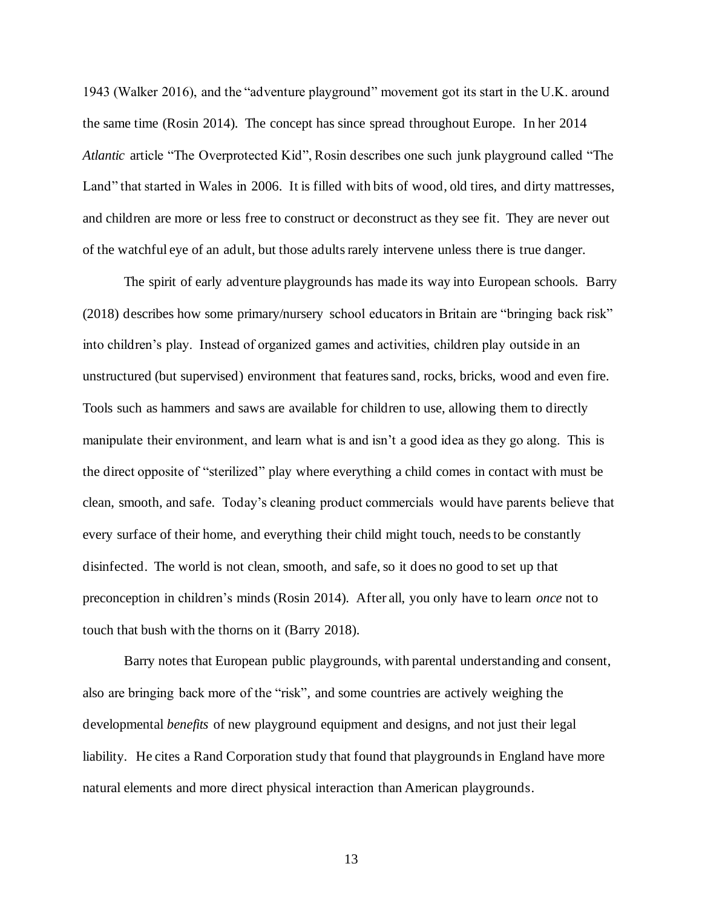1943 (Walker 2016), and the "adventure playground" movement got its start in the U.K. around the same time (Rosin 2014). The concept has since spread throughout Europe. In her 2014 *Atlantic* article "The Overprotected Kid", Rosin describes one such junk playground called "The Land" that started in Wales in 2006. It is filled with bits of wood, old tires, and dirty mattresses, and children are more or less free to construct or deconstruct as they see fit. They are never out of the watchful eye of an adult, but those adults rarely intervene unless there is true danger.

The spirit of early adventure playgrounds has made its way into European schools. Barry (2018) describes how some primary/nursery school educators in Britain are "bringing back risk" into children's play. Instead of organized games and activities, children play outside in an unstructured (but supervised) environment that features sand, rocks, bricks, wood and even fire. Tools such as hammers and saws are available for children to use, allowing them to directly manipulate their environment, and learn what is and isn't a good idea as they go along. This is the direct opposite of "sterilized" play where everything a child comes in contact with must be clean, smooth, and safe. Today's cleaning product commercials would have parents believe that every surface of their home, and everything their child might touch, needs to be constantly disinfected. The world is not clean, smooth, and safe, so it does no good to set up that preconception in children's minds (Rosin 2014). After all, you only have to learn *once* not to touch that bush with the thorns on it (Barry 2018).

Barry notes that European public playgrounds, with parental understanding and consent, also are bringing back more of the "risk", and some countries are actively weighing the developmental *benefits* of new playground equipment and designs, and not just their legal liability. He cites a Rand Corporation study that found that playgrounds in England have more natural elements and more direct physical interaction than American playgrounds.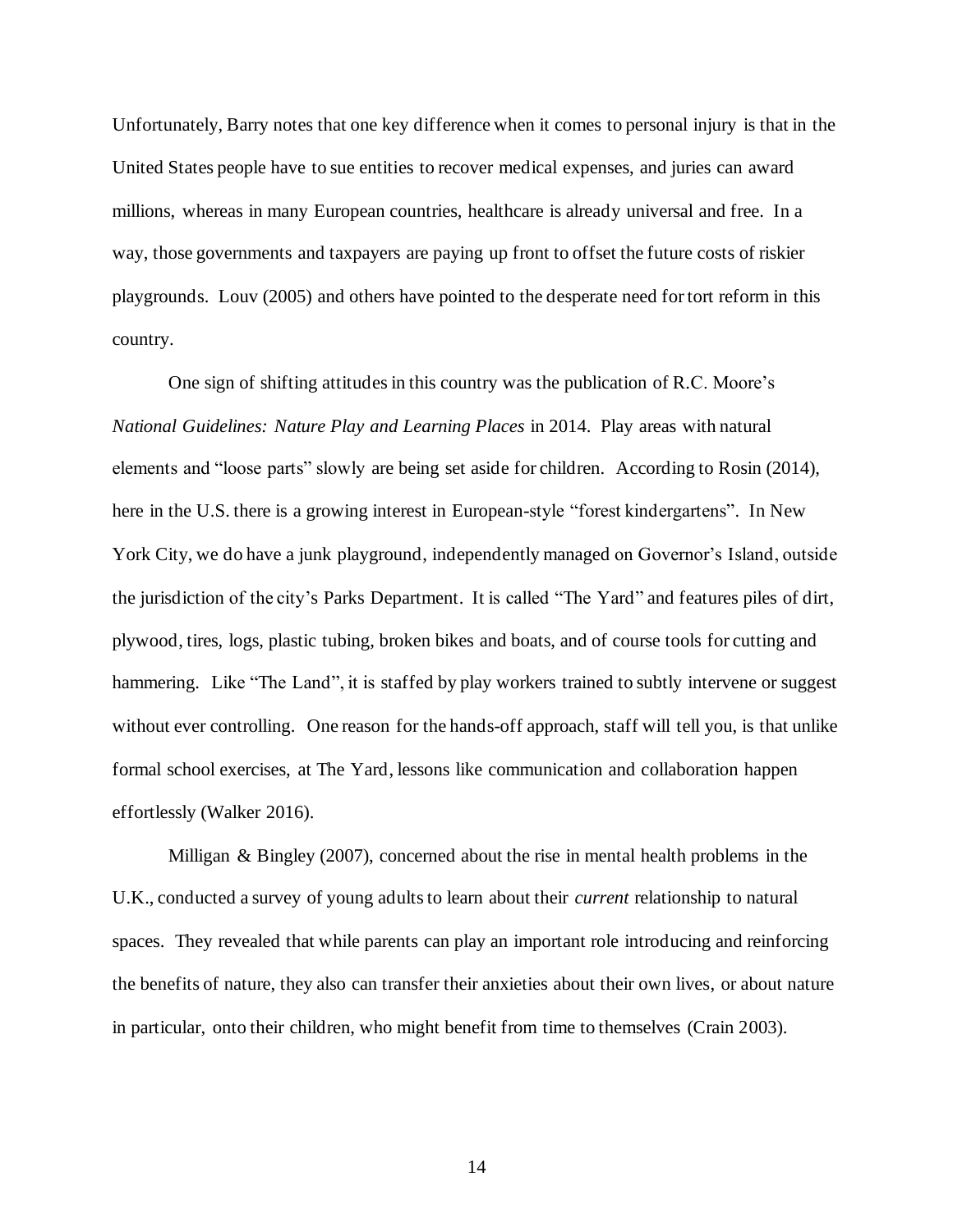Unfortunately, Barry notes that one key difference when it comes to personal injury is that in the United States people have to sue entities to recover medical expenses, and juries can award millions, whereas in many European countries, healthcare is already universal and free. In a way, those governments and taxpayers are paying up front to offset the future costs of riskier playgrounds. Louv (2005) and others have pointed to the desperate need for tort reform in this country.

One sign of shifting attitudes in this country was the publication of R.C. Moore's *National Guidelines: Nature Play and Learning Places* in 2014. Play areas with natural elements and "loose parts" slowly are being set aside for children. According to Rosin (2014), here in the U.S. there is a growing interest in European-style "forest kindergartens". In New York City, we do have a junk playground, independently managed on Governor's Island, outside the jurisdiction of the city's Parks Department. It is called "The Yard" and features piles of dirt, plywood, tires, logs, plastic tubing, broken bikes and boats, and of course tools for cutting and hammering. Like "The Land", it is staffed by play workers trained to subtly intervene or suggest without ever controlling. One reason for the hands-off approach, staff will tell you, is that unlike formal school exercises, at The Yard, lessons like communication and collaboration happen effortlessly (Walker 2016).

Milligan & Bingley (2007), concerned about the rise in mental health problems in the U.K., conducted a survey of young adults to learn about their *current* relationship to natural spaces. They revealed that while parents can play an important role introducing and reinforcing the benefits of nature, they also can transfer their anxieties about their own lives, or about nature in particular, onto their children, who might benefit from time to themselves (Crain 2003).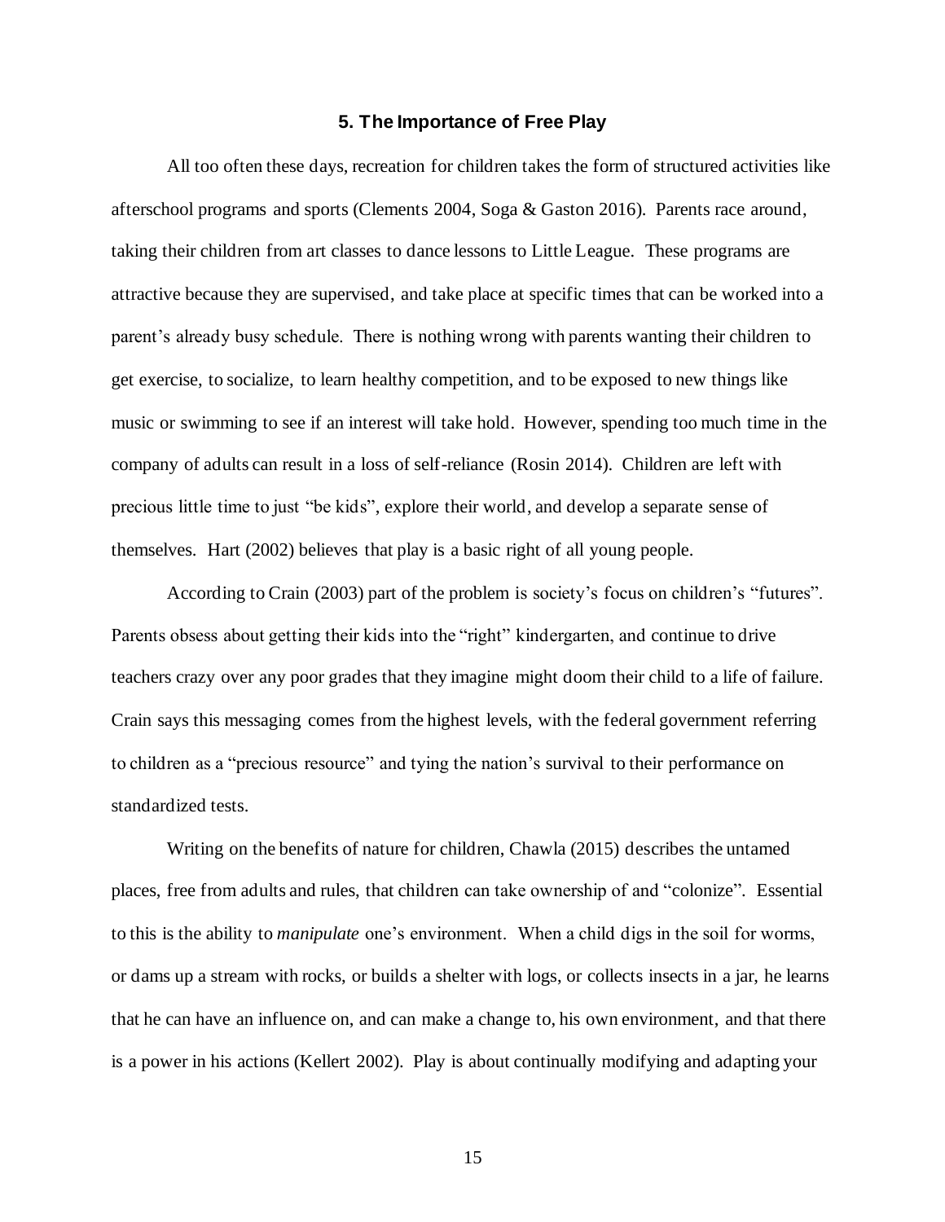## 5. The Importance of Free Play

All too often these days, recreation for children takes the form of structured activities like afterschool programs and sports (Clements 2004, Soga & Gaston 2016). Parents race around, taking their children from art classes to dance lessons to Little League. These programs are attractive because they are supervised, and take place at specific times that can be worked into a parent's already busy schedule. There is nothing wrong with parents wanting their children to get exercise, to socialize, to learn healthy competition, and to be exposed to new things like music or swimming to see if an interest will take hold. However, spending too much time in the company of adults can result in a loss of self-reliance (Rosin 2014). Children are left with precious little time to just "be kids", explore their world, and develop a separate sense of themselves. Hart (2002) believes that play is a basic right of all young people.

According to Crain (2003) part of the problem is society's focus on children's "futures". Parents obsess about getting their kids into the "right" kindergarten, and continue to drive teachers crazy over any poor grades that they imagine might doom their child to a life of failure. Crain says this messaging comes from the highest levels, with the federal government referring to children as a "precious resource" and tying the nation's survival to their performance on standardized tests.

Writing on the benefits of nature for children, Chawla (2015) describes the untamed places, free from adults and rules, that children can take ownership of and "colonize". Essential to this is the ability to *manipulate* one's environment. When a child digs in the soil for worms, or dams up a stream with rocks, or builds a shelter with logs, or collects insects in a jar, he learns that he can have an influence on, and can make a change to, his own environment, and that there is a power in his actions (Kellert 2002). Play is about continually modifying and adapting your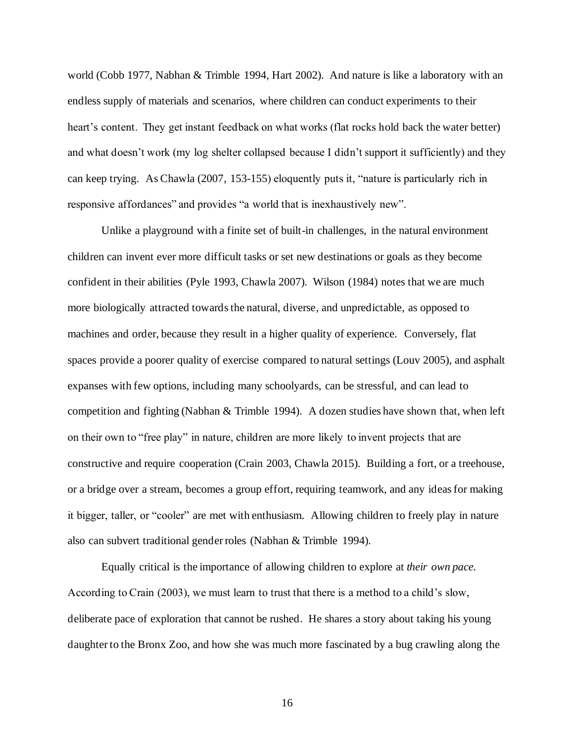world (Cobb 1977, Nabhan & Trimble 1994, Hart 2002). And nature is like a laboratory with an endless supply of materials and scenarios, where children can conduct experiments to their heart's content. They get instant feedback on what works (flat rocks hold back the water better) and what doesn't work (my log shelter collapsed because I didn't support it sufficiently) and they can keep trying. As Chawla (2007, 153-155) eloquently puts it, "nature is particularly rich in responsive affordances" and provides "a world that is inexhaustively new".

Unlike a playground with a finite set of built-in challenges, in the natural environment children can invent ever more difficult tasks or set new destinations or goals as they become confident in their abilities (Pyle 1993, Chawla 2007). Wilson (1984) notes that we are much more biologically attracted towards the natural, diverse, and unpredictable, as opposed to machines and order, because they result in a higher quality of experience. Conversely, flat spaces provide a poorer quality of exercise compared to natural settings (Louv 2005), and asphalt expanses with few options, including many schoolyards, can be stressful, and can lead to competition and fighting (Nabhan & Trimble 1994). A dozen studies have shown that, when left on their own to "free play" in nature, children are more likely to invent projects that are constructive and require cooperation (Crain 2003, Chawla 2015). Building a fort, or a treehouse, or a bridge over a stream, becomes a group effort, requiring teamwork, and any ideas for making it bigger, taller, or "cooler" are met with enthusiasm. Allowing children to freely play in nature also can subvert traditional gender roles (Nabhan & Trimble 1994).

Equally critical is the importance of allowing children to explore at *their own pace.* According to Crain (2003), we must learn to trust that there is a method to a child's slow, deliberate pace of exploration that cannot be rushed. He shares a story about taking his young daughter to the Bronx Zoo, and how she was much more fascinated by a bug crawling along the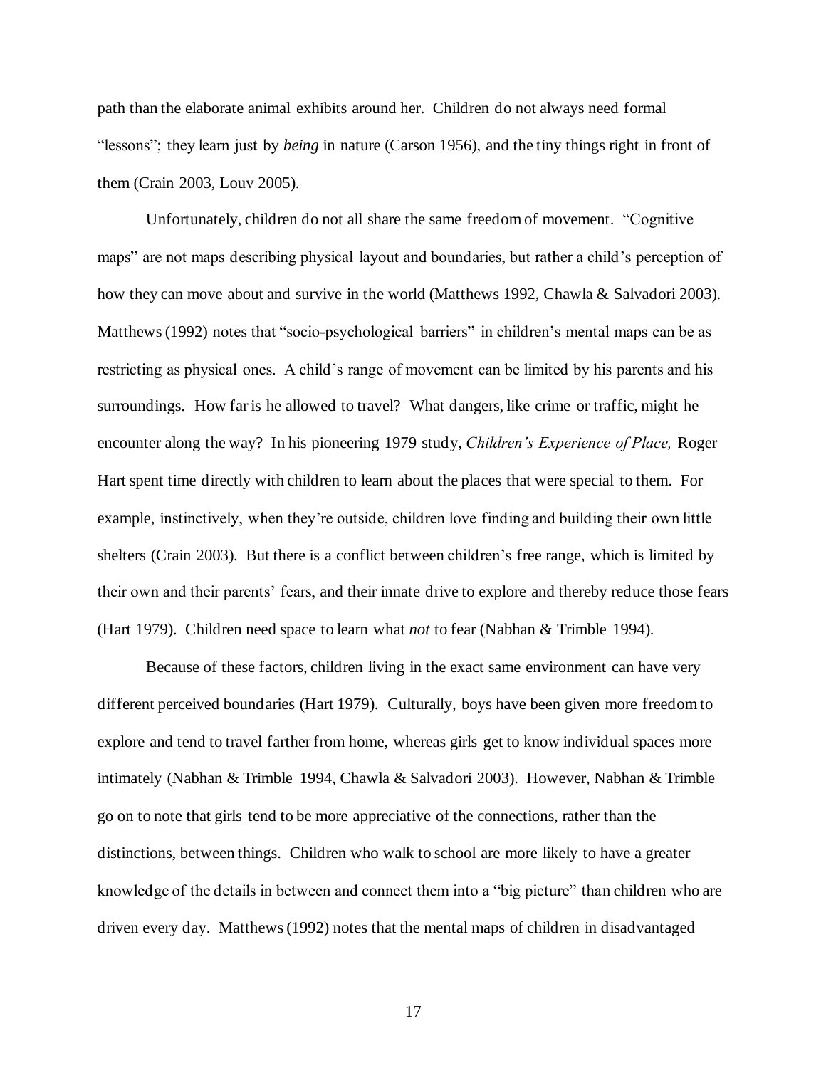path than the elaborate animal exhibits around her. Children do not always need formal "lessons"; they learn just by *being* in nature (Carson 1956), and the tiny things right in front of them (Crain 2003, Louv 2005).

Unfortunately, children do not all share the same freedom of movement. "Cognitive maps" are not maps describing physical layout and boundaries, but rather a child's perception of how they can move about and survive in the world (Matthews 1992, Chawla & Salvadori 2003). Matthews (1992) notes that "socio-psychological barriers" in children's mental maps can be as restricting as physical ones. A child's range of movement can be limited by his parents and his surroundings. How far is he allowed to travel? What dangers, like crime or traffic, might he encounter along the way? In his pioneering 1979 study, *Children's Experience of Place,* Roger Hart spent time directly with children to learn about the places that were special to them. For example, instinctively, when they're outside, children love finding and building their own little shelters (Crain 2003). But there is a conflict between children's free range, which is limited by their own and their parents' fears, and their innate drive to explore and thereby reduce those fears (Hart 1979). Children need space to learn what *not* to fear (Nabhan & Trimble 1994).

Because of these factors, children living in the exact same environment can have very different perceived boundaries (Hart 1979). Culturally, boys have been given more freedom to explore and tend to travel farther from home, whereas girls get to know individual spaces more intimately (Nabhan & Trimble 1994, Chawla & Salvadori 2003). However, Nabhan & Trimble go on to note that girls tend to be more appreciative of the connections, rather than the distinctions, between things. Children who walk to school are more likely to have a greater knowledge of the details in between and connect them into a "big picture" than children who are driven every day. Matthews (1992) notes that the mental maps of children in disadvantaged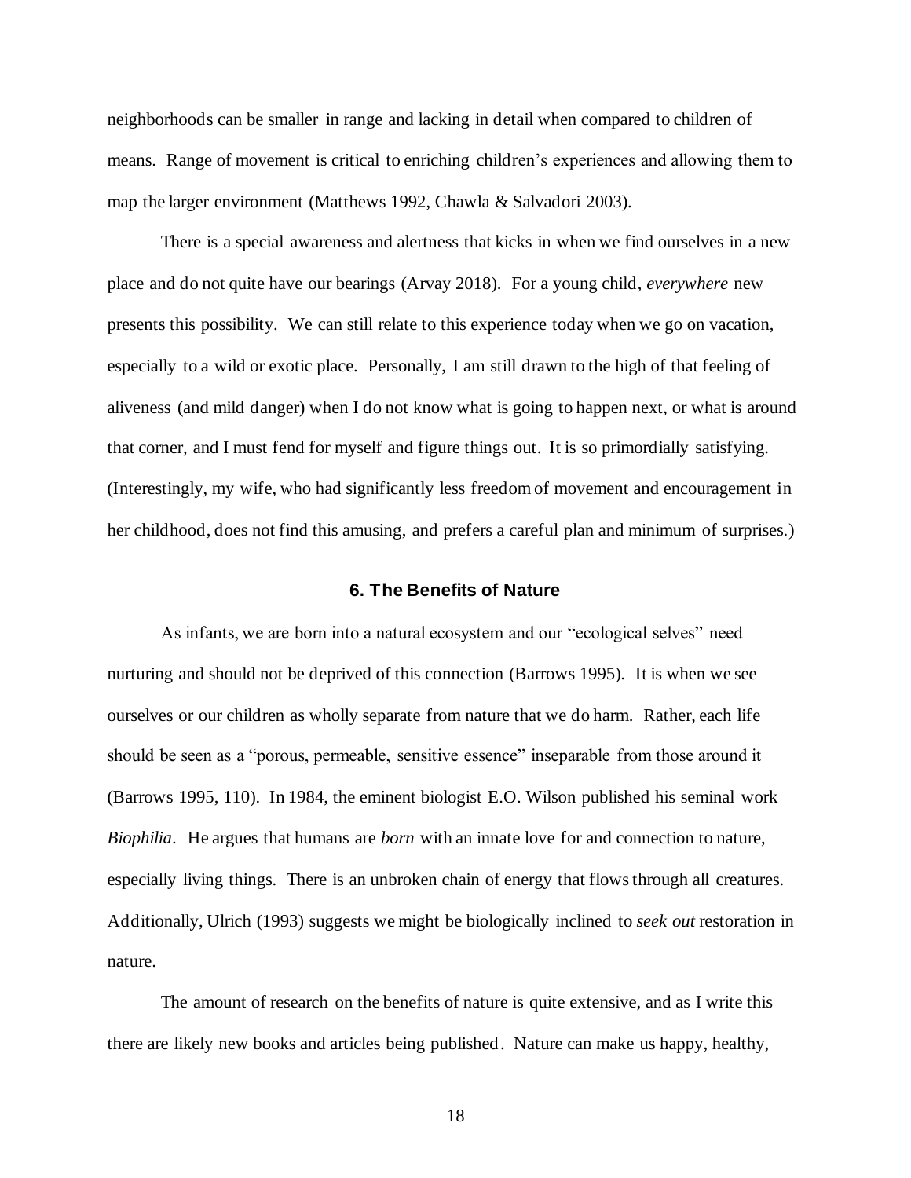neighborhoods can be smaller in range and lacking in detail when compared to children of means. Range of movement is critical to enriching children's experiences and allowing them to map the larger environment (Matthews 1992, Chawla & Salvadori 2003).

There is a special awareness and alertness that kicks in when we find ourselves in a new place and do not quite have our bearings (Arvay 2018). For a young child, *everywhere* new presents this possibility. We can still relate to this experience today when we go on vacation, especially to a wild or exotic place. Personally, I am still drawn to the high of that feeling of aliveness (and mild danger) when I do not know what is going to happen next, or what is around that corner, and I must fend for myself and figure things out. It is so primordially satisfying. (Interestingly, my wife, who had significantly less freedom of movement and encouragement in her childhood, does not find this amusing, and prefers a careful plan and minimum of surprises.)

## 6. The Benefits of Nature

As infants, we are born into a natural ecosystem and our "ecological selves" need nurturing and should not be deprived of this connection (Barrows 1995). It is when we see ourselves or our children as wholly separate from nature that we do harm. Rather, each life should be seen as a "porous, permeable, sensitive essence" inseparable from those around it (Barrows 1995, 110). In 1984, the eminent biologist E.O. Wilson published his seminal work *Biophilia*. He argues that humans are *born* with an innate love for and connection to nature, especially living things. There is an unbroken chain of energy that flows through all creatures. Additionally, Ulrich (1993) suggests we might be biologically inclined to *seek out* restoration in nature.

The amount of research on the benefits of nature is quite extensive, and as I write this there are likely new books and articles being published. Nature can make us happy, healthy,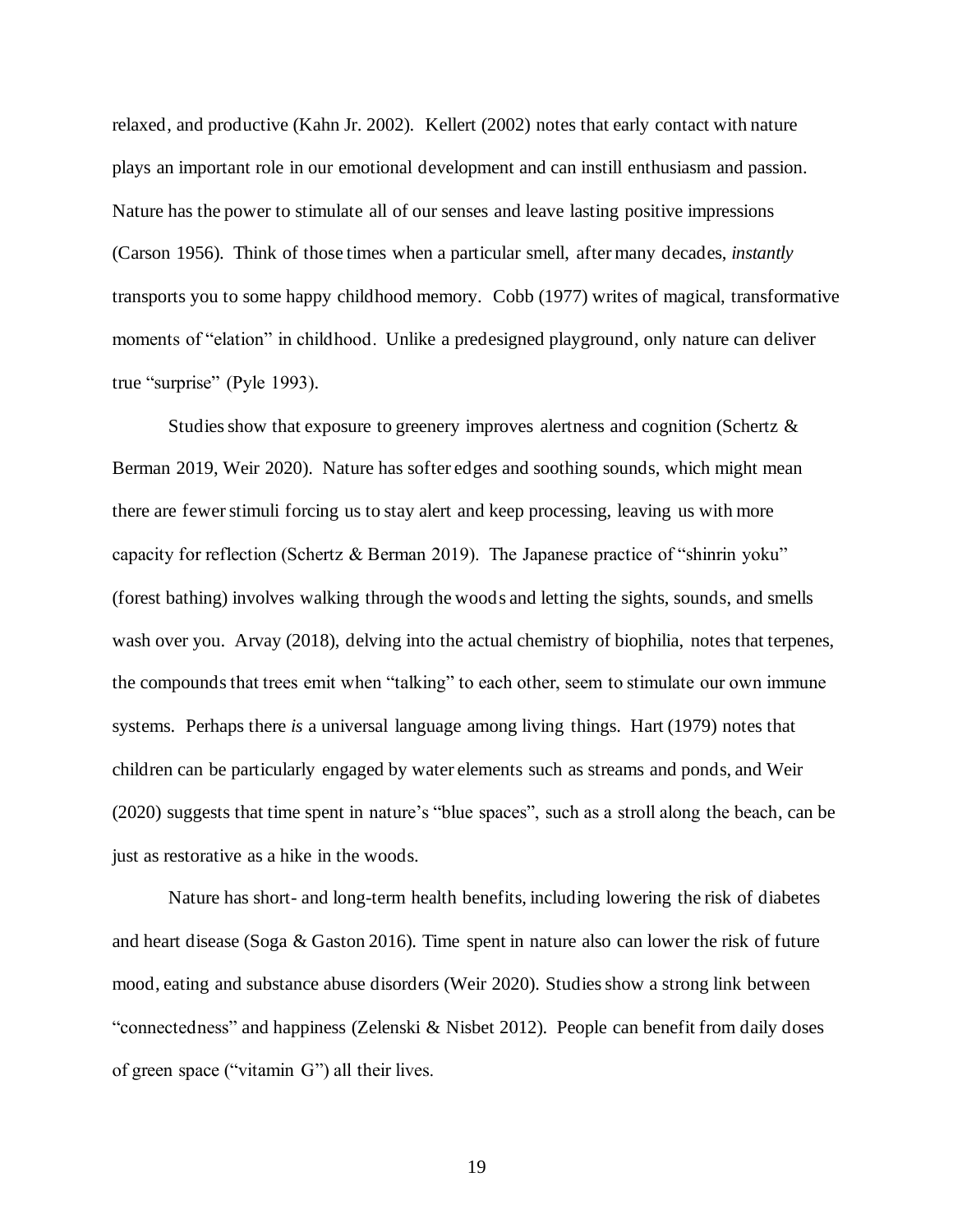relaxed, and productive (Kahn Jr. 2002). Kellert (2002) notes that early contact with nature plays an important role in our emotional development and can instill enthusiasm and passion. Nature has the power to stimulate all of our senses and leave lasting positive impressions (Carson 1956). Think of those times when a particular smell, after many decades, *instantly* transports you to some happy childhood memory. Cobb (1977) writes of magical, transformative moments of "elation" in childhood. Unlike a predesigned playground, only nature can deliver true "surprise" (Pyle 1993).

Studies show that exposure to greenery improves alertness and cognition (Schertz & Berman 2019, Weir 2020). Nature has softer edges and soothing sounds, which might mean there are fewer stimuli forcing us to stay alert and keep processing, leaving us with more capacity for reflection (Schertz & Berman 2019). The Japanese practice of "shinrin yoku" (forest bathing) involves walking through the woods and letting the sights, sounds, and smells wash over you. Arvay (2018), delving into the actual chemistry of biophilia, notes that terpenes, the compounds that trees emit when "talking" to each other, seem to stimulate our own immune systems. Perhaps there *is* a universal language among living things. Hart (1979) notes that children can be particularly engaged by water elements such as streams and ponds, and Weir (2020) suggests that time spent in nature's "blue spaces", such as a stroll along the beach, can be just as restorative as a hike in the woods.

Nature has short- and long-term health benefits, including lowering the risk of diabetes and heart disease (Soga & Gaston 2016). Time spent in nature also can lower the risk of future mood, eating and substance abuse disorders (Weir 2020). Studies show a strong link between "connectedness" and happiness (Zelenski & Nisbet 2012). People can benefit from daily doses of green space ("vitamin G") all their lives.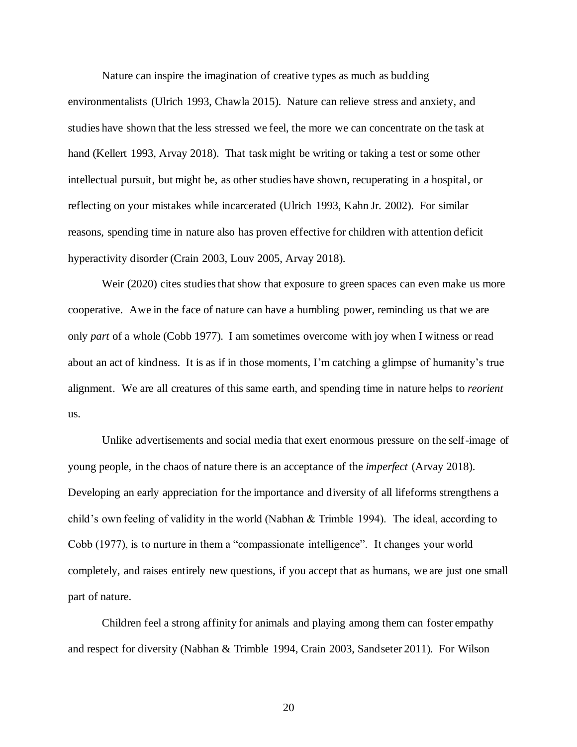Nature can inspire the imagination of creative types as much as budding environmentalists (Ulrich 1993, Chawla 2015). Nature can relieve stress and anxiety, and studies have shown that the less stressed we feel, the more we can concentrate on the task at hand (Kellert 1993, Arvay 2018). That task might be writing or taking a test or some other intellectual pursuit, but might be, as other studies have shown, recuperating in a hospital, or reflecting on your mistakes while incarcerated (Ulrich 1993, Kahn Jr. 2002). For similar reasons, spending time in nature also has proven effective for children with attention deficit hyperactivity disorder (Crain 2003, Louv 2005, Arvay 2018).

Weir (2020) cites studies that show that exposure to green spaces can even make us more cooperative. Awe in the face of nature can have a humbling power, reminding us that we are only *part* of a whole (Cobb 1977). I am sometimes overcome with joy when I witness or read about an act of kindness. It is as if in those moments, I'm catching a glimpse of humanity's true alignment. We are all creatures of this same earth, and spending time in nature helps to *reorient* us.

Unlike advertisements and social media that exert enormous pressure on the self-image of young people, in the chaos of nature there is an acceptance of the *imperfect* (Arvay 2018). Developing an early appreciation for the importance and diversity of all lifeforms strengthens a child's own feeling of validity in the world (Nabhan & Trimble 1994). The ideal, according to Cobb (1977), is to nurture in them a "compassionate intelligence". It changes your world completely, and raises entirely new questions, if you accept that as humans, we are just one small part of nature.

Children feel a strong affinity for animals and playing among them can foster empathy and respect for diversity (Nabhan & Trimble 1994, Crain 2003, Sandseter 2011). For Wilson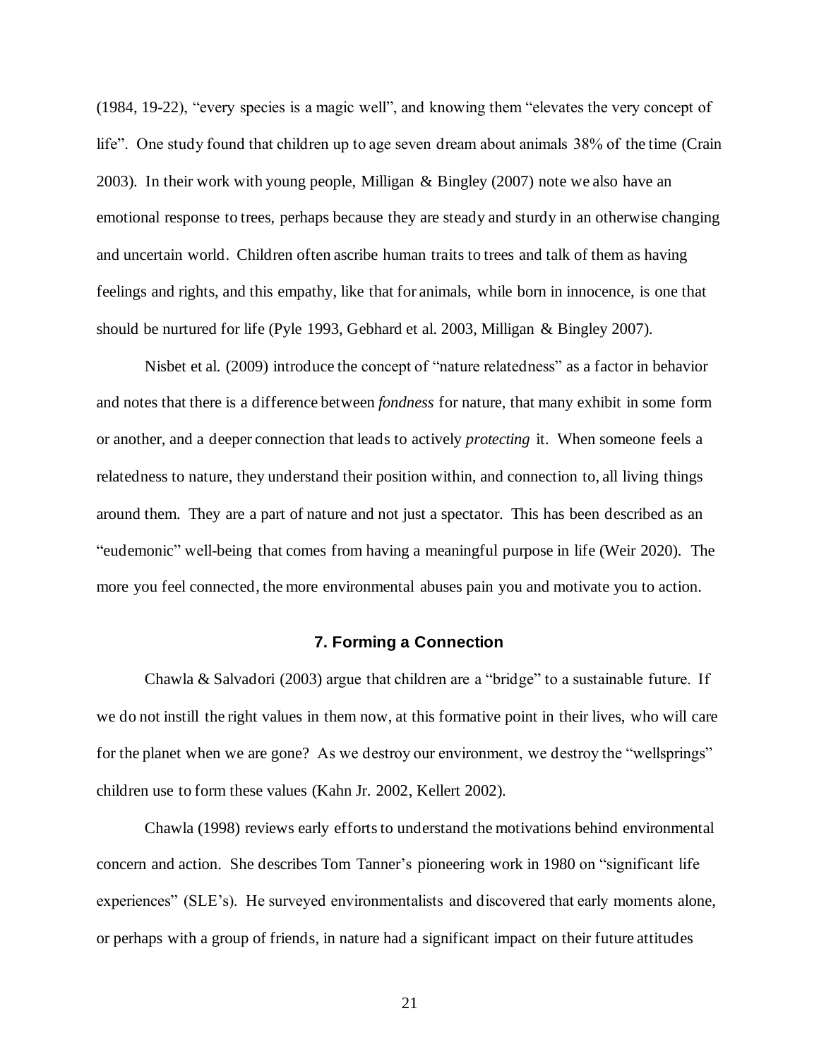(1984, 19-22), "every species is a magic well", and knowing them "elevates the very concept of life". One study found that children up to age seven dream about animals 38% of the time (Crain 2003). In their work with young people, Milligan & Bingley (2007) note we also have an emotional response to trees, perhaps because they are steady and sturdy in an otherwise changing and uncertain world. Children often ascribe human traits to trees and talk of them as having feelings and rights, and this empathy, like that for animals, while born in innocence, is one that should be nurtured for life (Pyle 1993, Gebhard et al. 2003, Milligan & Bingley 2007).

Nisbet et al. (2009) introduce the concept of "nature relatedness" as a factor in behavior and notes that there is a difference between *fondness* for nature, that many exhibit in some form or another, and a deeper connection that leads to actively *protecting* it. When someone feels a relatedness to nature, they understand their position within, and connection to, all living things around them. They are a part of nature and not just a spectator. This has been described as an "eudemonic" well-being that comes from having a meaningful purpose in life (Weir 2020). The more you feel connected, the more environmental abuses pain you and motivate you to action.

## 7. Forming a Connection

Chawla & Salvadori (2003) argue that children are a "bridge" to a sustainable future. If we do not instill the right values in them now, at this formative point in their lives, who will care for the planet when we are gone? As we destroy our environment, we destroy the "wellsprings" children use to form these values (Kahn Jr. 2002, Kellert 2002).

Chawla (1998) reviews early efforts to understand the motivations behind environmental concern and action. She describes Tom Tanner's pioneering work in 1980 on "significant life experiences" (SLE's). He surveyed environmentalists and discovered that early moments alone, or perhaps with a group of friends, in nature had a significant impact on their future attitudes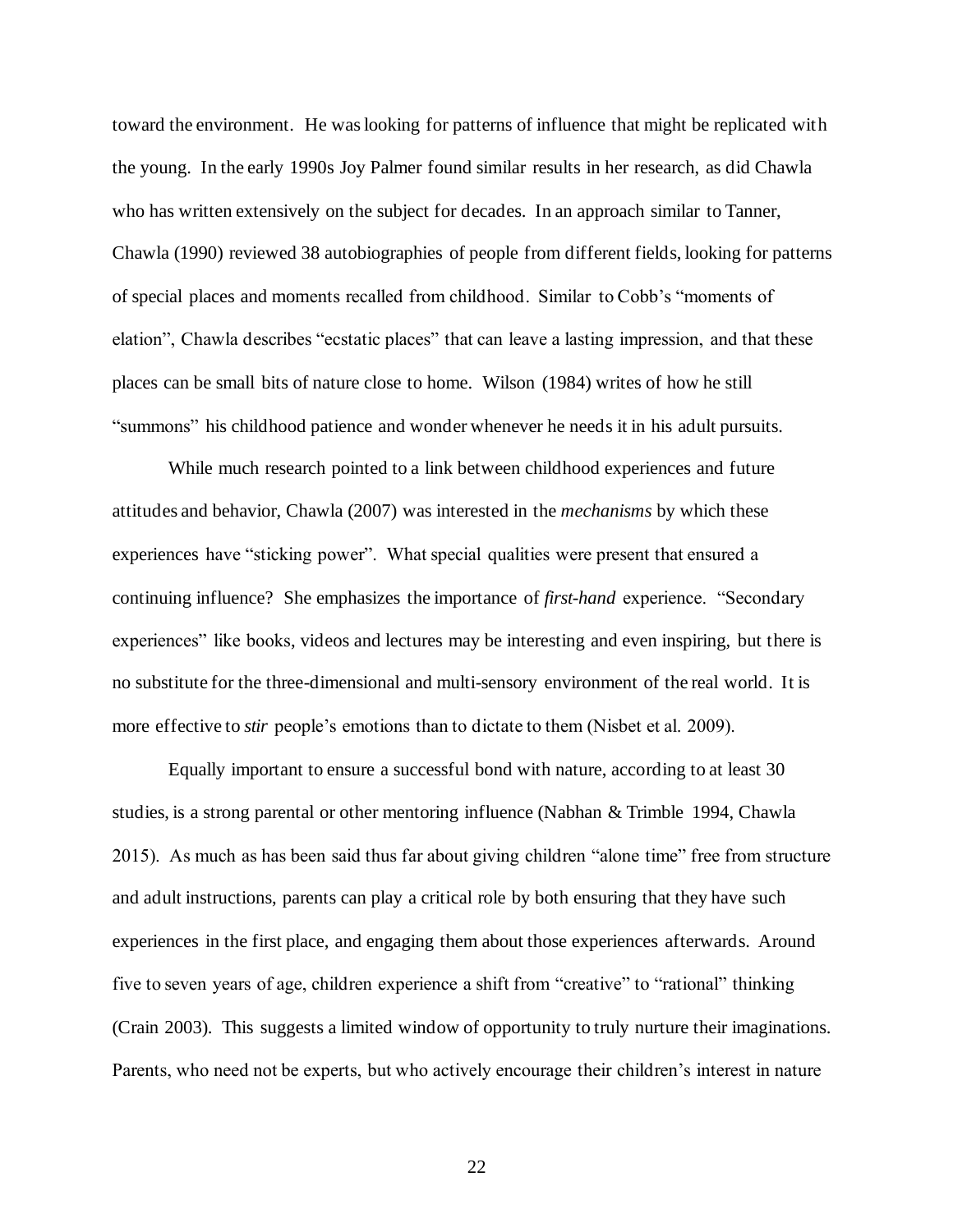toward the environment. He was looking for patterns of influence that might be replicated with the young. In the early 1990s Joy Palmer found similar results in her research, as did Chawla who has written extensively on the subject for decades. In an approach similar to Tanner, Chawla (1990) reviewed 38 autobiographies of people from different fields, looking for patterns of special places and moments recalled from childhood. Similar to Cobb's "moments of elation", Chawla describes "ecstatic places" that can leave a lasting impression, and that these places can be small bits of nature close to home. Wilson (1984) writes of how he still "summons" his childhood patience and wonder whenever he needs it in his adult pursuits.

While much research pointed to a link between childhood experiences and future attitudes and behavior, Chawla (2007) was interested in the *mechanisms* by which these experiences have "sticking power". What special qualities were present that ensured a continuing influence? She emphasizes the importance of *first-hand* experience. "Secondary experiences" like books, videos and lectures may be interesting and even inspiring, but there is no substitute for the three-dimensional and multi-sensory environment of the real world. It is more effective to *stir* people's emotions than to dictate to them (Nisbet et al. 2009).

Equally important to ensure a successful bond with nature, according to at least 30 studies, is a strong parental or other mentoring influence (Nabhan & Trimble 1994, Chawla 2015). As much as has been said thus far about giving children "alone time" free from structure and adult instructions, parents can play a critical role by both ensuring that they have such experiences in the first place, and engaging them about those experiences afterwards. Around five to seven years of age, children experience a shift from "creative" to "rational" thinking (Crain 2003). This suggests a limited window of opportunity to truly nurture their imaginations. Parents, who need not be experts, but who actively encourage their children's interest in nature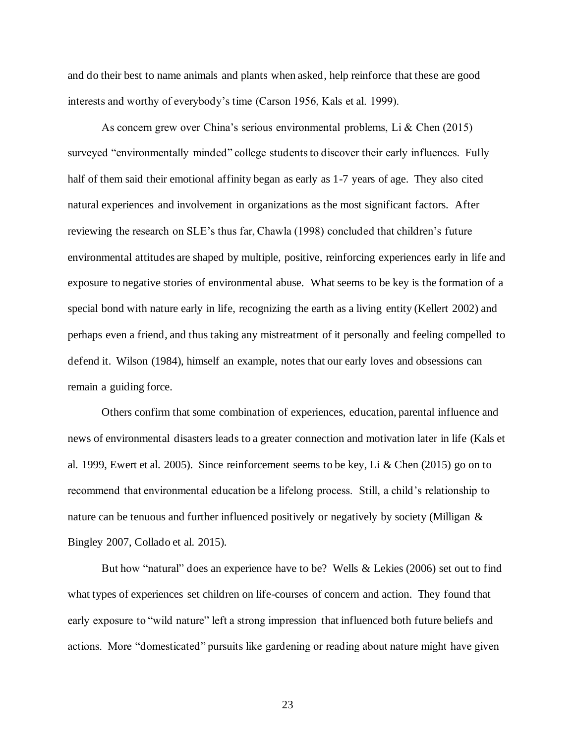and do their best to name animals and plants when asked, help reinforce that these are good interests and worthy of everybody's time (Carson 1956, Kals et al. 1999).

As concern grew over China's serious environmental problems, Li & Chen (2015) surveyed "environmentally minded" college students to discover their early influences. Fully half of them said their emotional affinity began as early as 1-7 years of age. They also cited natural experiences and involvement in organizations as the most significant factors. After reviewing the research on SLE's thus far, Chawla (1998) concluded that children's future environmental attitudes are shaped by multiple, positive, reinforcing experiences early in life and exposure to negative stories of environmental abuse. What seems to be key is the formation of a special bond with nature early in life, recognizing the earth as a living entity (Kellert 2002) and perhaps even a friend, and thus taking any mistreatment of it personally and feeling compelled to defend it. Wilson (1984), himself an example, notes that our early loves and obsessions can remain a guiding force.

Others confirm that some combination of experiences, education, parental influence and news of environmental disasters leads to a greater connection and motivation later in life (Kals et al. 1999, Ewert et al. 2005). Since reinforcement seems to be key, Li & Chen (2015) go on to recommend that environmental education be a lifelong process. Still, a child's relationship to nature can be tenuous and further influenced positively or negatively by society (Milligan & Bingley 2007, Collado et al. 2015).

But how "natural" does an experience have to be? Wells & Lekies (2006) set out to find what types of experiences set children on life-courses of concern and action. They found that early exposure to "wild nature" left a strong impression that influenced both future beliefs and actions. More "domesticated" pursuits like gardening or reading about nature might have given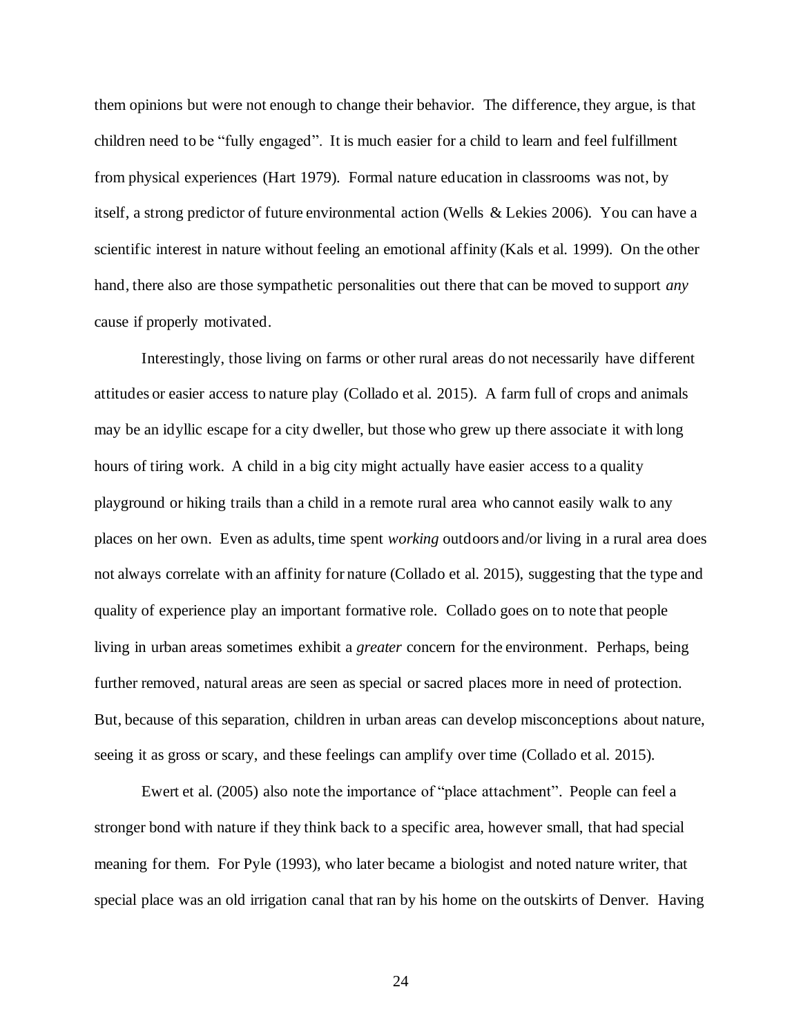them opinions but were not enough to change their behavior. The difference, they argue, is that children need to be "fully engaged". It is much easier for a child to learn and feel fulfillment from physical experiences (Hart 1979). Formal nature education in classrooms was not, by itself, a strong predictor of future environmental action (Wells & Lekies 2006). You can have a scientific interest in nature without feeling an emotional affinity (Kals et al. 1999). On the other hand, there also are those sympathetic personalities out there that can be moved to support *any* cause if properly motivated.

Interestingly, those living on farms or other rural areas do not necessarily have different attitudes or easier access to nature play (Collado et al. 2015). A farm full of crops and animals may be an idyllic escape for a city dweller, but those who grew up there associate it with long hours of tiring work. A child in a big city might actually have easier access to a quality playground or hiking trails than a child in a remote rural area who cannot easily walk to any places on her own. Even as adults, time spent *working* outdoors and/or living in a rural area does not always correlate with an affinity for nature (Collado et al. 2015), suggesting that the type and quality of experience play an important formative role. Collado goes on to note that people living in urban areas sometimes exhibit a *greater* concern for the environment. Perhaps, being further removed, natural areas are seen as special or sacred places more in need of protection. But, because of this separation, children in urban areas can develop misconceptions about nature, seeing it as gross or scary, and these feelings can amplify over time (Collado et al. 2015).

Ewert et al. (2005) also note the importance of "place attachment". People can feel a stronger bond with nature if they think back to a specific area, however small, that had special meaning for them. For Pyle (1993), who later became a biologist and noted nature writer, that special place was an old irrigation canal that ran by his home on the outskirts of Denver. Having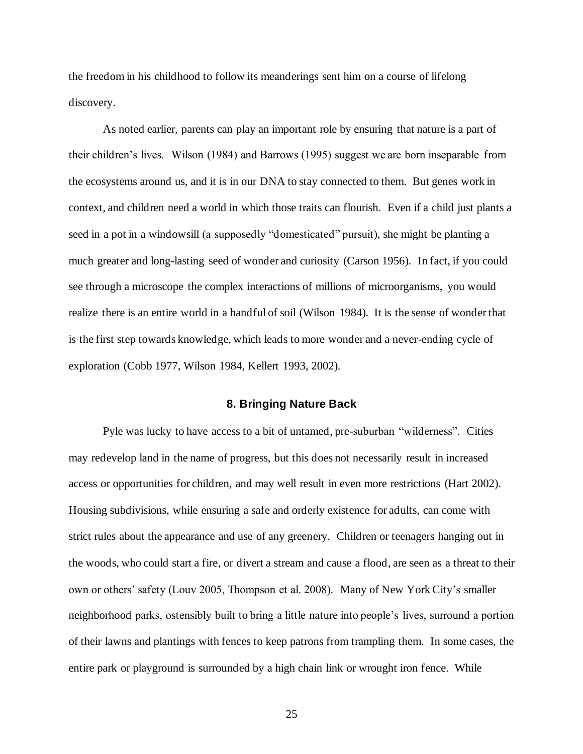the freedom in his childhood to follow its meanderings sent him on a course of lifelong discovery.

As noted earlier, parents can play an important role by ensuring that nature is a part of their children's lives. Wilson (1984) and Barrows (1995) suggest we are born inseparable from the ecosystems around us, and it is in our DNA to stay connected to them. But genes work in context, and children need a world in which those traits can flourish. Even if a child just plants a seed in a pot in a windowsill (a supposedly "domesticated" pursuit), she might be planting a much greater and long-lasting seed of wonder and curiosity (Carson 1956). In fact, if you could see through a microscope the complex interactions of millions of microorganisms, you would realize there is an entire world in a handful of soil (Wilson 1984). It is the sense of wonder that is the first step towards knowledge, which leads to more wonder and a never-ending cycle of exploration (Cobb 1977, Wilson 1984, Kellert 1993, 2002).

## 8. Bringing Nature Back

Pyle was lucky to have access to a bit of untamed, pre-suburban "wilderness". Cities may redevelop land in the name of progress, but this does not necessarily result in increased access or opportunities for children, and may well result in even more restrictions (Hart 2002). Housing subdivisions, while ensuring a safe and orderly existence for adults, can come with strict rules about the appearance and use of any greenery. Children or teenagers hanging out in the woods, who could start a fire, or divert a stream and cause a flood, are seen as a threat to their own or others' safety (Louv 2005, Thompson et al. 2008). Many of New York City's smaller neighborhood parks, ostensibly built to bring a little nature into people's lives, surround a portion of their lawns and plantings with fences to keep patrons from trampling them. In some cases, the entire park or playground is surrounded by a high chain link or wrought iron fence. While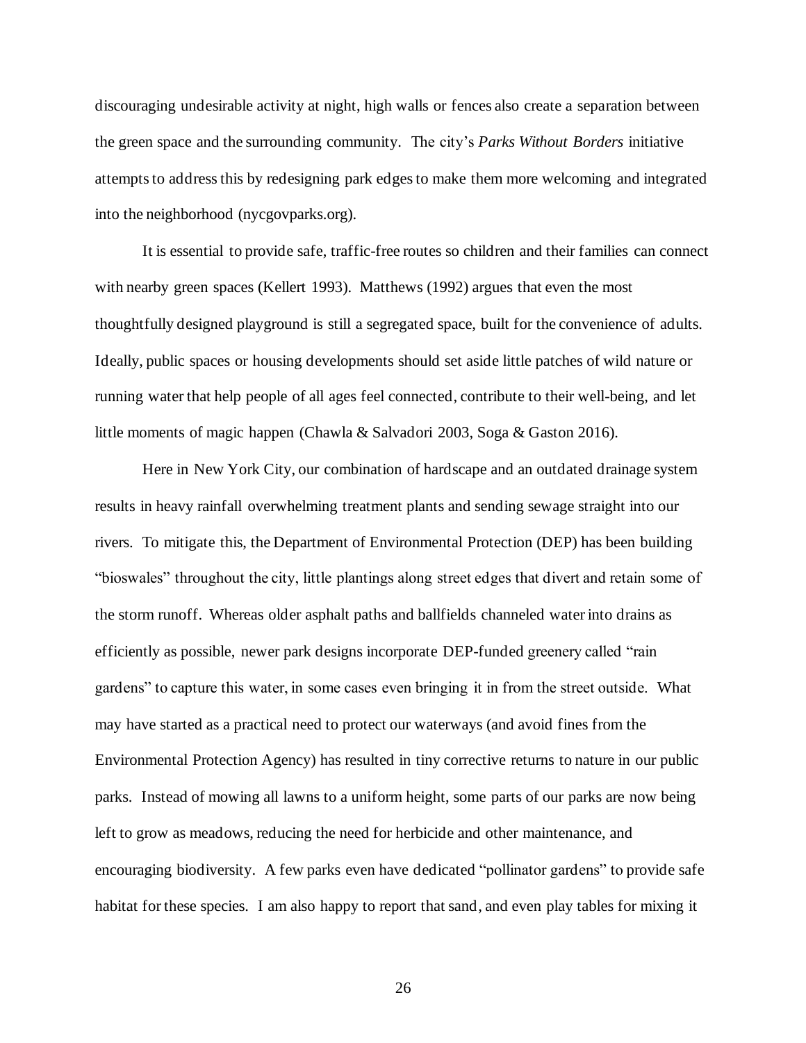discouraging undesirable activity at night, high walls or fences also create a separation between the green space and the surrounding community. The city's *Parks Without Borders* initiative attempts to address this by redesigning park edges to make them more welcoming and integrated into the neighborhood (nycgovparks.org).

It is essential to provide safe, traffic-free routes so children and their families can connect with nearby green spaces (Kellert 1993). Matthews (1992) argues that even the most thoughtfully designed playground is still a segregated space, built for the convenience of adults. Ideally, public spaces or housing developments should set aside little patches of wild nature or running water that help people of all ages feel connected, contribute to their well-being, and let little moments of magic happen (Chawla & Salvadori 2003, Soga & Gaston 2016).

Here in New York City, our combination of hardscape and an outdated drainage system results in heavy rainfall overwhelming treatment plants and sending sewage straight into our rivers. To mitigate this, the Department of Environmental Protection (DEP) has been building "bioswales" throughout the city, little plantings along street edges that divert and retain some of the storm runoff. Whereas older asphalt paths and ballfields channeled water into drains as efficiently as possible, newer park designs incorporate DEP-funded greenery called "rain gardens" to capture this water, in some cases even bringing it in from the street outside. What may have started as a practical need to protect our waterways (and avoid fines from the Environmental Protection Agency) has resulted in tiny corrective returns to nature in our public parks. Instead of mowing all lawns to a uniform height, some parts of our parks are now being left to grow as meadows, reducing the need for herbicide and other maintenance, and encouraging biodiversity. A few parks even have dedicated "pollinator gardens" to provide safe habitat for these species. I am also happy to report that sand, and even play tables for mixing it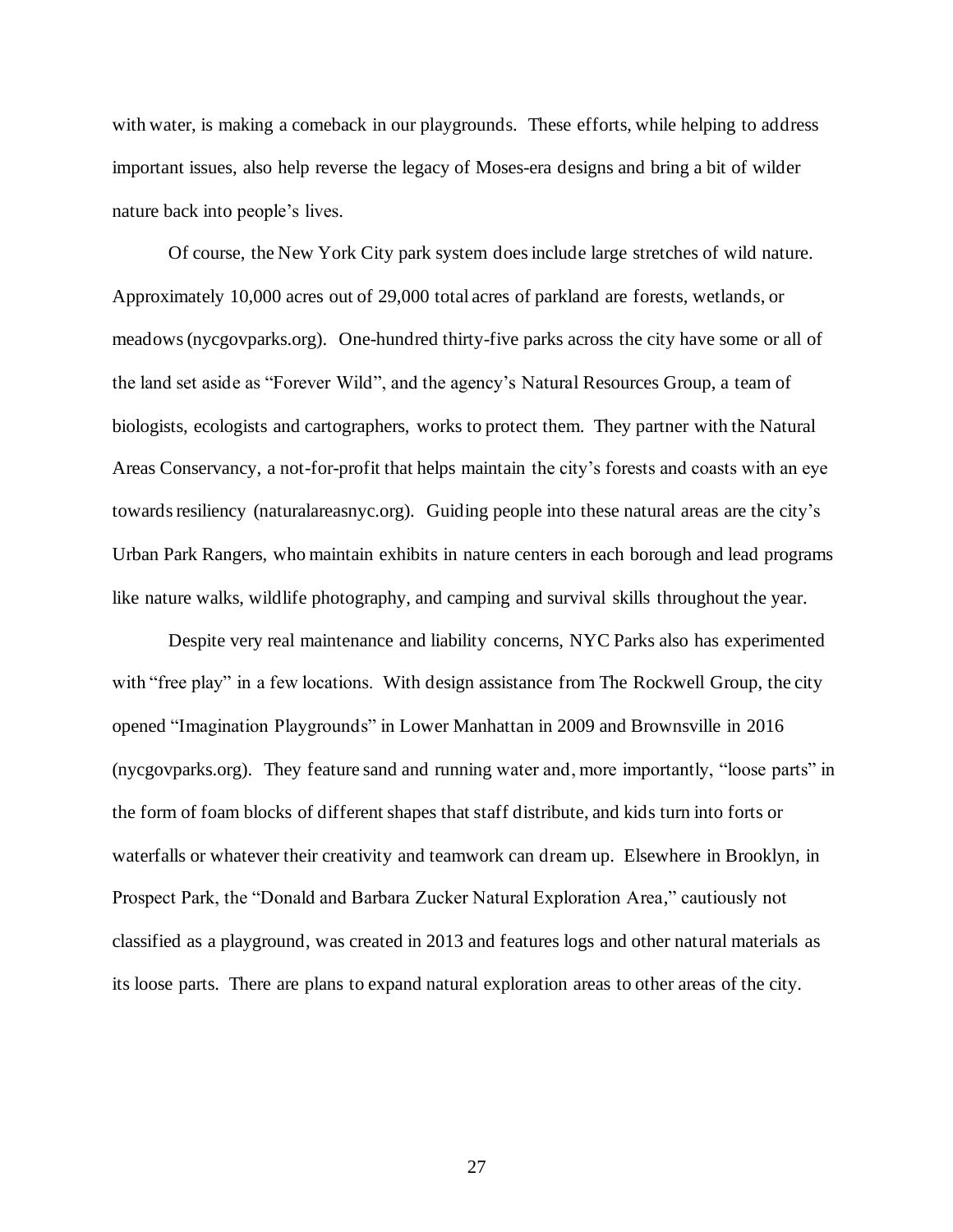with water, is making a comeback in our playgrounds. These efforts, while helping to address important issues, also help reverse the legacy of Moses-era designs and bring a bit of wilder nature back into people's lives.

Of course, the New York City park system does include large stretches of wild nature. Approximately 10,000 acres out of 29,000 total acres of parkland are forests, wetlands, or meadows (nycgovparks.org). One-hundred thirty-five parks across the city have some or all of the land set aside as "Forever Wild", and the agency's Natural Resources Group, a team of biologists, ecologists and cartographers, works to protect them. They partner with the Natural Areas Conservancy, a not-for-profit that helps maintain the city's forests and coasts with an eye towards resiliency (naturalareasnyc.org). Guiding people into these natural areas are the city's Urban Park Rangers, who maintain exhibits in nature centers in each borough and lead programs like nature walks, wildlife photography, and camping and survival skills throughout the year.

Despite very real maintenance and liability concerns, NYC Parks also has experimented with "free play" in a few locations. With design assistance from The Rockwell Group, the city opened "Imagination Playgrounds" in Lower Manhattan in 2009 and Brownsville in 2016 (nycgovparks.org). They feature sand and running water and, more importantly, "loose parts" in the form of foam blocks of different shapes that staff distribute, and kids turn into forts or waterfalls or whatever their creativity and teamwork can dream up. Elsewhere in Brooklyn, in Prospect Park, the "Donald and Barbara Zucker Natural Exploration Area," cautiously not classified as a playground, was created in 2013 and features logs and other natural materials as its loose parts. There are plans to expand natural exploration areas to other areas of the city.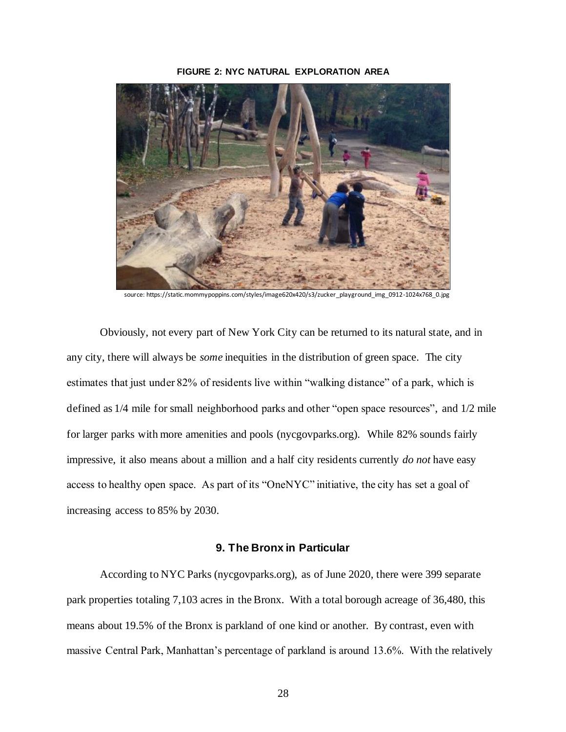**FIGURE 2: NYC NATURAL EXPLORATION AREA**

source: https://static.mommypoppins.com/styles/image620x420/s3/zucker_playground_img_0912-1024x768_0.jpg

Obviously, not every part of New York City can be returned to its natural state, and in any city, there will always be *some* inequities in the distribution of green space. The city estimates that just under 82% of residents live within "walking distance" of a park, which is defined as 1/4 mile for small neighborhood parks and other "open space resources", and 1/2 mile for larger parks with more amenities and pools (nycgovparks.org). While 82% sounds fairly impressive, it also means about a million and a half city residents currently *do not* have easy access to healthy open space. As part of its "OneNYC" initiative, the city has set a goal of increasing access to 85% by 2030.

## 9. The Bronx in Particular

According to NYC Parks (nycgovparks.org), as of June 2020, there were 399 separate park properties totaling 7,103 acres in the Bronx. With a total borough acreage of 36,480, this means about 19.5% of the Bronx is parkland of one kind or another. By contrast, even with massive Central Park, Manhattan's percentage of parkland is around 13.6%. With the relatively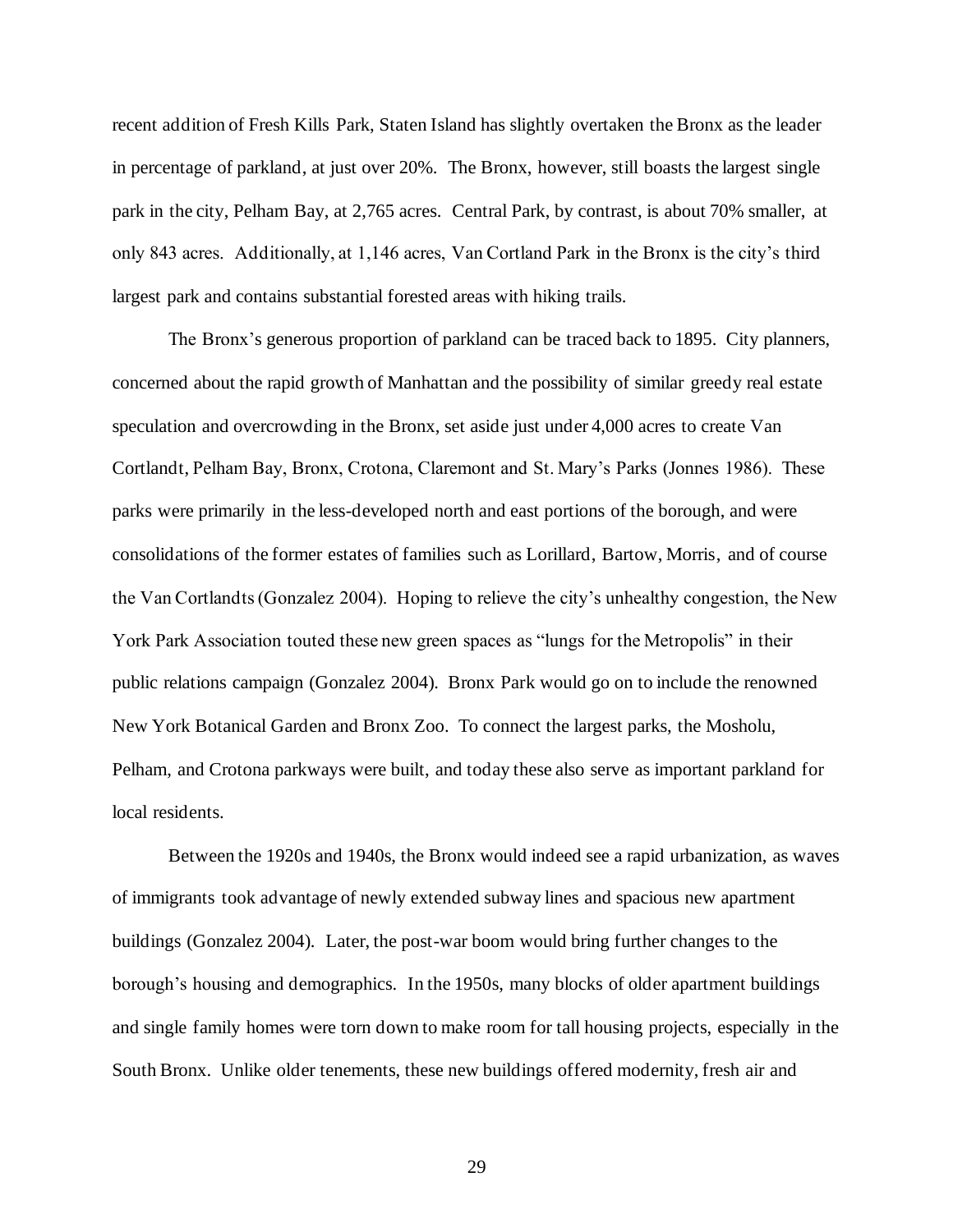recent addition of Fresh Kills Park, Staten Island has slightly overtaken the Bronx as the leader in percentage of parkland, at just over 20%. The Bronx, however, still boasts the largest single park in the city, Pelham Bay, at 2,765 acres. Central Park, by contrast, is about 70% smaller, at only 843 acres. Additionally, at 1,146 acres, Van Cortland Park in the Bronx is the city's third largest park and contains substantial forested areas with hiking trails.

The Bronx's generous proportion of parkland can be traced back to 1895. City planners, concerned about the rapid growth of Manhattan and the possibility of similar greedy real estate speculation and overcrowding in the Bronx, set aside just under 4,000 acres to create Van Cortlandt, Pelham Bay, Bronx, Crotona, Claremont and St. Mary's Parks (Jonnes 1986). These parks were primarily in the less-developed north and east portions of the borough, and were consolidations of the former estates of families such as Lorillard, Bartow, Morris, and of course the Van Cortlandts (Gonzalez 2004). Hoping to relieve the city's unhealthy congestion, the New York Park Association touted these new green spaces as "lungs for the Metropolis" in their public relations campaign (Gonzalez 2004). Bronx Park would go on to include the renowned New York Botanical Garden and Bronx Zoo. To connect the largest parks, the Mosholu, Pelham, and Crotona parkways were built, and today these also serve as important parkland for local residents.

Between the 1920s and 1940s, the Bronx would indeed see a rapid urbanization, as waves of immigrants took advantage of newly extended subway lines and spacious new apartment buildings (Gonzalez 2004). Later, the post-war boom would bring further changes to the borough's housing and demographics. In the 1950s, many blocks of older apartment buildings and single family homes were torn down to make room for tall housing projects, especially in the South Bronx. Unlike older tenements, these new buildings offered modernity, fresh air and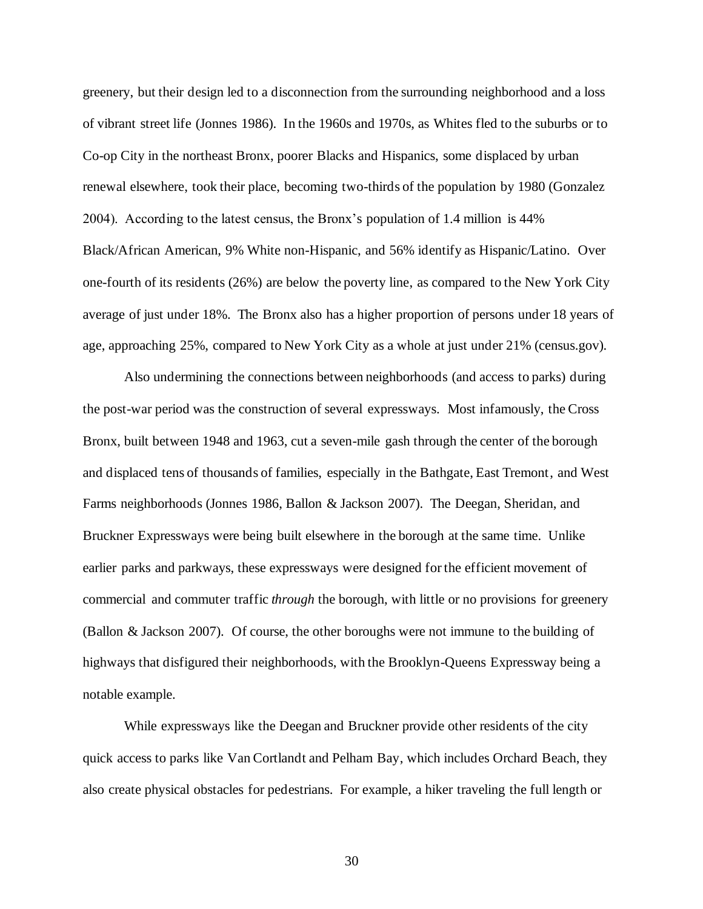greenery, but their design led to a disconnection from the surrounding neighborhood and a loss of vibrant street life (Jonnes 1986). In the 1960s and 1970s, as Whites fled to the suburbs or to Co-op City in the northeast Bronx, poorer Blacks and Hispanics, some displaced by urban renewal elsewhere, took their place, becoming two-thirds of the population by 1980 (Gonzalez 2004). According to the latest census, the Bronx's population of 1.4 million is 44% Black/African American, 9% White non-Hispanic, and 56% identify as Hispanic/Latino. Over one-fourth of its residents (26%) are below the poverty line, as compared to the New York City average of just under 18%. The Bronx also has a higher proportion of persons under 18 years of age, approaching 25%, compared to New York City as a whole at just under 21% (census.gov).

Also undermining the connections between neighborhoods (and access to parks) during the post-war period was the construction of several expressways. Most infamously, the Cross Bronx, built between 1948 and 1963, cut a seven-mile gash through the center of the borough and displaced tens of thousands of families, especially in the Bathgate, East Tremont, and West Farms neighborhoods (Jonnes 1986, Ballon & Jackson 2007). The Deegan, Sheridan, and Bruckner Expressways were being built elsewhere in the borough at the same time. Unlike earlier parks and parkways, these expressways were designed for the efficient movement of commercial and commuter traffic *through* the borough, with little or no provisions for greenery (Ballon & Jackson 2007). Of course, the other boroughs were not immune to the building of highways that disfigured their neighborhoods, with the Brooklyn-Queens Expressway being a notable example.

While expressways like the Deegan and Bruckner provide other residents of the city quick access to parks like Van Cortlandt and Pelham Bay, which includes Orchard Beach, they also create physical obstacles for pedestrians. For example, a hiker traveling the full length or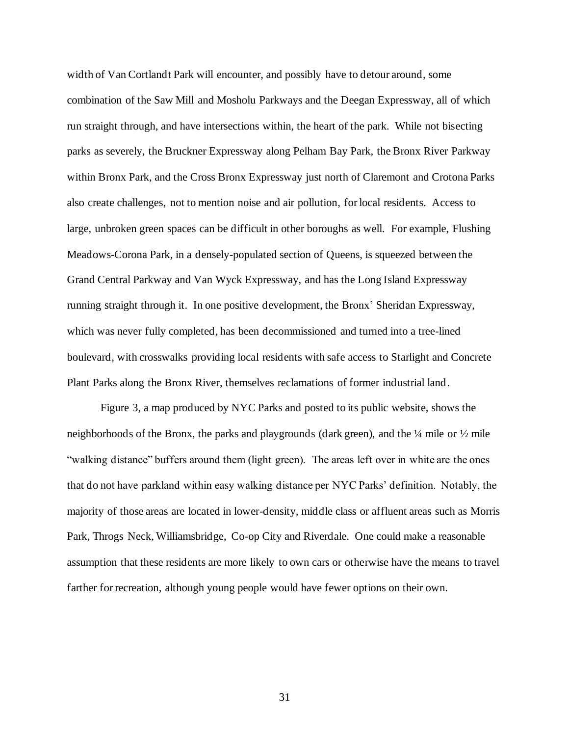width of Van Cortlandt Park will encounter, and possibly have to detour around, some combination of the Saw Mill and Mosholu Parkways and the Deegan Expressway, all of which run straight through, and have intersections within, the heart of the park. While not bisecting parks as severely, the Bruckner Expressway along Pelham Bay Park, the Bronx River Parkway within Bronx Park, and the Cross Bronx Expressway just north of Claremont and Crotona Parks also create challenges, not to mention noise and air pollution, for local residents. Access to large, unbroken green spaces can be difficult in other boroughs as well. For example, Flushing Meadows-Corona Park, in a densely-populated section of Queens, is squeezed between the Grand Central Parkway and Van Wyck Expressway, and has the Long Island Expressway running straight through it. In one positive development, the Bronx' Sheridan Expressway, which was never fully completed, has been decommissioned and turned into a tree-lined boulevard, with crosswalks providing local residents with safe access to Starlight and Concrete Plant Parks along the Bronx River, themselves reclamations of former industrial land.

Figure 3, a map produced by NYC Parks and posted to its public website, shows the neighborhoods of the Bronx, the parks and playgrounds (dark green), and the ¼ mile or ½ mile "walking distance" buffers around them (light green). The areas left over in white are the ones that do not have parkland within easy walking distance per NYC Parks' definition. Notably, the majority of those areas are located in lower-density, middle class or affluent areas such as Morris Park, Throgs Neck, Williamsbridge, Co-op City and Riverdale. One could make a reasonable assumption that these residents are more likely to own cars or otherwise have the means to travel farther for recreation, although young people would have fewer options on their own.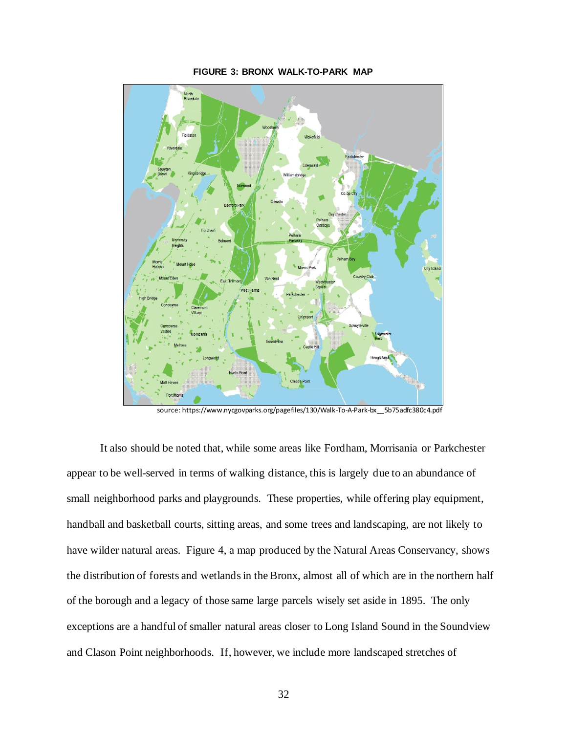**FIGURE 3: BRONX WALK-TO-PARK MAP**

source: https://www.nycgovparks.org/pagefiles/130/Walk-To-A-Park-bx__5b75adfc380c4.pdf

It also should be noted that, while some areas like Fordham, Morrisania or Parkchester appear to be well-served in terms of walking distance, this is largely due to an abundance of small neighborhood parks and playgrounds. These properties, while offering play equipment, handball and basketball courts, sitting areas, and some trees and landscaping, are not likely to have wilder natural areas. Figure 4, a map produced by the Natural Areas Conservancy, shows the distribution of forests and wetlands in the Bronx, almost all of which are in the northern half of the borough and a legacy of those same large parcels wisely set aside in 1895. The only exceptions are a handful of smaller natural areas closer to Long Island Sound in the Soundview and Clason Point neighborhoods. If, however, we include more landscaped stretches of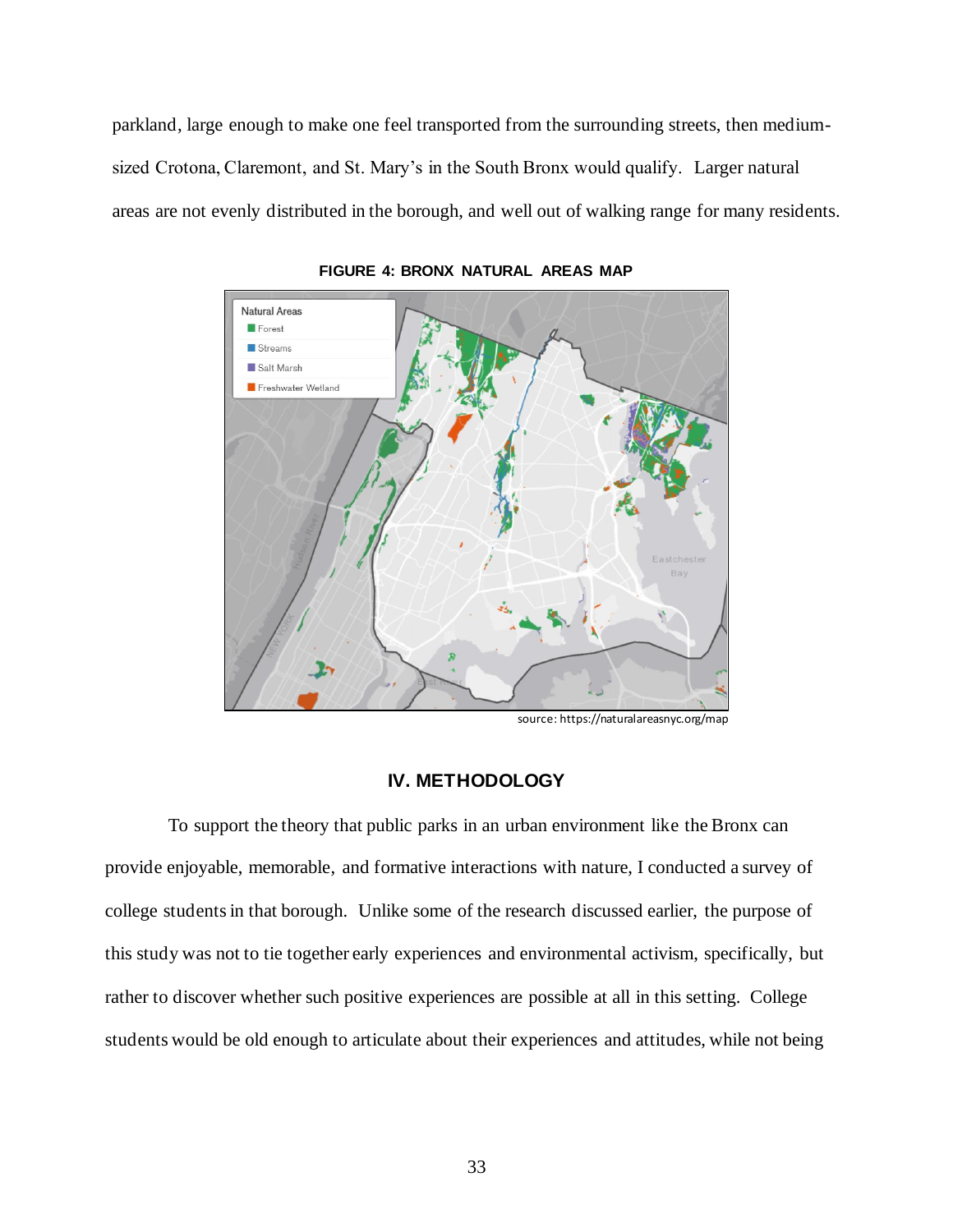parkland, large enough to make one feel transported from the surrounding streets, then medium-sized Crotona, Claremont, and St. Mary's in the South Bronx would qualify. Larger natural areas are not evenly distributed in the borough, and well out of walking range for many residents.

**FIGURE 4: BRONX NATURAL AREAS MAP**

source: https://naturalareasnyc.org/map

## IV. METHODOLOGY

To support the theory that public parks in an urban environment like the Bronx can provide enjoyable, memorable, and formative interactions with nature, I conducted a survey of college students in that borough. Unlike some of the research discussed earlier, the purpose of this study was not to tie together early experiences and environmental activism, specifically, but rather to discover whether such positive experiences are possible at all in this setting. College students would be old enough to articulate about their experiences and attitudes, while not being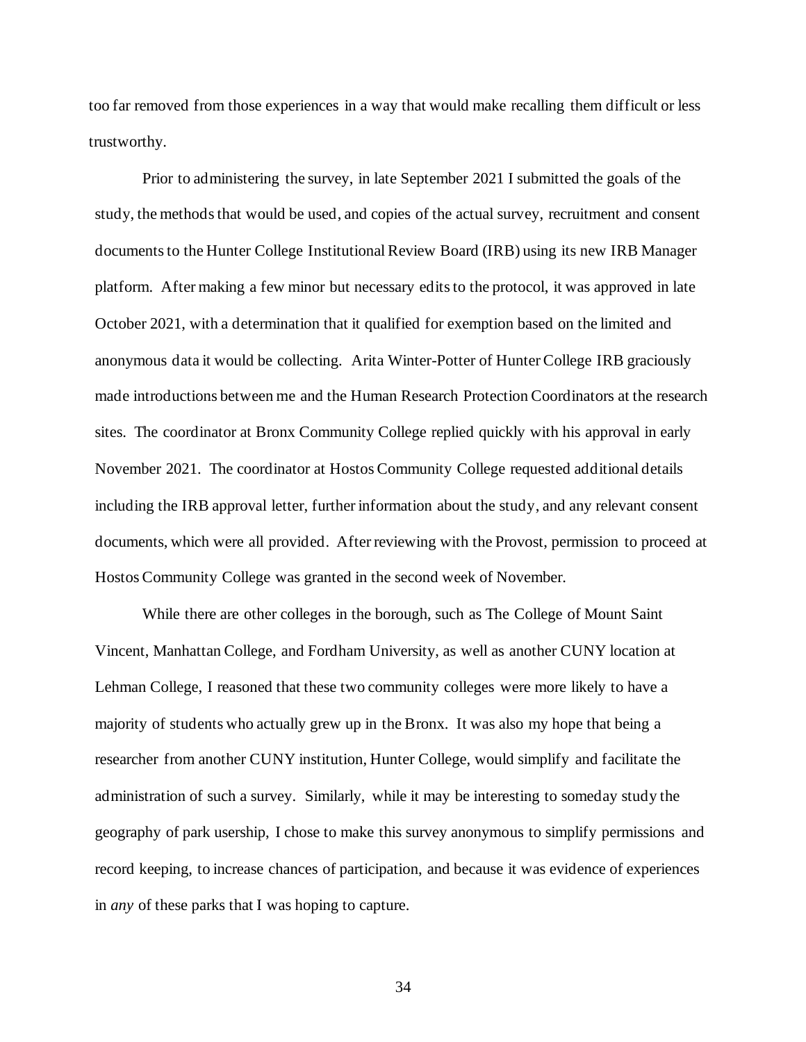too far removed from those experiences in a way that would make recalling them difficult or less trustworthy.

Prior to administering the survey, in late September 2021 I submitted the goals of the study, the methods that would be used, and copies of the actual survey, recruitment and consent documents to the Hunter College Institutional Review Board (IRB) using its new IRB Manager platform. After making a few minor but necessary edits to the protocol, it was approved in late October 2021, with a determination that it qualified for exemption based on the limited and anonymous data it would be collecting. Arita Winter-Potter of Hunter College IRB graciously made introductions between me and the Human Research Protection Coordinators at the research sites. The coordinator at Bronx Community College replied quickly with his approval in early November 2021. The coordinator at Hostos Community College requested additional details including the IRB approval letter, further information about the study, and any relevant consent documents, which were all provided. After reviewing with the Provost, permission to proceed at Hostos Community College was granted in the second week of November.

While there are other colleges in the borough, such as The College of Mount Saint Vincent, Manhattan College, and Fordham University, as well as another CUNY location at Lehman College, I reasoned that these two community colleges were more likely to have a majority of students who actually grew up in the Bronx. It was also my hope that being a researcher from another CUNY institution, Hunter College, would simplify and facilitate the administration of such a survey. Similarly, while it may be interesting to someday study the geography of park usership, I chose to make this survey anonymous to simplify permissions and record keeping, to increase chances of participation, and because it was evidence of experiences in *any* of these parks that I was hoping to capture.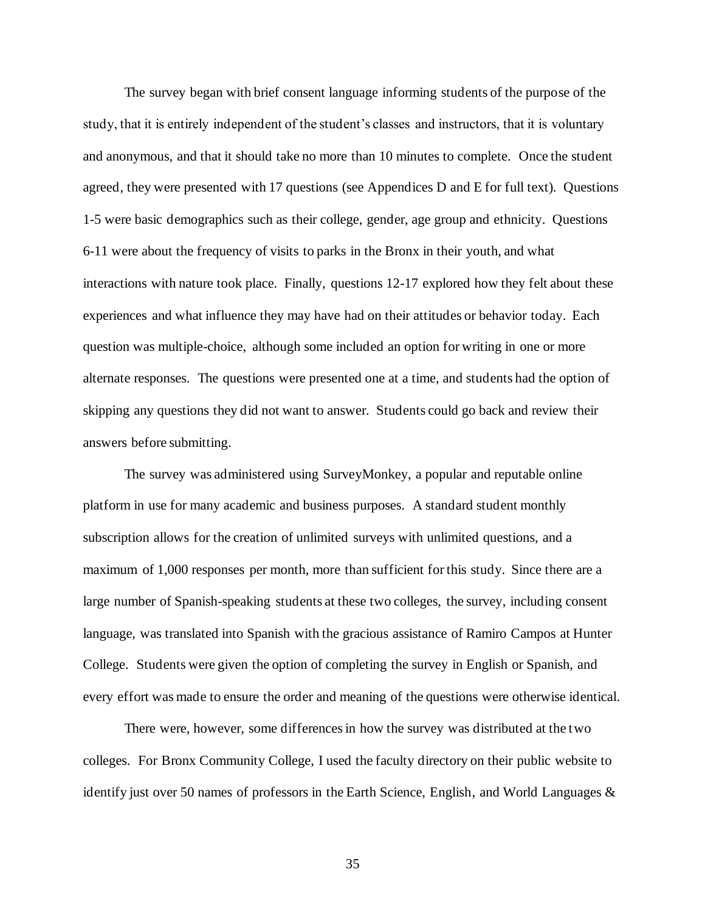The survey began with brief consent language informing students of the purpose of the study, that it is entirely independent of the student's classes and instructors, that it is voluntary and anonymous, and that it should take no more than 10 minutes to complete. Once the student agreed, they were presented with 17 questions (see Appendices D and E for full text). Questions 1-5 were basic demographics such as their college, gender, age group and ethnicity. Questions 6-11 were about the frequency of visits to parks in the Bronx in their youth, and what interactions with nature took place. Finally, questions 12-17 explored how they felt about these experiences and what influence they may have had on their attitudes or behavior today. Each question was multiple-choice, although some included an option for writing in one or more alternate responses. The questions were presented one at a time, and students had the option of skipping any questions they did not want to answer. Students could go back and review their answers before submitting.

The survey was administered using SurveyMonkey, a popular and reputable online platform in use for many academic and business purposes. A standard student monthly subscription allows for the creation of unlimited surveys with unlimited questions, and a maximum of 1,000 responses per month, more than sufficient for this study. Since there are a large number of Spanish-speaking students at these two colleges, the survey, including consent language, was translated into Spanish with the gracious assistance of Ramiro Campos at Hunter College. Students were given the option of completing the survey in English or Spanish, and every effort was made to ensure the order and meaning of the questions were otherwise identical.

There were, however, some differences in how the survey was distributed at the two colleges. For Bronx Community College, I used the faculty directory on their public website to identify just over 50 names of professors in the Earth Science, English, and World Languages &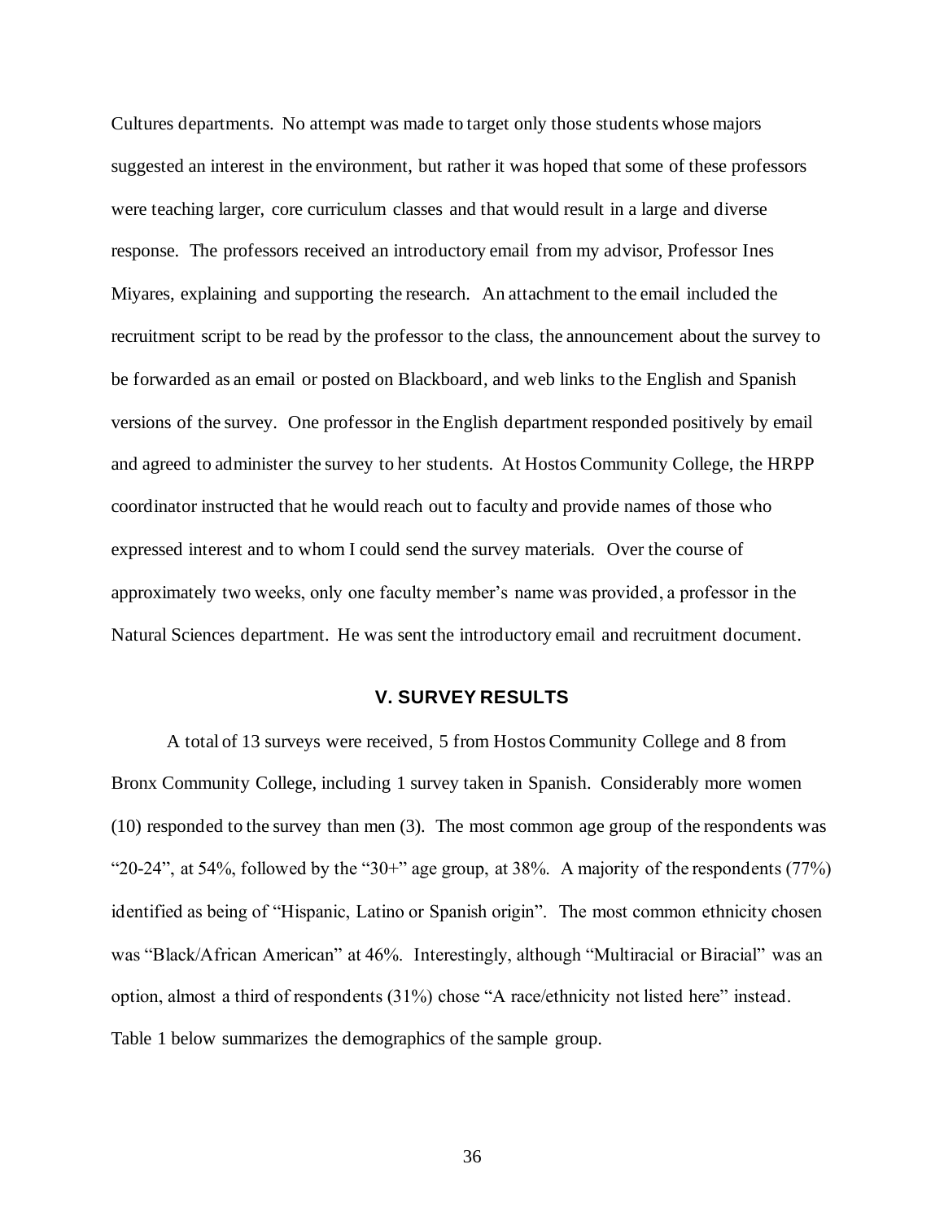Cultures departments. No attempt was made to target only those students whose majors suggested an interest in the environment, but rather it was hoped that some of these professors were teaching larger, core curriculum classes and that would result in a large and diverse response. The professors received an introductory email from my advisor, Professor Ines Miyares, explaining and supporting the research. An attachment to the email included the recruitment script to be read by the professor to the class, the announcement about the survey to be forwarded as an email or posted on Blackboard, and web links to the English and Spanish versions of the survey. One professor in the English department responded positively by email and agreed to administer the survey to her students. At Hostos Community College, the HRPP coordinator instructed that he would reach out to faculty and provide names of those who expressed interest and to whom I could send the survey materials. Over the course of approximately two weeks, only one faculty member's name was provided, a professor in the Natural Sciences department. He was sent the introductory email and recruitment document.

## V. SURVEY RESULTS

A total of 13 surveys were received, 5 from Hostos Community College and 8 from Bronx Community College, including 1 survey taken in Spanish. Considerably more women (10) responded to the survey than men (3). The most common age group of the respondents was "20-24", at 54%, followed by the "30+" age group, at 38%. A majority of the respondents (77%) identified as being of "Hispanic, Latino or Spanish origin". The most common ethnicity chosen was "Black/African American" at 46%. Interestingly, although "Multiracial or Biracial" was an option, almost a third of respondents (31%) chose "A race/ethnicity not listed here" instead. Table 1 below summarizes the demographics of the sample group.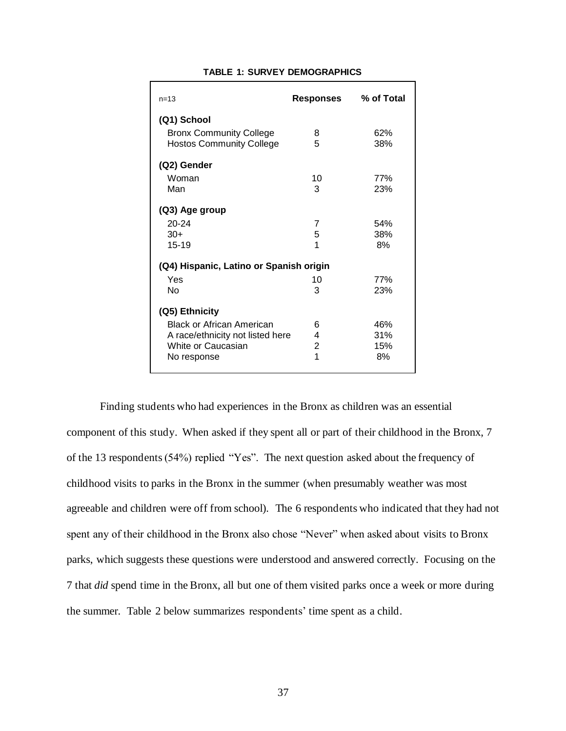**TABLE 1: SURVEY DEMOGRAPHICS**

| n=13 | Responses | % of Total |
|---|---|---|
| **(Q1) School** | | |
| Bronx Community College | 8 | 62% |
| Hostos Community College | 5 | 38% |
| **(Q2) Gender** | | |
| Woman | 10 | 77% |
| Man | 3 | 23% |
| **(Q3) Age group** | | |
| 20-24 | 7 | 54% |
| 30+ | 5 | 38% |
| 15-19 | 1 | 8% |
| **(Q4) Hispanic, Latino or Spanish origin** | | |
| Yes | 10 | 77% |
| No | 3 | 23% |
| **(Q5) Ethnicity** | | |
| Black or African American | 6 | 46% |
| A race/ethnicity not listed here | 4 | 31% |
| White or Caucasian | 2 | 15% |
| No response | 1 | 8% |

Finding students who had experiences in the Bronx as children was an essential component of this study. When asked if they spent all or part of their childhood in the Bronx, 7 of the 13 respondents (54%) replied "Yes". The next question asked about the frequency of childhood visits to parks in the Bronx in the summer (when presumably weather was most agreeable and children were off from school). The 6 respondents who indicated that they had not spent any of their childhood in the Bronx also chose "Never" when asked about visits to Bronx parks, which suggests these questions were understood and answered correctly. Focusing on the 7 that *did* spend time in the Bronx, all but one of them visited parks once a week or more during the summer. Table 2 below summarizes respondents' time spent as a child.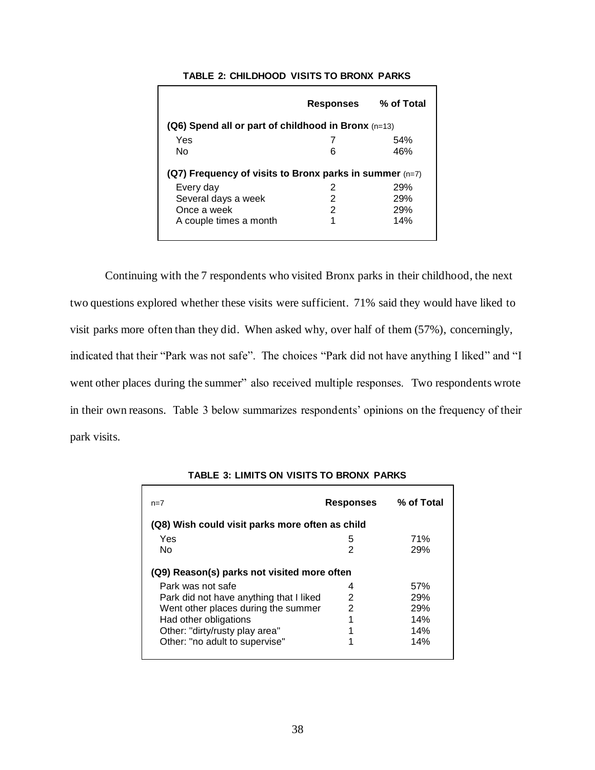**TABLE 2: CHILDHOOD VISITS TO BRONX PARKS**

| | Responses | % of Total |
|---|---|---|
| **(Q6) Spend all or part of childhood in Bronx** (n=13) | | |
| Yes | 7 | 54% |
| No | 6 | 46% |
| **(Q7) Frequency of visits to Bronx parks in summer** (n=7) | | |
| Every day | 2 | 29% |
| Several days a week | 2 | 29% |
| Once a week | 2 | 29% |
| A couple times a month | 1 | 14% |

Continuing with the 7 respondents who visited Bronx parks in their childhood, the next two questions explored whether these visits were sufficient. 71% said they would have liked to visit parks more often than they did. When asked why, over half of them (57%), concerningly, indicated that their "Park was not safe". The choices "Park did not have anything I liked" and "I went other places during the summer" also received multiple responses. Two respondents wrote in their own reasons. Table 3 below summarizes respondents' opinions on the frequency of their park visits.

**TABLE 3: LIMITS ON VISITS TO BRONX PARKS**

| n=7 | Responses | % of Total |
|---|---|---|
| **(Q8) Wish could visit parks more often as child** | | |
| Yes | 5 | 71% |
| No | 2 | 29% |
| **(Q9) Reason(s) parks not visited more often** | | |
| Park was not safe | 4 | 57% |
| Park did not have anything that I liked | 2 | 29% |
| Went other places during the summer | 2 | 29% |
| Had other obligations | 1 | 14% |
| Other: "dirty/rusty play area" | 1 | 14% |
| Other: "no adult to supervise" | 1 | 14% |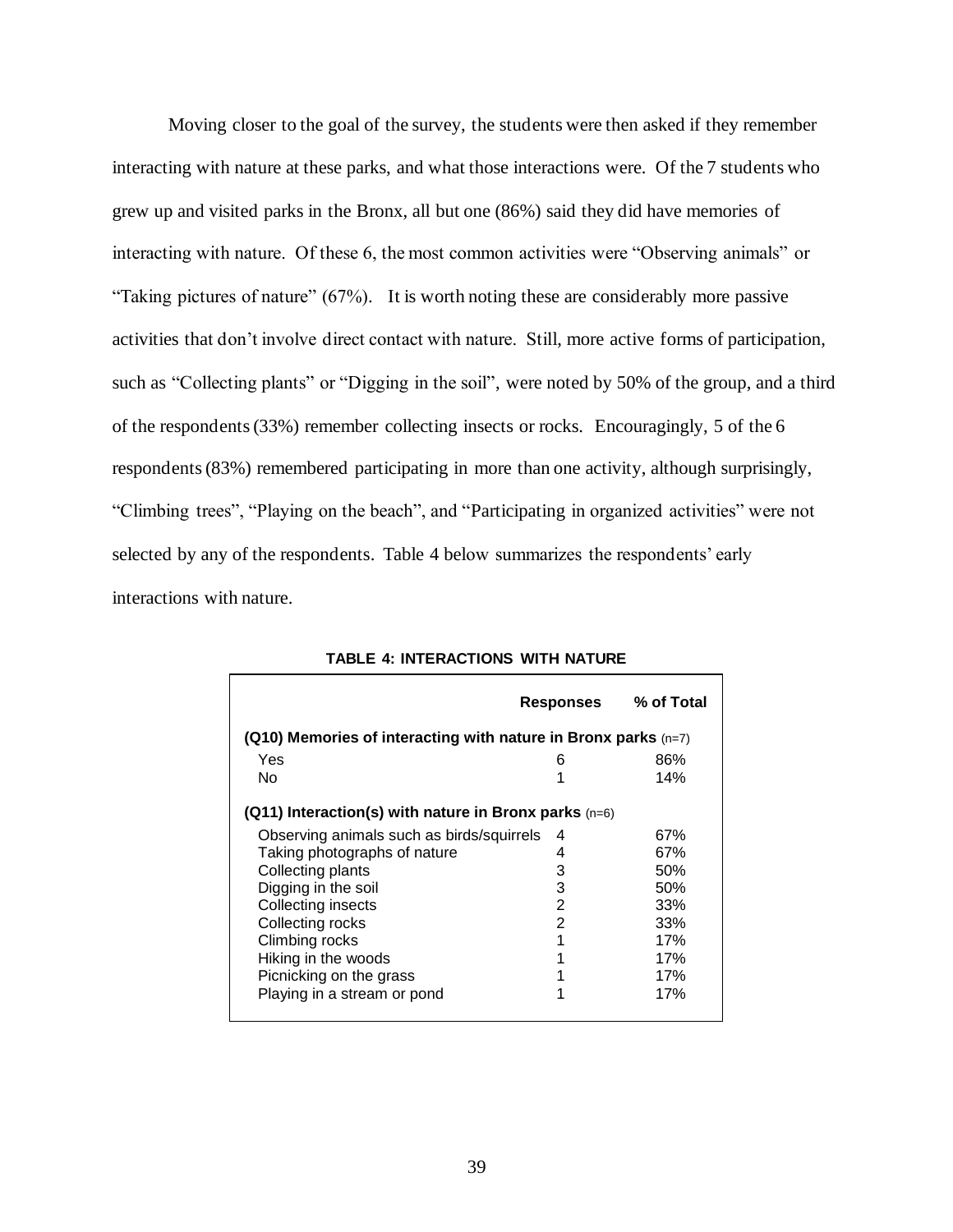Moving closer to the goal of the survey, the students were then asked if they remember interacting with nature at these parks, and what those interactions were. Of the 7 students who grew up and visited parks in the Bronx, all but one (86%) said they did have memories of interacting with nature. Of these 6, the most common activities were "Observing animals" or "Taking pictures of nature" (67%). It is worth noting these are considerably more passive activities that don't involve direct contact with nature. Still, more active forms of participation, such as "Collecting plants" or "Digging in the soil", were noted by 50% of the group, and a third of the respondents (33%) remember collecting insects or rocks. Encouragingly, 5 of the 6 respondents (83%) remembered participating in more than one activity, although surprisingly, "Climbing trees", "Playing on the beach", and "Participating in organized activities" were not selected by any of the respondents. Table 4 below summarizes the respondents' early interactions with nature.

**TABLE 4: INTERACTIONS WITH NATURE**

| | Responses | % of Total |
|---|---|---|
| **(Q10) Memories of interacting with nature in Bronx parks** (n=7) | | |
| Yes | 6 | 86% |
| No | 1 | 14% |
| **(Q11) Interaction(s) with nature in Bronx parks** (n=6) | | |
| Observing animals such as birds/squirrels | 4 | 67% |
| Taking photographs of nature | 4 | 67% |
| Collecting plants | 3 | 50% |
| Digging in the soil | 3 | 50% |
| Collecting insects | 2 | 33% |
| Collecting rocks | 2 | 33% |
| Climbing rocks | 1 | 17% |
| Hiking in the woods | 1 | 17% |
| Picnicking on the grass | 1 | 17% |
| Playing in a stream or pond | 1 | 17% |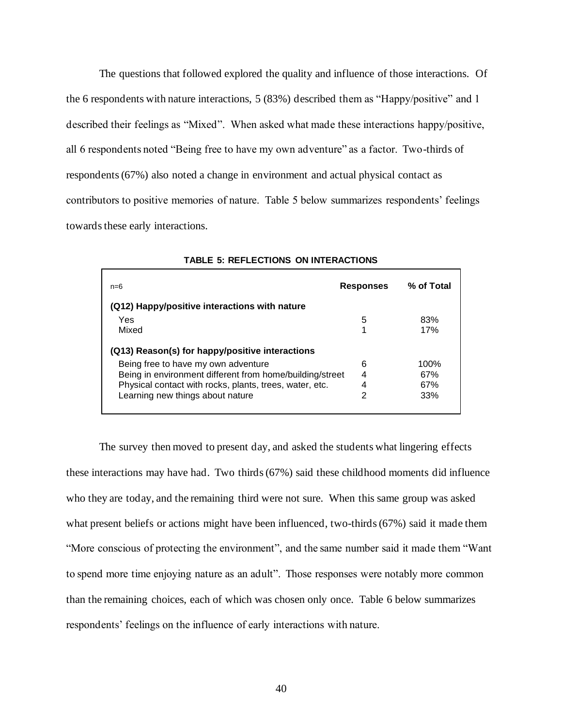The questions that followed explored the quality and influence of those interactions. Of the 6 respondents with nature interactions, 5 (83%) described them as "Happy/positive" and 1 described their feelings as "Mixed". When asked what made these interactions happy/positive, all 6 respondents noted "Being free to have my own adventure" as a factor. Two-thirds of respondents (67%) also noted a change in environment and actual physical contact as contributors to positive memories of nature. Table 5 below summarizes respondents' feelings towards these early interactions.

**TABLE 5: REFLECTIONS ON INTERACTIONS**

| n=6 | Responses | % of Total |
|---|---|---|
| **(Q12) Happy/positive interactions with nature** | | |
| Yes | 5 | 83% |
| Mixed | 1 | 17% |
| **(Q13) Reason(s) for happy/positive interactions** | | |
| Being free to have my own adventure | 6 | 100% |
| Being in environment different from home/building/street | 4 | 67% |
| Physical contact with rocks, plants, trees, water, etc. | 4 | 67% |
| Learning new things about nature | 2 | 33% |

The survey then moved to present day, and asked the students what lingering effects these interactions may have had. Two thirds (67%) said these childhood moments did influence who they are today, and the remaining third were not sure. When this same group was asked what present beliefs or actions might have been influenced, two-thirds (67%) said it made them "More conscious of protecting the environment", and the same number said it made them "Want to spend more time enjoying nature as an adult". Those responses were notably more common than the remaining choices, each of which was chosen only once. Table 6 below summarizes respondents' feelings on the influence of early interactions with nature.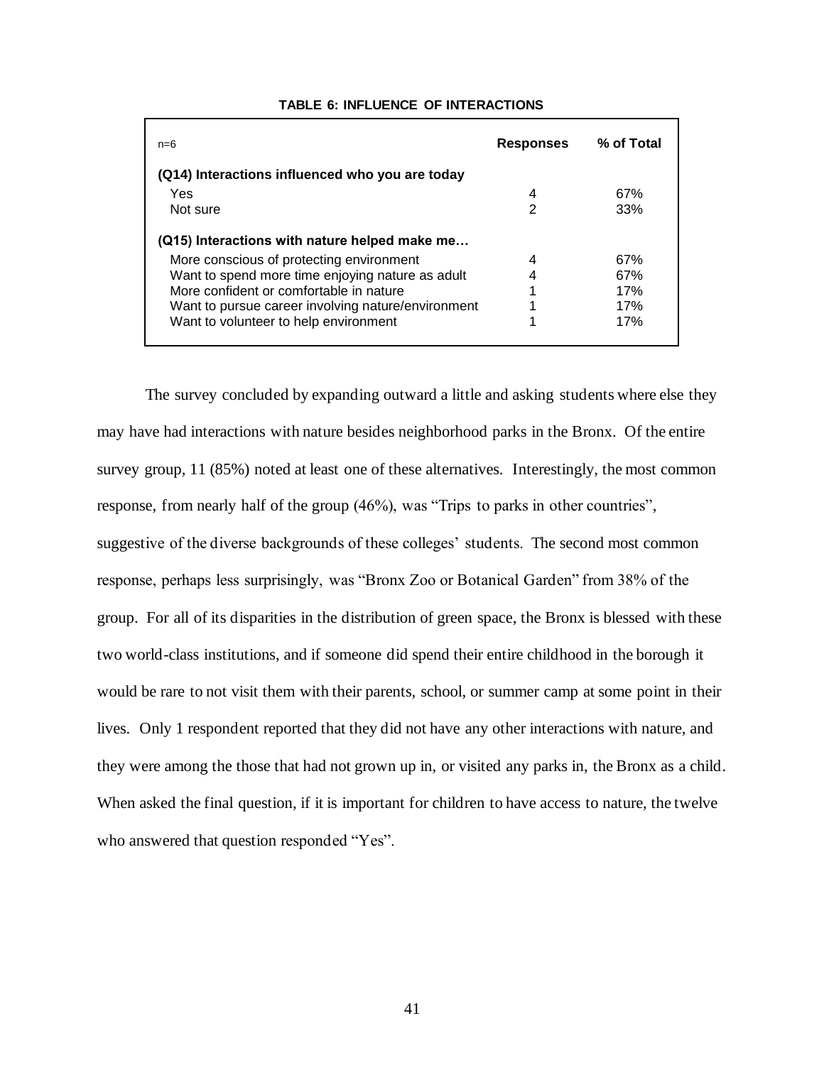**TABLE 6: INFLUENCE OF INTERACTIONS**

| n=6 | Responses | % of Total |
|---|---|---|
| **(Q14) Interactions influenced who you are today** | | |
| Yes | 4 | 67% |
| Not sure | 2 | 33% |
| **(Q15) Interactions with nature helped make me…** | | |
| More conscious of protecting environment | 4 | 67% |
| Want to spend more time enjoying nature as adult | 4 | 67% |
| More confident or comfortable in nature | 1 | 17% |
| Want to pursue career involving nature/environment | 1 | 17% |
| Want to volunteer to help environment | 1 | 17% |

The survey concluded by expanding outward a little and asking students where else they may have had interactions with nature besides neighborhood parks in the Bronx. Of the entire survey group, 11 (85%) noted at least one of these alternatives. Interestingly, the most common response, from nearly half of the group (46%), was "Trips to parks in other countries", suggestive of the diverse backgrounds of these colleges' students. The second most common response, perhaps less surprisingly, was "Bronx Zoo or Botanical Garden" from 38% of the group. For all of its disparities in the distribution of green space, the Bronx is blessed with these two world-class institutions, and if someone did spend their entire childhood in the borough it would be rare to not visit them with their parents, school, or summer camp at some point in their lives. Only 1 respondent reported that they did not have any other interactions with nature, and they were among the those that had not grown up in, or visited any parks in, the Bronx as a child. When asked the final question, if it is important for children to have access to nature, the twelve who answered that question responded "Yes".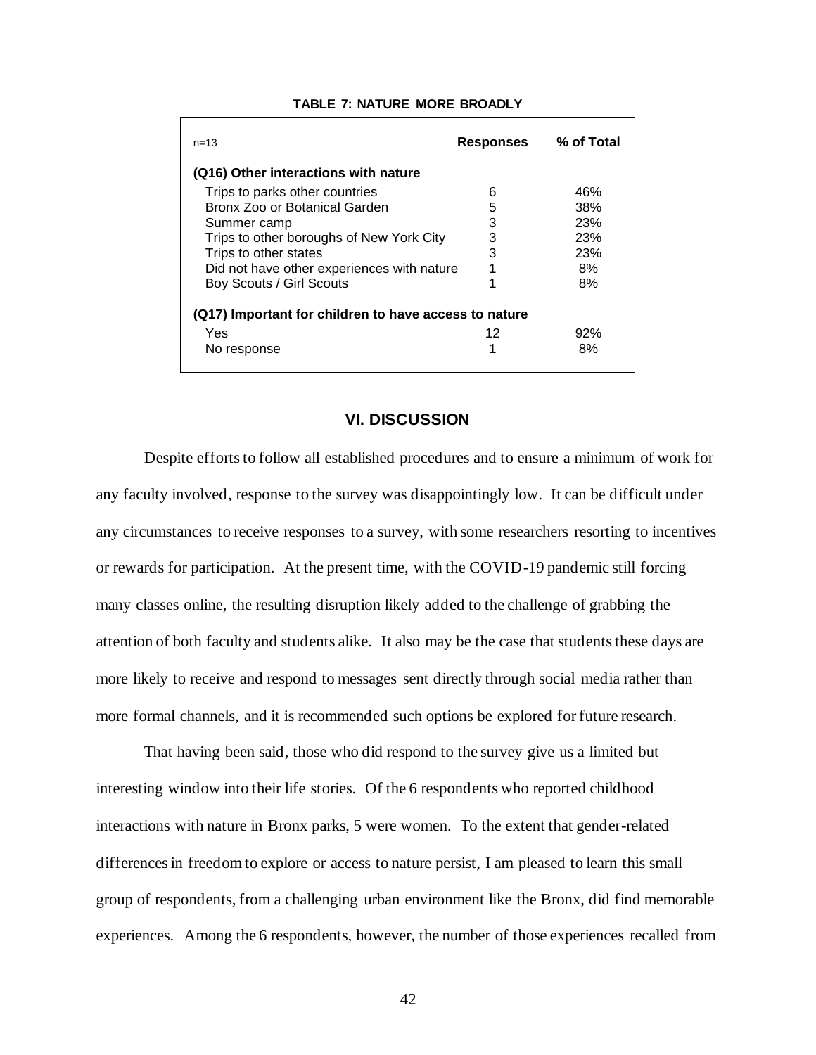**TABLE 7: NATURE MORE BROADLY**

| n=13 | Responses | % of Total |
|---|---|---|
| **(Q16) Other interactions with nature** | | |
| Trips to parks other countries | 6 | 46% |
| Bronx Zoo or Botanical Garden | 5 | 38% |
| Summer camp | 3 | 23% |
| Trips to other boroughs of New York City | 3 | 23% |
| Trips to other states | 3 | 23% |
| Did not have other experiences with nature | 1 | 8% |
| Boy Scouts / Girl Scouts | 1 | 8% |
| **(Q17) Important for children to have access to nature** | | |
| Yes | 12 | 92% |
| No response | 1 | 8% |

## VI. DISCUSSION

Despite efforts to follow all established procedures and to ensure a minimum of work for any faculty involved, response to the survey was disappointingly low. It can be difficult under any circumstances to receive responses to a survey, with some researchers resorting to incentives or rewards for participation. At the present time, with the COVID-19 pandemic still forcing many classes online, the resulting disruption likely added to the challenge of grabbing the attention of both faculty and students alike. It also may be the case that students these days are more likely to receive and respond to messages sent directly through social media rather than more formal channels, and it is recommended such options be explored for future research.

That having been said, those who did respond to the survey give us a limited but interesting window into their life stories. Of the 6 respondents who reported childhood interactions with nature in Bronx parks, 5 were women. To the extent that gender-related differences in freedom to explore or access to nature persist, I am pleased to learn this small group of respondents, from a challenging urban environment like the Bronx, did find memorable experiences. Among the 6 respondents, however, the number of those experiences recalled from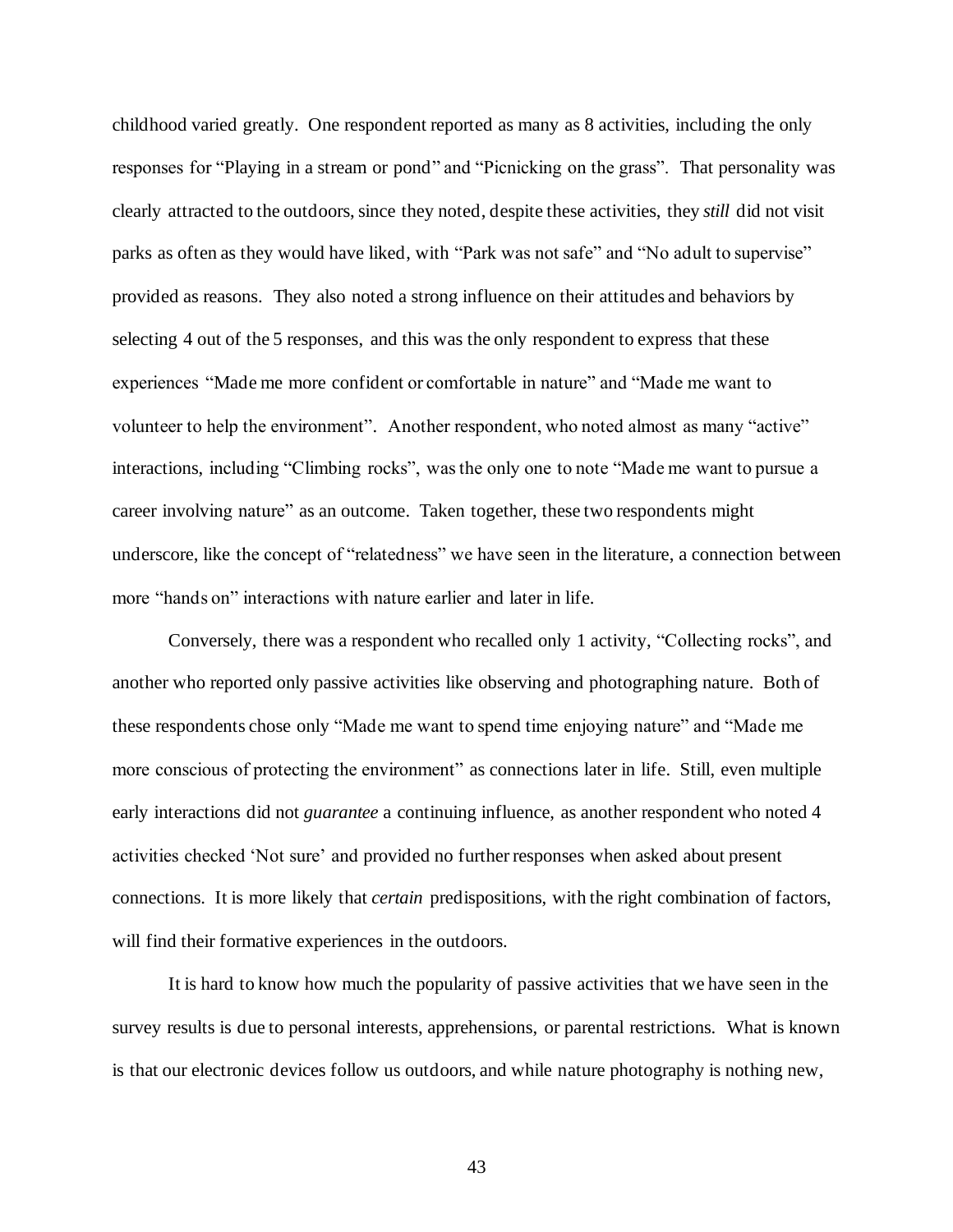childhood varied greatly. One respondent reported as many as 8 activities, including the only responses for "Playing in a stream or pond" and "Picnicking on the grass". That personality was clearly attracted to the outdoors, since they noted, despite these activities, they *still* did not visit parks as often as they would have liked, with "Park was not safe" and "No adult to supervise" provided as reasons. They also noted a strong influence on their attitudes and behaviors by selecting 4 out of the 5 responses, and this was the only respondent to express that these experiences "Made me more confident or comfortable in nature" and "Made me want to volunteer to help the environment". Another respondent, who noted almost as many "active" interactions, including "Climbing rocks", was the only one to note "Made me want to pursue a career involving nature" as an outcome. Taken together, these two respondents might underscore, like the concept of "relatedness" we have seen in the literature, a connection between more "hands on" interactions with nature earlier and later in life.

Conversely, there was a respondent who recalled only 1 activity, "Collecting rocks", and another who reported only passive activities like observing and photographing nature. Both of these respondents chose only "Made me want to spend time enjoying nature" and "Made me more conscious of protecting the environment" as connections later in life. Still, even multiple early interactions did not *guarantee* a continuing influence, as another respondent who noted 4 activities checked 'Not sure' and provided no further responses when asked about present connections. It is more likely that *certain* predispositions, with the right combination of factors, will find their formative experiences in the outdoors.

It is hard to know how much the popularity of passive activities that we have seen in the survey results is due to personal interests, apprehensions, or parental restrictions. What is known is that our electronic devices follow us outdoors, and while nature photography is nothing new,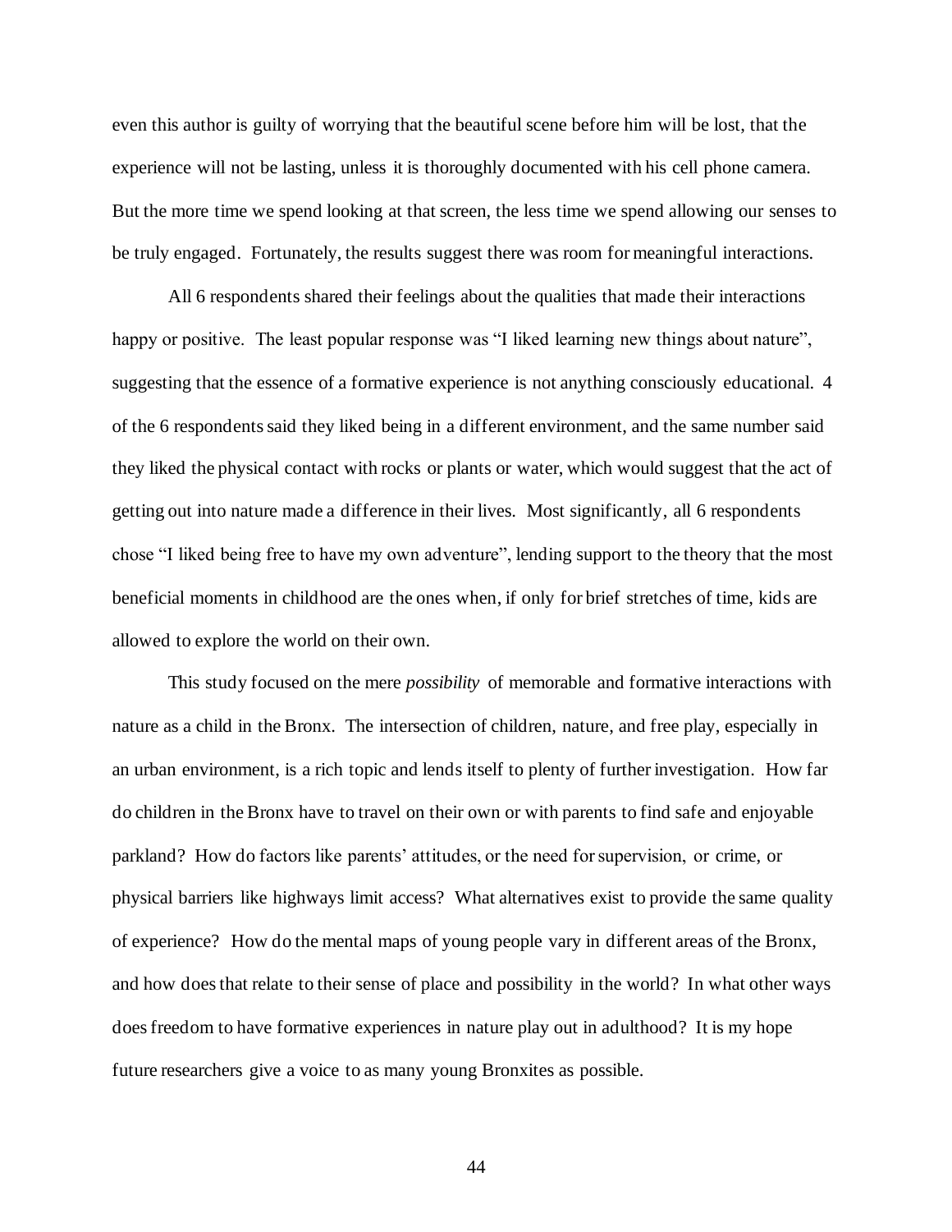even this author is guilty of worrying that the beautiful scene before him will be lost, that the experience will not be lasting, unless it is thoroughly documented with his cell phone camera. But the more time we spend looking at that screen, the less time we spend allowing our senses to be truly engaged. Fortunately, the results suggest there was room for meaningful interactions.

All 6 respondents shared their feelings about the qualities that made their interactions happy or positive. The least popular response was "I liked learning new things about nature", suggesting that the essence of a formative experience is not anything consciously educational. 4 of the 6 respondents said they liked being in a different environment, and the same number said they liked the physical contact with rocks or plants or water, which would suggest that the act of getting out into nature made a difference in their lives. Most significantly, all 6 respondents chose "I liked being free to have my own adventure", lending support to the theory that the most beneficial moments in childhood are the ones when, if only for brief stretches of time, kids are allowed to explore the world on their own.

This study focused on the mere *possibility* of memorable and formative interactions with nature as a child in the Bronx. The intersection of children, nature, and free play, especially in an urban environment, is a rich topic and lends itself to plenty of further investigation. How far do children in the Bronx have to travel on their own or with parents to find safe and enjoyable parkland? How do factors like parents' attitudes, or the need for supervision, or crime, or physical barriers like highways limit access? What alternatives exist to provide the same quality of experience? How do the mental maps of young people vary in different areas of the Bronx, and how does that relate to their sense of place and possibility in the world? In what other ways does freedom to have formative experiences in nature play out in adulthood? It is my hope future researchers give a voice to as many young Bronxites as possible.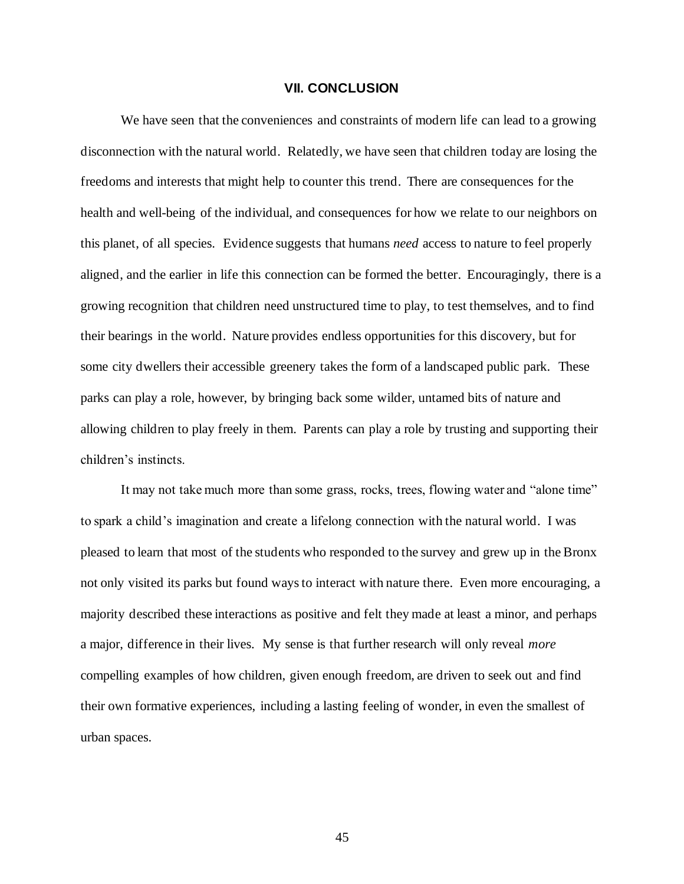## VII. CONCLUSION

We have seen that the conveniences and constraints of modern life can lead to a growing disconnection with the natural world. Relatedly, we have seen that children today are losing the freedoms and interests that might help to counter this trend. There are consequences for the health and well-being of the individual, and consequences for how we relate to our neighbors on this planet, of all species. Evidence suggests that humans *need* access to nature to feel properly aligned, and the earlier in life this connection can be formed the better. Encouragingly, there is a growing recognition that children need unstructured time to play, to test themselves, and to find their bearings in the world. Nature provides endless opportunities for this discovery, but for some city dwellers their accessible greenery takes the form of a landscaped public park. These parks can play a role, however, by bringing back some wilder, untamed bits of nature and allowing children to play freely in them. Parents can play a role by trusting and supporting their children's instincts.

It may not take much more than some grass, rocks, trees, flowing water and "alone time" to spark a child's imagination and create a lifelong connection with the natural world. I was pleased to learn that most of the students who responded to the survey and grew up in the Bronx not only visited its parks but found ways to interact with nature there. Even more encouraging, a majority described these interactions as positive and felt they made at least a minor, and perhaps a major, difference in their lives. My sense is that further research will only reveal *more* compelling examples of how children, given enough freedom, are driven to seek out and find their own formative experiences, including a lasting feeling of wonder, in even the smallest of urban spaces.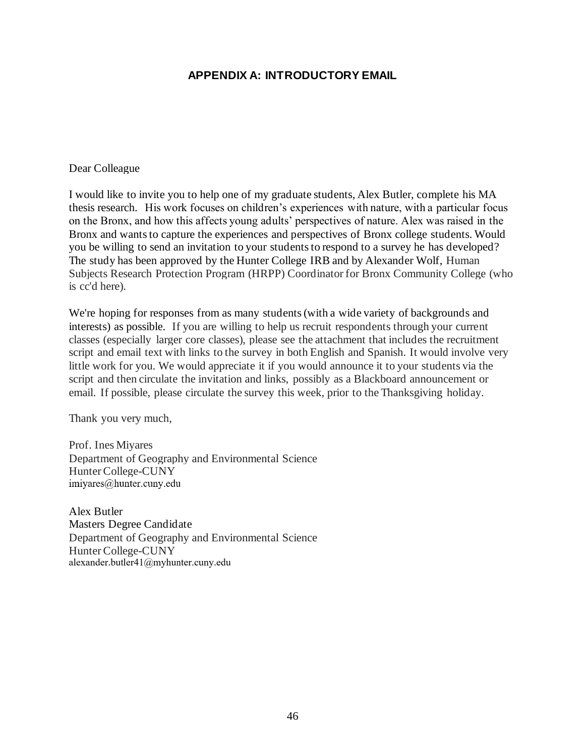## APPENDIX A: INTRODUCTORY EMAIL

Dear Colleague

I would like to invite you to help one of my graduate students, Alex Butler, complete his MA thesis research. His work focuses on children's experiences with nature, with a particular focus on the Bronx, and how this affects young adults' perspectives of nature. Alex was raised in the Bronx and wants to capture the experiences and perspectives of Bronx college students. Would you be willing to send an invitation to your students to respond to a survey he has developed? The study has been approved by the Hunter College IRB and by Alexander Wolf, Human Subjects Research Protection Program (HRPP) Coordinator for Bronx Community College (who is cc'd here).

We're hoping for responses from as many students (with a wide variety of backgrounds and interests) as possible. If you are willing to help us recruit respondents through your current classes (especially larger core classes), please see the attachment that includes the recruitment script and email text with links to the survey in both English and Spanish. It would involve very little work for you. We would appreciate it if you would announce it to your students via the script and then circulate the invitation and links, possibly as a Blackboard announcement or email. If possible, please circulate the survey this week, prior to the Thanksgiving holiday.

Thank you very much,

Prof. Ines Miyares
Department of Geography and Environmental Science
Hunter College-CUNY
imiyares@hunter.cuny.edu

Alex Butler
Masters Degree Candidate
Department of Geography and Environmental Science
Hunter College-CUNY
alexander.butler41@myhunter.cuny.edu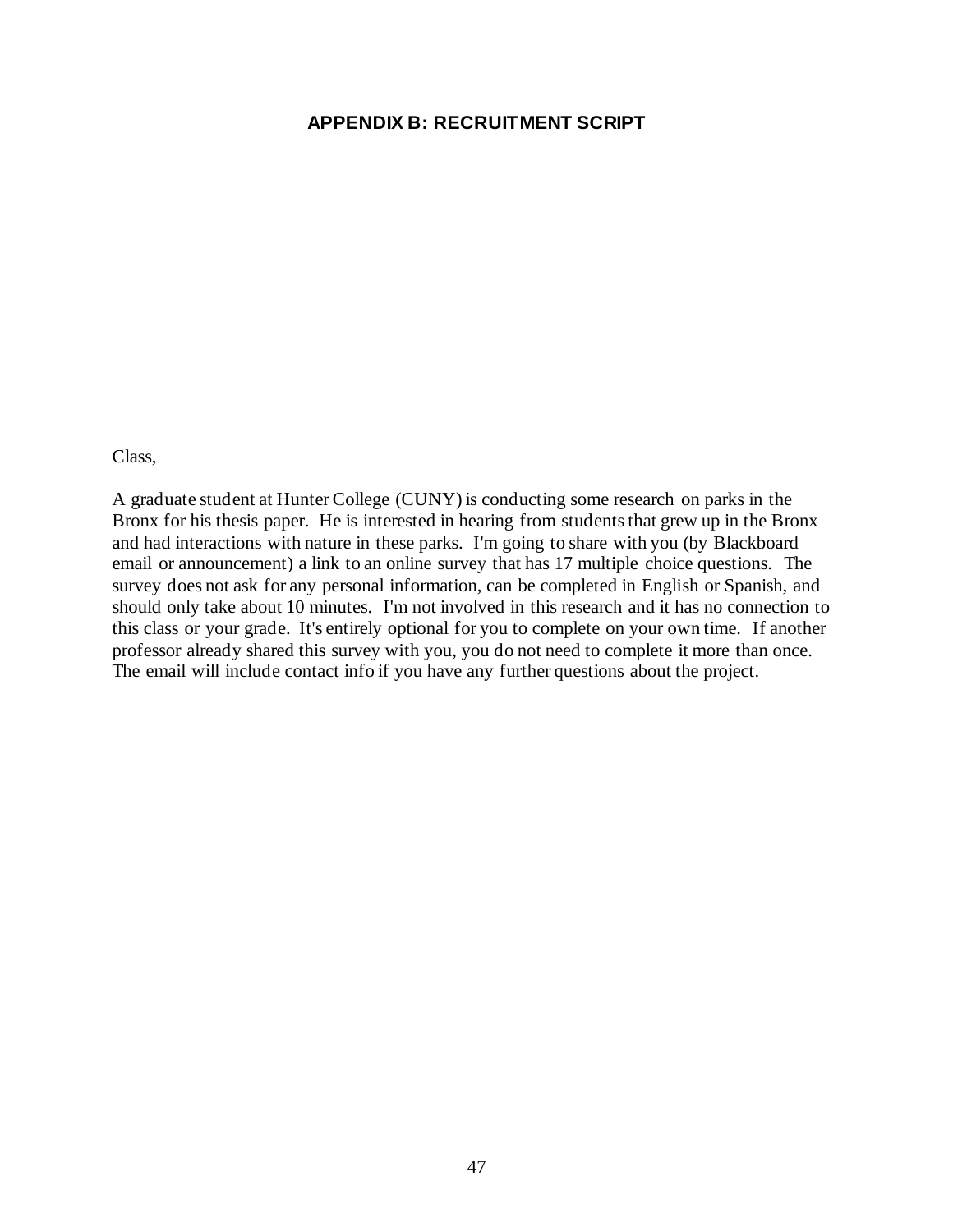## APPENDIX B: RECRUITMENT SCRIPT

Class,

A graduate student at Hunter College (CUNY) is conducting some research on parks in the Bronx for his thesis paper. He is interested in hearing from students that grew up in the Bronx and had interactions with nature in these parks. I'm going to share with you (by Blackboard email or announcement) a link to an online survey that has 17 multiple choice questions. The survey does not ask for any personal information, can be completed in English or Spanish, and should only take about 10 minutes. I'm not involved in this research and it has no connection to this class or your grade. It's entirely optional for you to complete on your own time. If another professor already shared this survey with you, you do not need to complete it more than once. The email will include contact info if you have any further questions about the project.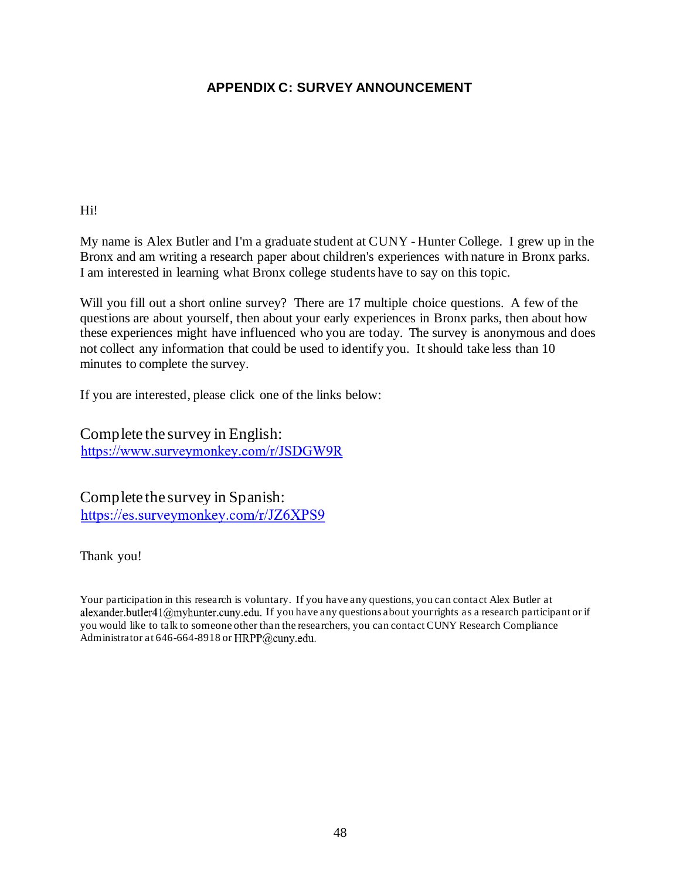## APPENDIX C: SURVEY ANNOUNCEMENT

Hi!

My name is Alex Butler and I'm a graduate student at CUNY - Hunter College. I grew up in the Bronx and am writing a research paper about children's experiences with nature in Bronx parks. I am interested in learning what Bronx college students have to say on this topic.

Will you fill out a short online survey? There are 17 multiple choice questions. A few of the questions are about yourself, then about your early experiences in Bronx parks, then about how these experiences might have influenced who you are today. The survey is anonymous and does not collect any information that could be used to identify you. It should take less than 10 minutes to complete the survey.

If you are interested, please click one of the links below:

Complete the survey in English:
https://www.surveymonkey.com/r/JSDGW9R

Complete the survey in Spanish:
https://es.surveymonkey.com/r/JZ6XPS9

Thank you!

Your participation in this research is voluntary. If you have any questions, you can contact Alex Butler at alexander.butler41@myhunter.cuny.edu. If you have any questions about your rights as a research participant or if you would like to talk to someone other than the researchers, you can contact CUNY Research Compliance Administrator at 646-664-8918 or HRPP@cuny.edu.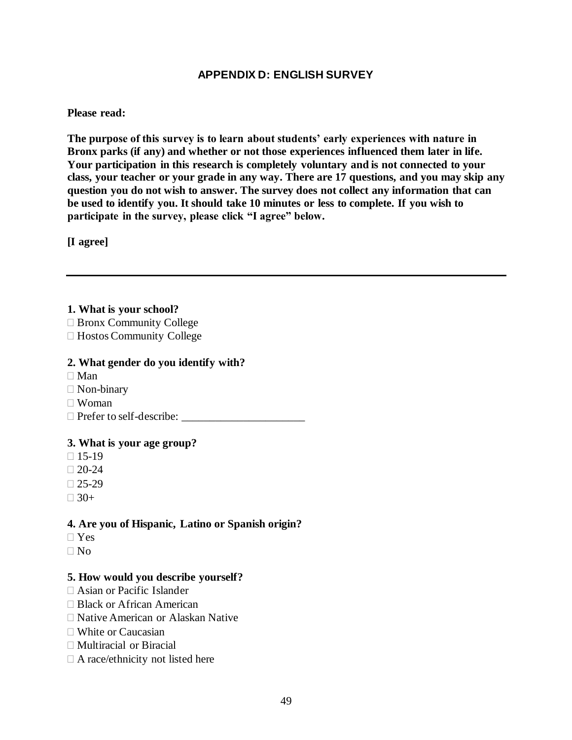## APPENDIX D: ENGLISH SURVEY

**Please read:**

**The purpose of this survey is to learn about students' early experiences with nature in Bronx parks (if any) and whether or not those experiences influenced them later in life. Your participation in this research is completely voluntary and is not connected to your class, your teacher or your grade in any way. There are 17 questions, and you may skip any question you do not wish to answer. The survey does not collect any information that can be used to identify you. It should take 10 minutes or less to complete. If you wish to participate in the survey, please click "I agree" below.**

**[I agree]**

---

**1. What is your school?**

- ☐ Bronx Community College
- ☐ Hostos Community College

**2. What gender do you identify with?**

- ☐ Man
- ☐ Non-binary
- ☐ Woman
- ☐ Prefer to self-describe: ______________________

**3. What is your age group?**

- ☐ 15-19
- ☐ 20-24
- ☐ 25-29
- ☐ 30+

**4. Are you of Hispanic, Latino or Spanish origin?**

- ☐ Yes
- ☐ No

**5. How would you describe yourself?**

- ☐ Asian or Pacific Islander
- ☐ Black or African American
- ☐ Native American or Alaskan Native
- ☐ White or Caucasian
- ☐ Multiracial or Biracial
- ☐ A race/ethnicity not listed here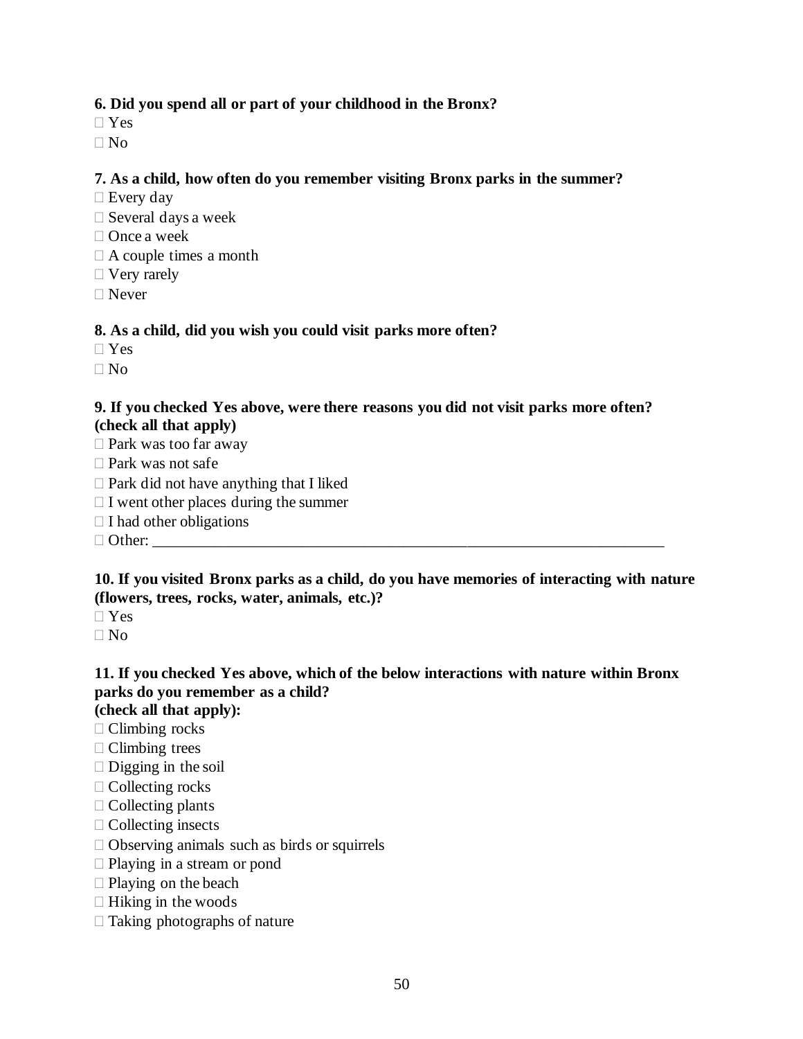**6. Did you spend all or part of your childhood in the Bronx?**

☐ Yes
☐ No

**7. As a child, how often do you remember visiting Bronx parks in the summer?**

☐ Every day
☐ Several days a week
☐ Once a week
☐ A couple times a month
☐ Very rarely
☐ Never

**8. As a child, did you wish you could visit parks more often?**

☐ Yes
☐ No

**9. If you checked Yes above, were there reasons you did not visit parks more often? (check all that apply)**

☐ Park was too far away
☐ Park was not safe
☐ Park did not have anything that I liked
☐ I went other places during the summer
☐ I had other obligations
☐ Other: ___________________________________________________________________

**10. If you visited Bronx parks as a child, do you have memories of interacting with nature (flowers, trees, rocks, water, animals, etc.)?**

☐ Yes
☐ No

**11. If you checked Yes above, which of the below interactions with nature within Bronx parks do you remember as a child?**
**(check all that apply):**

☐ Climbing rocks
☐ Climbing trees
☐ Digging in the soil
☐ Collecting rocks
☐ Collecting plants
☐ Collecting insects
☐ Observing animals such as birds or squirrels
☐ Playing in a stream or pond
☐ Playing on the beach
☐ Hiking in the woods
☐ Taking photographs of nature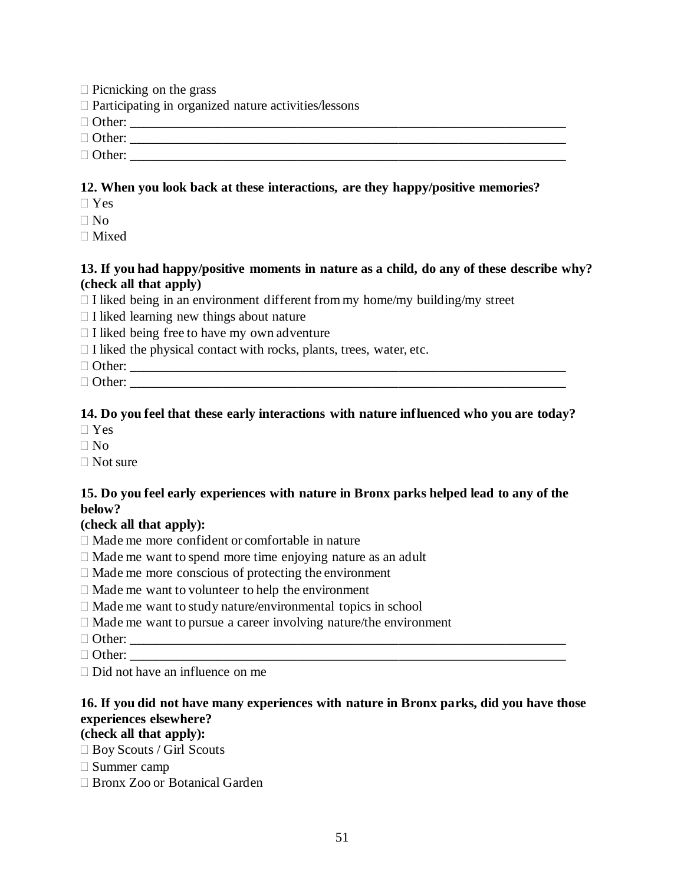□ Picnicking on the grass
□ Participating in organized nature activities/lessons
□ Other: ___________________________________________________________________
□ Other: ___________________________________________________________________
□ Other: ___________________________________________________________________

**12. When you look back at these interactions, are they happy/positive memories?**

□ Yes
□ No
□ Mixed

**13. If you had happy/positive moments in nature as a child, do any of these describe why? (check all that apply)**

□ I liked being in an environment different from my home/my building/my street
□ I liked learning new things about nature
□ I liked being free to have my own adventure
□ I liked the physical contact with rocks, plants, trees, water, etc.
□ Other: ___________________________________________________________________
□ Other: ___________________________________________________________________

**14. Do you feel that these early interactions with nature influenced who you are today?**

□ Yes
□ No
□ Not sure

**15. Do you feel early experiences with nature in Bronx parks helped lead to any of the below?**
**(check all that apply):**

□ Made me more confident or comfortable in nature
□ Made me want to spend more time enjoying nature as an adult
□ Made me more conscious of protecting the environment
□ Made me want to volunteer to help the environment
□ Made me want to study nature/environmental topics in school
□ Made me want to pursue a career involving nature/the environment
□ Other: ___________________________________________________________________
□ Other: ___________________________________________________________________
□ Did not have an influence on me

**16. If you did not have many experiences with nature in Bronx parks, did you have those experiences elsewhere?**
**(check all that apply):**

□ Boy Scouts / Girl Scouts
□ Summer camp
□ Bronx Zoo or Botanical Garden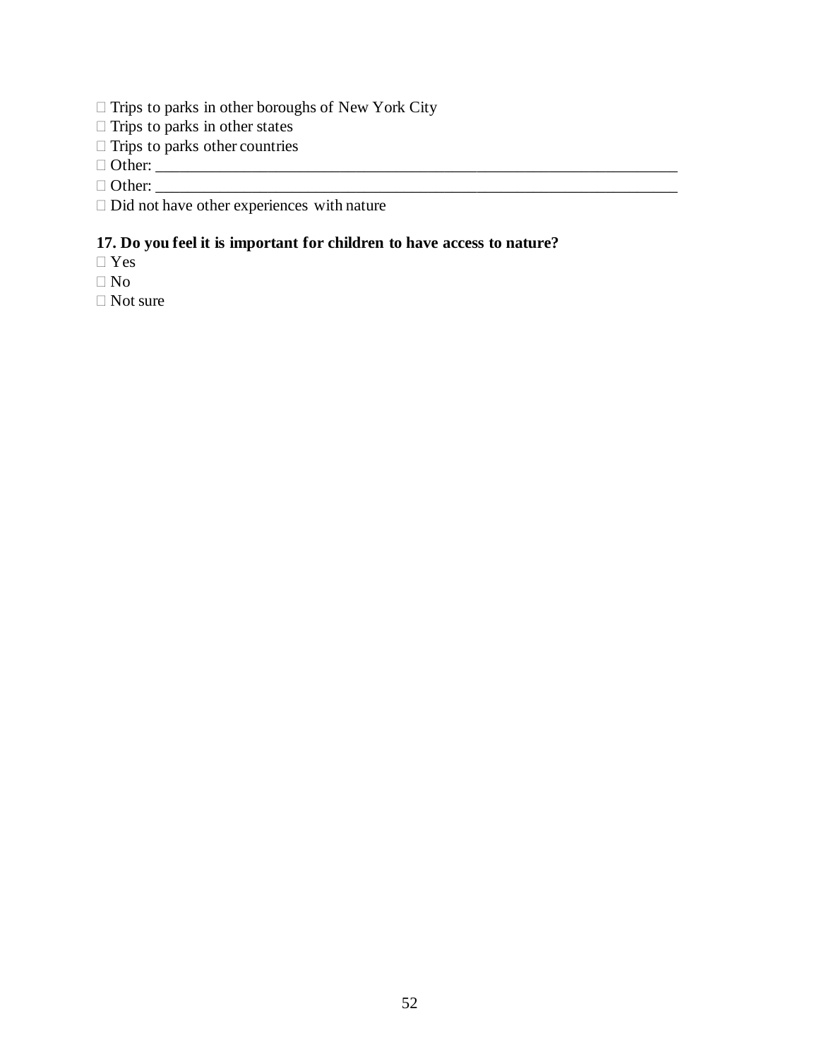□ Trips to parks in other boroughs of New York City
□ Trips to parks in other states
□ Trips to parks other countries
□ Other: ____________________________________________________________________
□ Other: ____________________________________________________________________
□ Did not have other experiences with nature

**17. Do you feel it is important for children to have access to nature?**

□ Yes
□ No
□ Not sure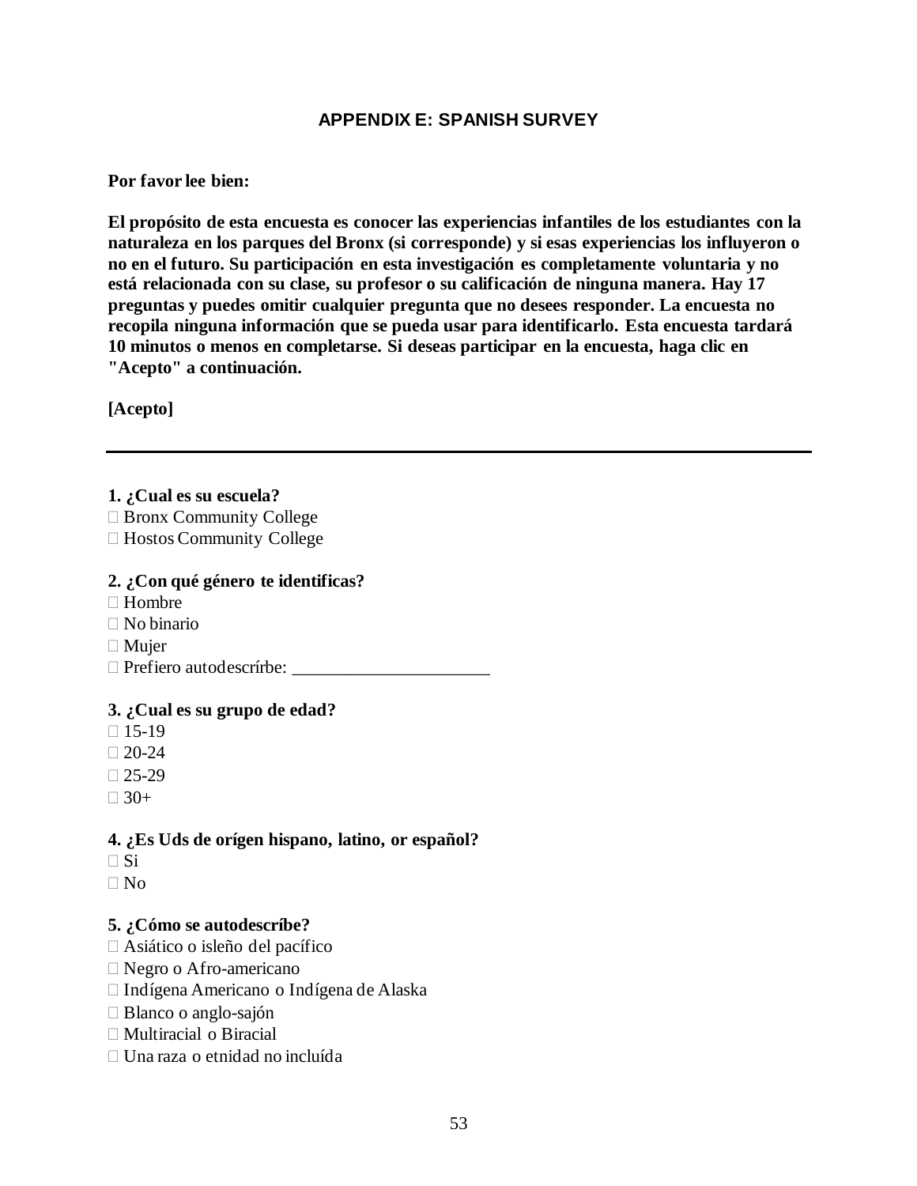## APPENDIX E: SPANISH SURVEY

**Por favor lee bien:**

**El propósito de esta encuesta es conocer las experiencias infantiles de los estudiantes con la naturaleza en los parques del Bronx (si corresponde) y si esas experiencias los influyeron o no en el futuro. Su participación en esta investigación es completamente voluntaria y no está relacionada con su clase, su profesor o su calificación de ninguna manera. Hay 17 preguntas y puedes omitir cualquier pregunta que no desees responder. La encuesta no recopila ninguna información que se pueda usar para identificarlo. Esta encuesta tardará 10 minutos o menos en completarse. Si deseas participar en la encuesta, haga clic en "Acepto" a continuación.**

**[Acepto]**

---

**1. ¿Cual es su escuela?**

- ☐ Bronx Community College
- ☐ Hostos Community College

**2. ¿Con qué género te identificas?**

- ☐ Hombre
- ☐ No binario
- ☐ Mujer
- ☐ Prefiero autodescrírbe: ______________________

**3. ¿Cual es su grupo de edad?**

- ☐ 15-19
- ☐ 20-24
- ☐ 25-29
- ☐ 30+

**4. ¿Es Uds de orígen hispano, latino, or español?**

- ☐ Si
- ☐ No

**5. ¿Cómo se autodescríbe?**

- ☐ Asiático o isleño del pacífico
- ☐ Negro o Afro-americano
- ☐ Indígena Americano o Indígena de Alaska
- ☐ Blanco o anglo-sajón
- ☐ Multiracial o Biracial
- ☐ Una raza o etnidad no incluída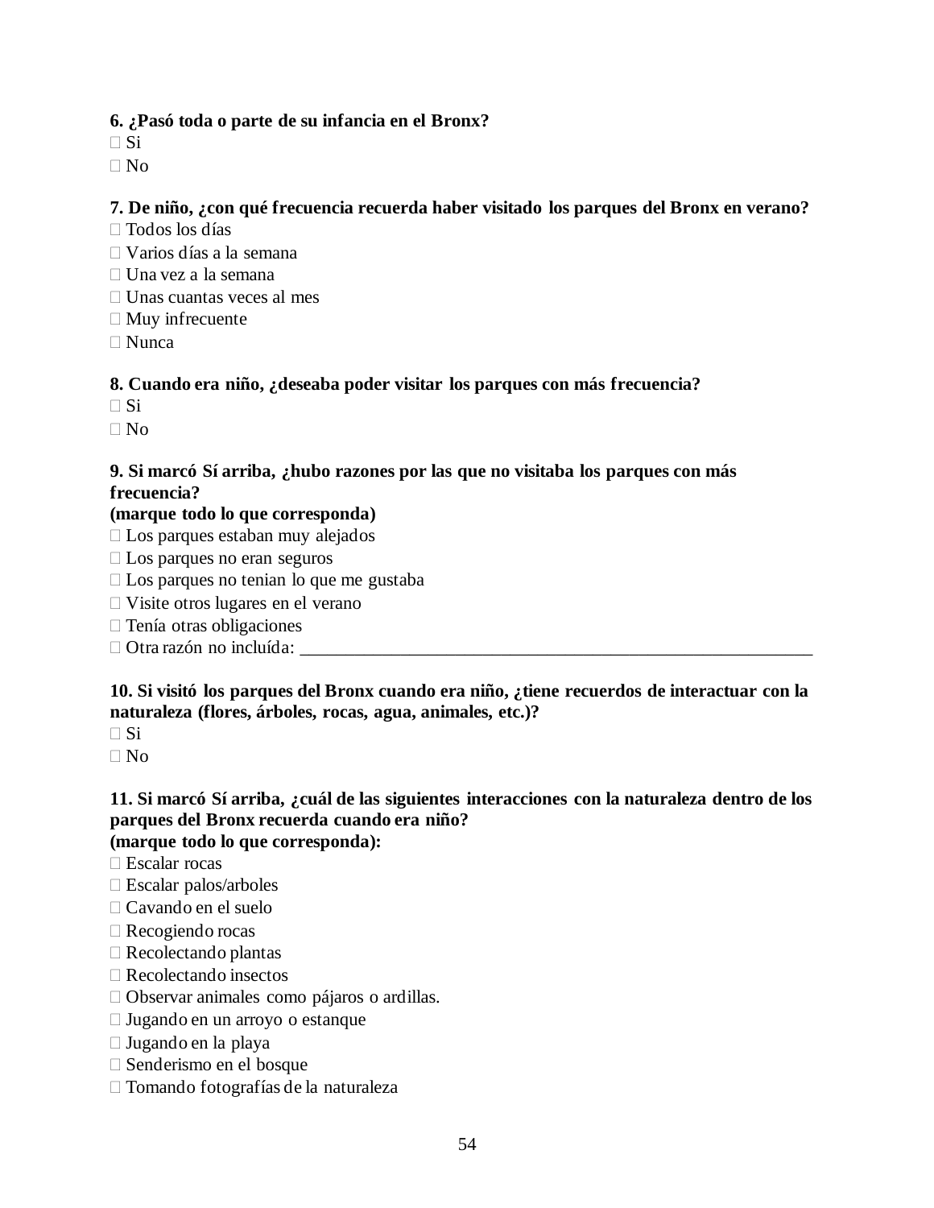**6. ¿Pasó toda o parte de su infancia en el Bronx?**

- Si
- No

**7. De niño, ¿con qué frecuencia recuerda haber visitado los parques del Bronx en verano?**

- Todos los días
- Varios días a la semana
- Una vez a la semana
- Unas cuantas veces al mes
- Muy infrecuente
- Nunca

**8. Cuando era niño, ¿deseaba poder visitar los parques con más frecuencia?**

- Si
- No

**9. Si marcó Sí arriba, ¿hubo razones por las que no visitaba los parques con más frecuencia?**
**(marque todo lo que corresponda)**

- Los parques estaban muy alejados
- Los parques no eran seguros
- Los parques no tenian lo que me gustaba
- Visite otros lugares en el verano
- Tenía otras obligaciones
- Otra razón no incluída: ____________________________________________________________

**10. Si visitó los parques del Bronx cuando era niño, ¿tiene recuerdos de interactuar con la naturaleza (flores, árboles, rocas, agua, animales, etc.)?**

- Si
- No

**11. Si marcó Sí arriba, ¿cuál de las siguientes interacciones con la naturaleza dentro de los parques del Bronx recuerda cuando era niño?**
**(marque todo lo que corresponda):**

- Escalar rocas
- Escalar palos/arboles
- Cavando en el suelo
- Recogiendo rocas
- Recolectando plantas
- Recolectando insectos
- Observar animales como pájaros o ardillas.
- Jugando en un arroyo o estanque
- Jugando en la playa
- Senderismo en el bosque
- Tomando fotografías de la naturaleza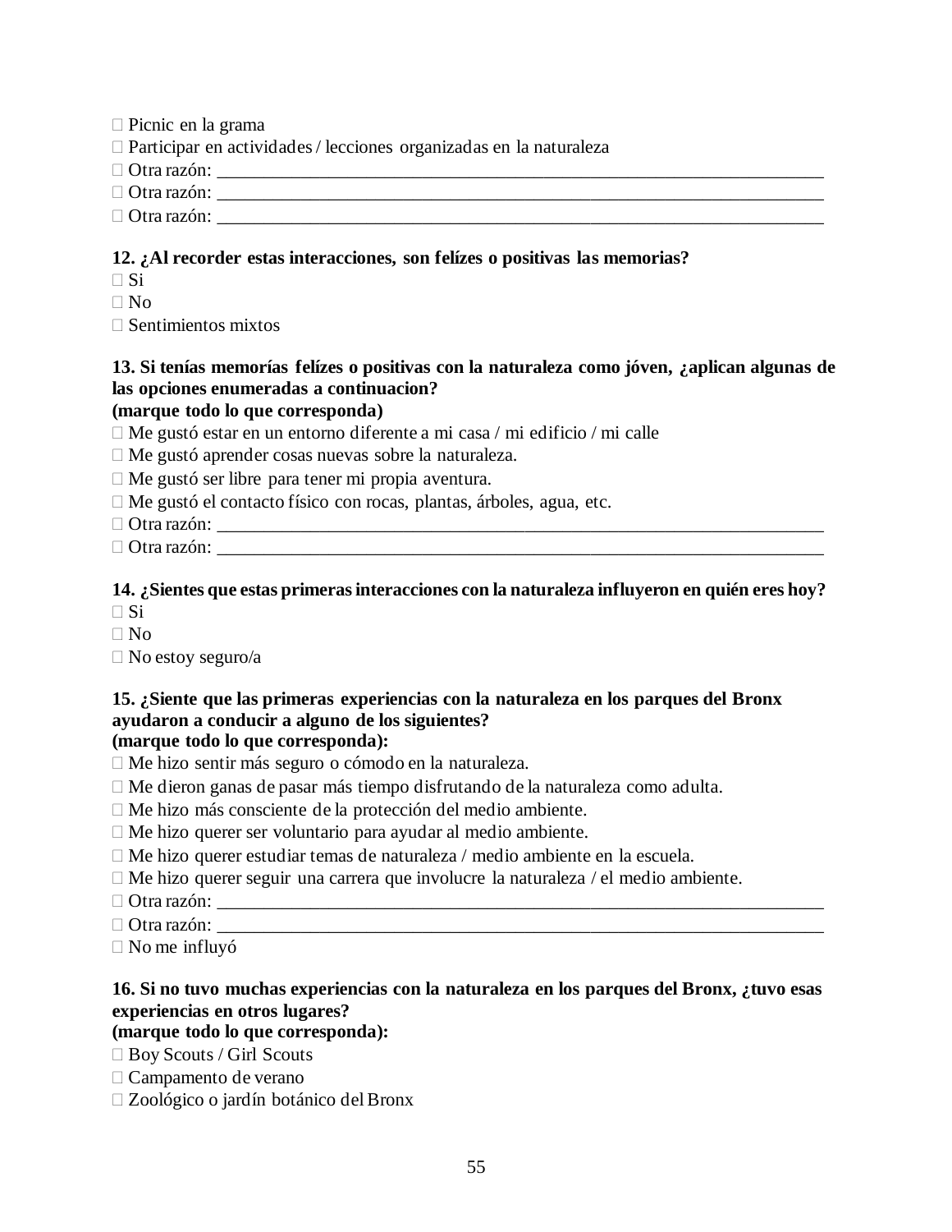Picnic en la grama
 Participar en actividades / lecciones organizadas en la naturaleza
 Otra razón: ________________________________________________________________________
 Otra razón: ________________________________________________________________________
 Otra razón: ________________________________________________________________________

**12. ¿Al recorder estas interacciones, son felízes o positivas las memorias?**
 Si
 No
 Sentimientos mixtos

**13. Si tenías memorías felízes o positivas con la naturaleza como jóven, ¿aplican algunas de las opciones enumeradas a continuacion?**
**(marque todo lo que corresponda)**
 Me gustó estar en un entorno diferente a mi casa / mi edificio / mi calle
 Me gustó aprender cosas nuevas sobre la naturaleza.
 Me gustó ser libre para tener mi propia aventura.
 Me gustó el contacto físico con rocas, plantas, árboles, agua, etc.
 Otra razón: ________________________________________________________________________
 Otra razón: ________________________________________________________________________

**14. ¿Sientes que estas primeras interacciones con la naturaleza influyeron en quién eres hoy?**
 Si
 No
 No estoy seguro/a

**15. ¿Siente que las primeras experiencias con la naturaleza en los parques del Bronx ayudaron a conducir a alguno de los siguientes?**
**(marque todo lo que corresponda):**
 Me hizo sentir más seguro o cómodo en la naturaleza.
 Me dieron ganas de pasar más tiempo disfrutando de la naturaleza como adulta.
 Me hizo más consciente de la protección del medio ambiente.
 Me hizo querer ser voluntario para ayudar al medio ambiente.
 Me hizo querer estudiar temas de naturaleza / medio ambiente en la escuela.
 Me hizo querer seguir una carrera que involucre la naturaleza / el medio ambiente.
 Otra razón: ________________________________________________________________________
 Otra razón: ________________________________________________________________________
 No me influyó

**16. Si no tuvo muchas experiencias con la naturaleza en los parques del Bronx, ¿tuvo esas experiencias en otros lugares?**
**(marque todo lo que corresponda):**
 Boy Scouts / Girl Scouts
 Campamento de verano
 Zoológico o jardín botánico del Bronx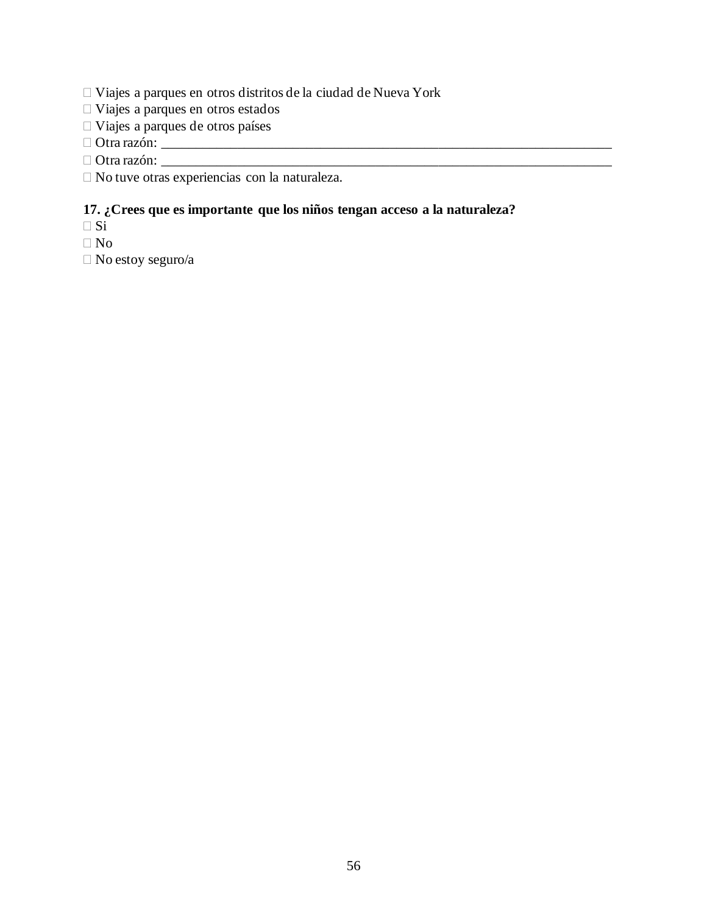Viajes a parques en otros distritos de la ciudad de Nueva York
 Viajes a parques en otros estados
 Viajes a parques de otros países
 Otra razón: ______________________________________________________________________
 Otra razón: ______________________________________________________________________
 No tuve otras experiencias con la naturaleza.

**17. ¿Crees que es importante que los niños tengan acceso a la naturaleza?**
 Si
 No
 No estoy seguro/a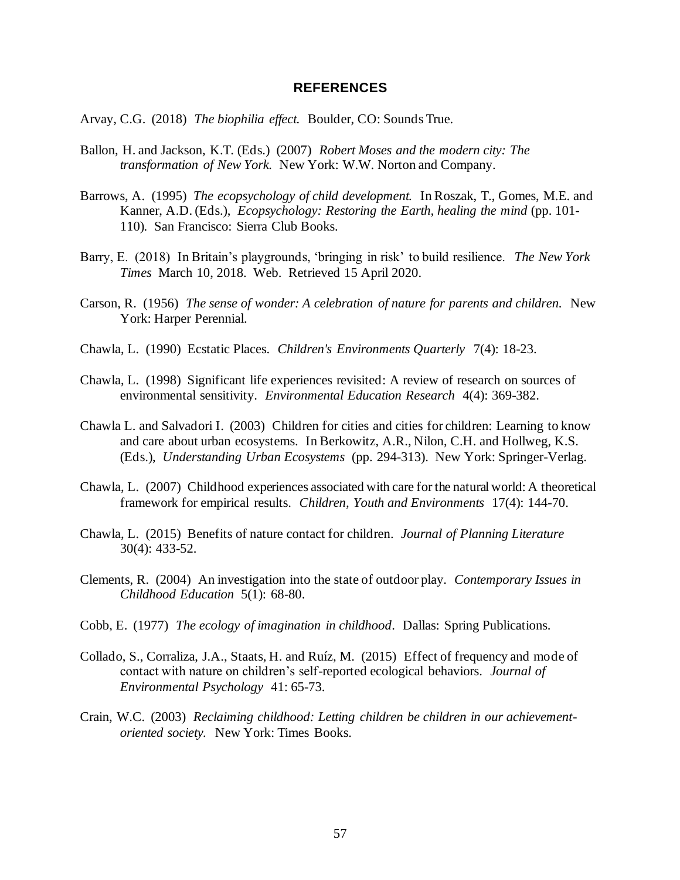## REFERENCES

Arvay, C.G. (2018) *The biophilia effect.* Boulder, CO: Sounds True.

Ballon, H. and Jackson, K.T. (Eds.) (2007) *Robert Moses and the modern city: The transformation of New York.* New York: W.W. Norton and Company.

Barrows, A. (1995) *The ecopsychology of child development.* In Roszak, T., Gomes, M.E. and Kanner, A.D. (Eds.), *Ecopsychology: Restoring the Earth, healing the mind* (pp. 101-110). San Francisco: Sierra Club Books.

Barry, E. (2018) In Britain's playgrounds, 'bringing in risk' to build resilience. *The New York Times* March 10, 2018. Web. Retrieved 15 April 2020.

Carson, R. (1956) *The sense of wonder: A celebration of nature for parents and children.* New York: Harper Perennial.

Chawla, L. (1990) Ecstatic Places. *Children's Environments Quarterly* 7(4): 18-23.

Chawla, L. (1998) Significant life experiences revisited: A review of research on sources of environmental sensitivity. *Environmental Education Research* 4(4): 369-382.

Chawla L. and Salvadori I. (2003) Children for cities and cities for children: Learning to know and care about urban ecosystems. In Berkowitz, A.R., Nilon, C.H. and Hollweg, K.S. (Eds.), *Understanding Urban Ecosystems* (pp. 294-313). New York: Springer-Verlag.

Chawla, L. (2007) Childhood experiences associated with care for the natural world: A theoretical framework for empirical results. *Children, Youth and Environments* 17(4): 144-70.

Chawla, L. (2015) Benefits of nature contact for children. *Journal of Planning Literature* 30(4): 433-52.

Clements, R. (2004) An investigation into the state of outdoor play. *Contemporary Issues in Childhood Education* 5(1): 68-80.

Cobb, E. (1977) *The ecology of imagination in childhood*. Dallas: Spring Publications.

Collado, S., Corraliza, J.A., Staats, H. and Ruíz, M. (2015) Effect of frequency and mode of contact with nature on children's self-reported ecological behaviors. *Journal of Environmental Psychology* 41: 65-73.

Crain, W.C. (2003) *Reclaiming childhood: Letting children be children in our achievement-oriented society.* New York: Times Books.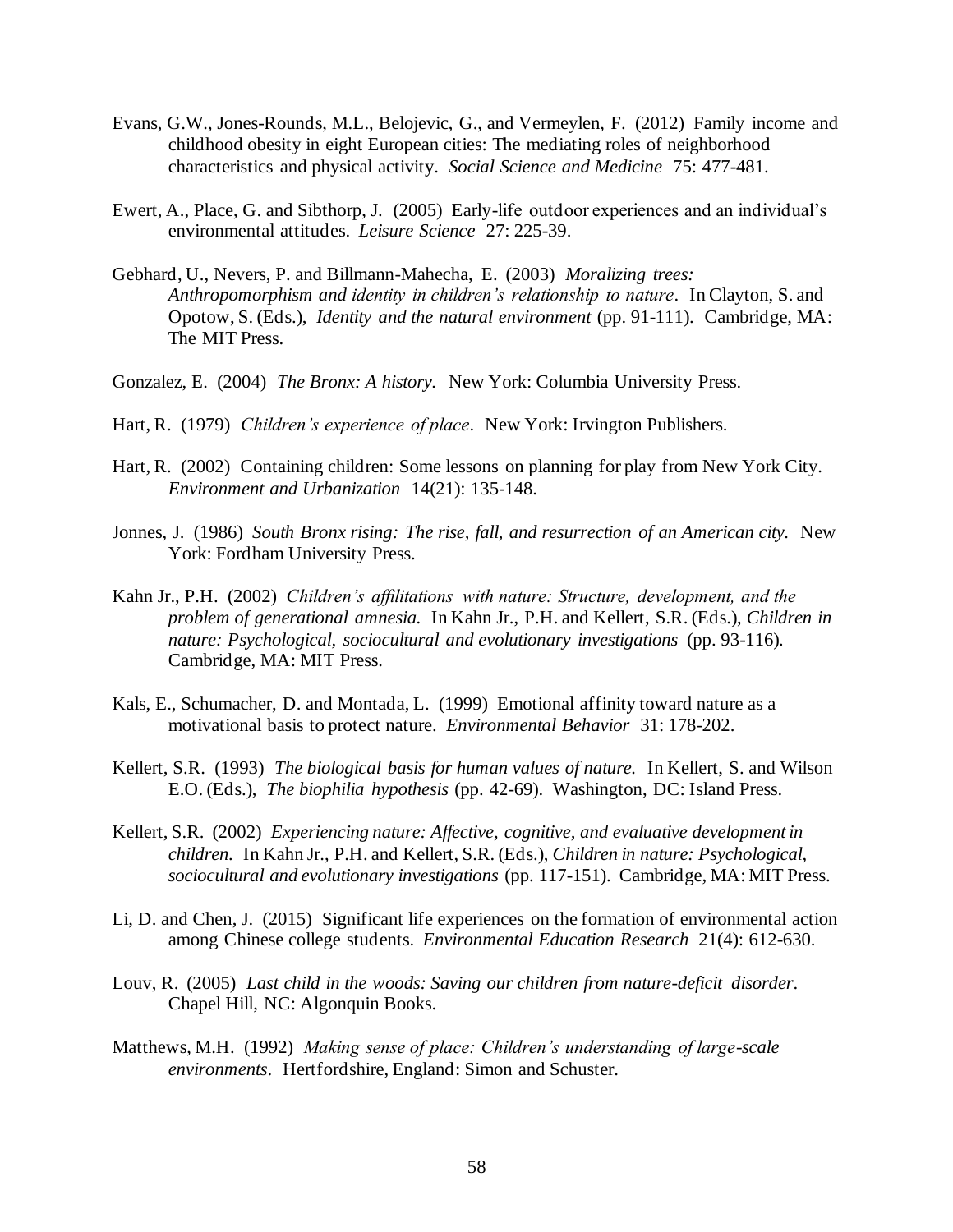Evans, G.W., Jones-Rounds, M.L., Belojevic, G., and Vermeylen, F. (2012) Family income and childhood obesity in eight European cities: The mediating roles of neighborhood characteristics and physical activity. *Social Science and Medicine* 75: 477-481.

Ewert, A., Place, G. and Sibthorp, J. (2005) Early-life outdoor experiences and an individual's environmental attitudes. *Leisure Science* 27: 225-39.

Gebhard, U., Nevers, P. and Billmann-Mahecha, E. (2003) *Moralizing trees: Anthropomorphism and identity in children's relationship to nature*. In Clayton, S. and Opotow, S. (Eds.), *Identity and the natural environment* (pp. 91-111). Cambridge, MA: The MIT Press.

Gonzalez, E. (2004) *The Bronx: A history.* New York: Columbia University Press.

Hart, R. (1979) *Children's experience of place*. New York: Irvington Publishers.

Hart, R. (2002) Containing children: Some lessons on planning for play from New York City. *Environment and Urbanization* 14(21): 135-148.

Jonnes, J. (1986) *South Bronx rising: The rise, fall, and resurrection of an American city.* New York: Fordham University Press.

Kahn Jr., P.H. (2002) *Children's affilitations with nature: Structure, development, and the problem of generational amnesia.* In Kahn Jr., P.H. and Kellert, S.R. (Eds.), *Children in nature: Psychological, sociocultural and evolutionary investigations* (pp. 93-116). Cambridge, MA: MIT Press.

Kals, E., Schumacher, D. and Montada, L. (1999) Emotional affinity toward nature as a motivational basis to protect nature. *Environmental Behavior* 31: 178-202.

Kellert, S.R. (1993) *The biological basis for human values of nature.* In Kellert, S. and Wilson E.O. (Eds.), *The biophilia hypothesis* (pp. 42-69). Washington, DC: Island Press.

Kellert, S.R. (2002) *Experiencing nature: Affective, cognitive, and evaluative development in children.* In Kahn Jr., P.H. and Kellert, S.R. (Eds.), *Children in nature: Psychological, sociocultural and evolutionary investigations* (pp. 117-151). Cambridge, MA: MIT Press.

Li, D. and Chen, J. (2015) Significant life experiences on the formation of environmental action among Chinese college students. *Environmental Education Research* 21(4): 612-630.

Louv, R. (2005) *Last child in the woods: Saving our children from nature-deficit disorder.* Chapel Hill, NC: Algonquin Books.

Matthews, M.H. (1992) *Making sense of place: Children's understanding of large-scale environments.* Hertfordshire, England: Simon and Schuster.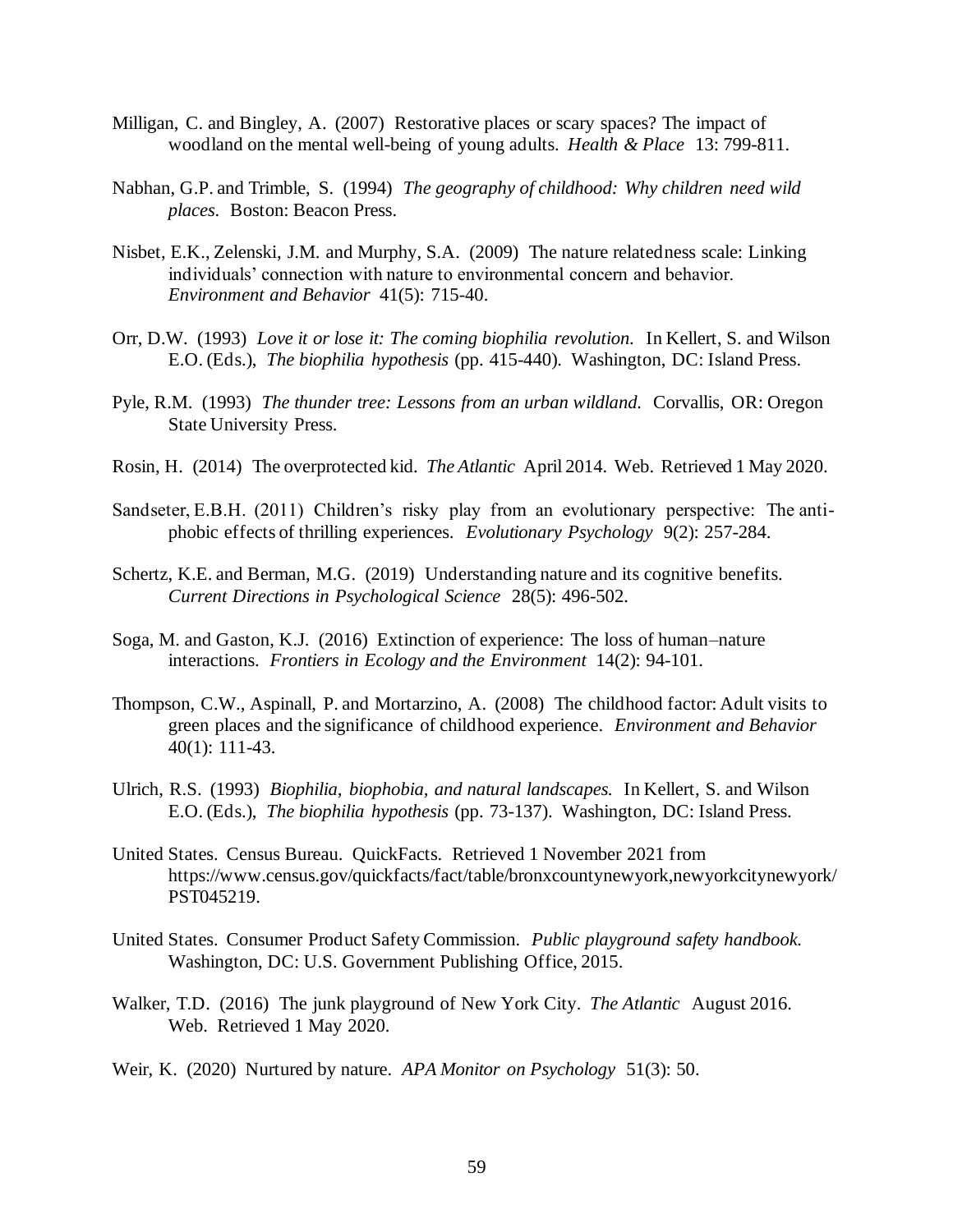Milligan, C. and Bingley, A. (2007) Restorative places or scary spaces? The impact of woodland on the mental well-being of young adults. *Health & Place* 13: 799-811.

Nabhan, G.P. and Trimble, S. (1994) *The geography of childhood: Why children need wild places.* Boston: Beacon Press.

Nisbet, E.K., Zelenski, J.M. and Murphy, S.A. (2009) The nature relatedness scale: Linking individuals' connection with nature to environmental concern and behavior. *Environment and Behavior* 41(5): 715-40.

Orr, D.W. (1993) *Love it or lose it: The coming biophilia revolution.* In Kellert, S. and Wilson E.O. (Eds.), *The biophilia hypothesis* (pp. 415-440). Washington, DC: Island Press.

Pyle, R.M. (1993) *The thunder tree: Lessons from an urban wildland.* Corvallis, OR: Oregon State University Press.

Rosin, H. (2014) The overprotected kid. *The Atlantic* April 2014. Web. Retrieved 1 May 2020.

Sandseter, E.B.H. (2011) Children's risky play from an evolutionary perspective: The anti-phobic effects of thrilling experiences. *Evolutionary Psychology* 9(2): 257-284.

Schertz, K.E. and Berman, M.G. (2019) Understanding nature and its cognitive benefits. *Current Directions in Psychological Science* 28(5): 496-502.

Soga, M. and Gaston, K.J. (2016) Extinction of experience: The loss of human–nature interactions. *Frontiers in Ecology and the Environment* 14(2): 94-101.

Thompson, C.W., Aspinall, P. and Mortarzino, A. (2008) The childhood factor: Adult visits to green places and the significance of childhood experience. *Environment and Behavior* 40(1): 111-43.

Ulrich, R.S. (1993) *Biophilia, biophobia, and natural landscapes.* In Kellert, S. and Wilson E.O. (Eds.), *The biophilia hypothesis* (pp. 73-137). Washington, DC: Island Press.

United States. Census Bureau. QuickFacts. Retrieved 1 November 2021 from https://www.census.gov/quickfacts/fact/table/bronxcountynewyork,newyorkcitynewyork/PST045219.

United States. Consumer Product Safety Commission. *Public playground safety handbook.* Washington, DC: U.S. Government Publishing Office, 2015.

Walker, T.D. (2016) The junk playground of New York City. *The Atlantic* August 2016. Web. Retrieved 1 May 2020.

Weir, K. (2020) Nurtured by nature. *APA Monitor on Psychology* 51(3): 50.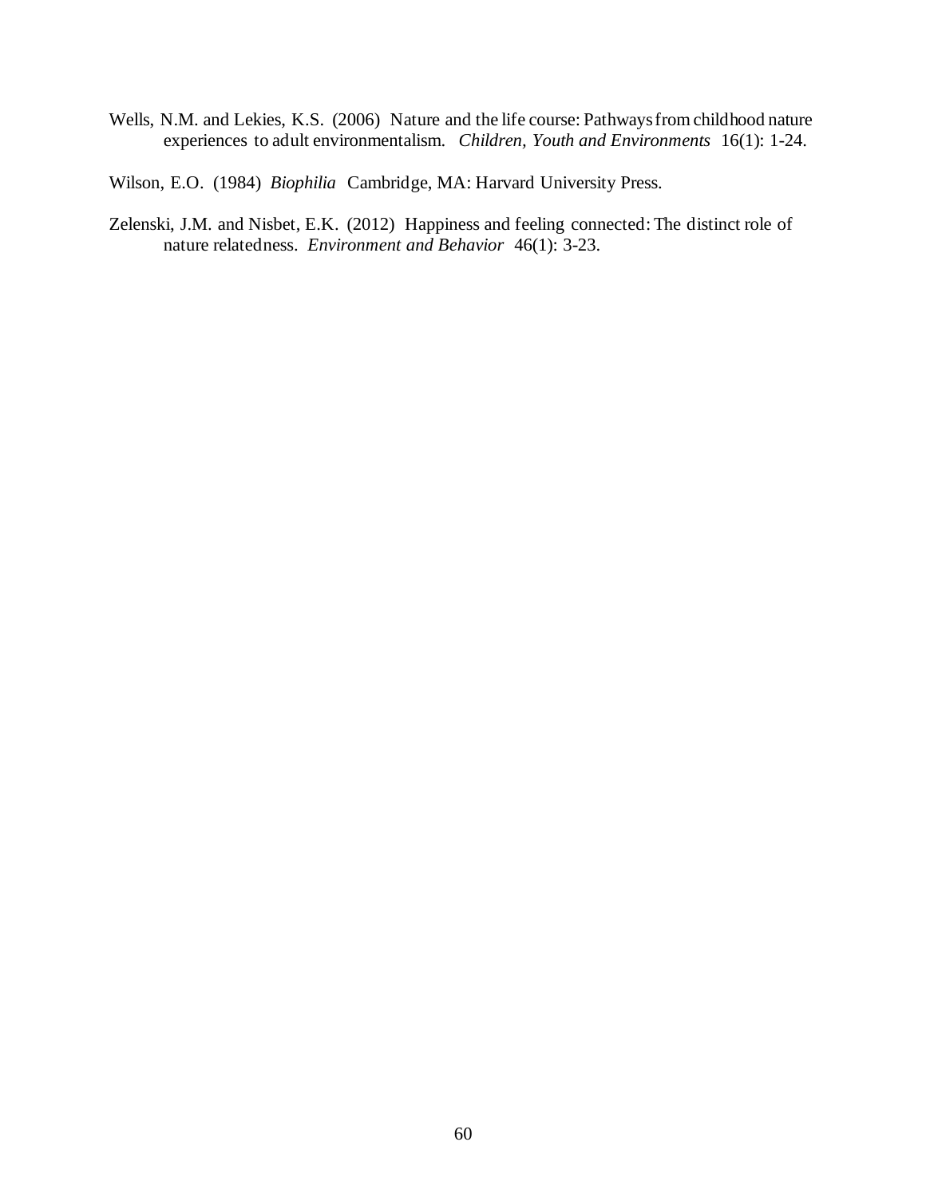Wells, N.M. and Lekies, K.S. (2006) Nature and the life course: Pathways from childhood nature experiences to adult environmentalism. *Children, Youth and Environments* 16(1): 1-24.

Wilson, E.O. (1984) *Biophilia* Cambridge, MA: Harvard University Press.

Zelenski, J.M. and Nisbet, E.K. (2012) Happiness and feeling connected: The distinct role of nature relatedness. *Environment and Behavior* 46(1): 3-23.